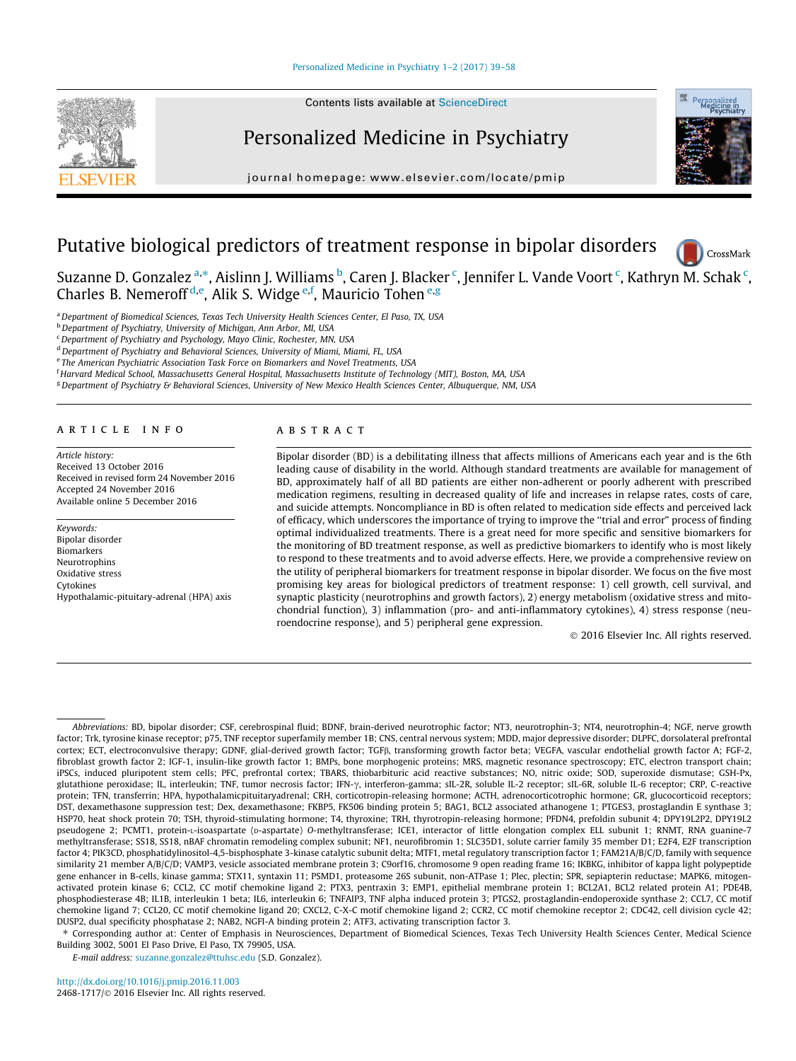Contents lists available at ScienceDirect

# Personalized Medicine in Psychiatry

journal homepage: www.elsevier.com/locate/pmip

# Putative biological predictors of treatment response in bipolar disorders

Suzanne D. Gonzalez [a,*], Aislinn J. Williams [b], Caren J. Blacker [c], Jennifer L. Vande Voort [c], Kathryn M. Schak [c], Charles B. Nemeroff [d,e], Alik S. Widge [e,f], Mauricio Tohen [e,g]

[a] Department of Biomedical Sciences, Texas Tech University Health Sciences Center, El Paso, TX, USA
[b] Department of Psychiatry, University of Michigan, Ann Arbor, MI, USA
[c] Department of Psychiatry and Psychology, Mayo Clinic, Rochester, MN, USA
[d] Department of Psychiatry and Behavioral Sciences, University of Miami, Miami, FL, USA
[e] The American Psychiatric Association Task Force on Biomarkers and Novel Treatments, USA
[f] Harvard Medical School, Massachusetts General Hospital, Massachusetts Institute of Technology (MIT), Boston, MA, USA
[g] Department of Psychiatry & Behavioral Sciences, University of New Mexico Health Sciences Center, Albuquerque, NM, USA

## ARTICLE INFO

*Article history:*
Received 13 October 2016
Received in revised form 24 November 2016
Accepted 24 November 2016
Available online 5 December 2016

*Keywords:*
Bipolar disorder
Biomarkers
Neurotrophins
Oxidative stress
Cytokines
Hypothalamic-pituitary-adrenal (HPA) axis

## ABSTRACT

Bipolar disorder (BD) is a debilitating illness that affects millions of Americans each year and is the 6th leading cause of disability in the world. Although standard treatments are available for management of BD, approximately half of all BD patients are either non-adherent or poorly adherent with prescribed medication regimens, resulting in decreased quality of life and increases in relapse rates, costs of care, and suicide attempts. Noncompliance in BD is often related to medication side effects and perceived lack of efficacy, which underscores the importance of trying to improve the "trial and error" process of finding optimal individualized treatments. There is a great need for more specific and sensitive biomarkers for the monitoring of BD treatment response, as well as predictive biomarkers to identify who is most likely to respond to these treatments and to avoid adverse effects. Here, we provide a comprehensive review on the utility of peripheral biomarkers for treatment response in bipolar disorder. We focus on the five most promising key areas for biological predictors of treatment response: 1) cell growth, cell survival, and synaptic plasticity (neurotrophins and growth factors), 2) energy metabolism (oxidative stress and mitochondrial function), 3) inflammation (pro- and anti-inflammatory cytokines), 4) stress response (neuroendocrine response), and 5) peripheral gene expression.

© 2016 Elsevier Inc. All rights reserved.

*Abbreviations:* BD, bipolar disorder; CSF, cerebrospinal fluid; BDNF, brain-derived neurotrophic factor; NT3, neurotrophin-3; NT4, neurotrophin-4; NGF, nerve growth factor; Trk, tyrosine kinase receptor; p75, TNF receptor superfamily member 1B; CNS, central nervous system; MDD, major depressive disorder; DLPFC, dorsolateral prefrontal cortex; ECT, electroconvulsive therapy; GDNF, glial-derived growth factor; TGFβ, transforming growth factor beta; VEGFA, vascular endothelial growth factor A; FGF-2, fibroblast growth factor 2; IGF-1, insulin-like growth factor 1; BMPs, bone morphogenic proteins; MRS, magnetic resonance spectroscopy; ETC, electron transport chain; iPSCs, induced pluripotent stem cells; PFC, prefrontal cortex; TBARS, thiobarbituric acid reactive substances; NO, nitric oxide; SOD, superoxide dismutase; GSH-Px, glutathione peroxidase; IL, interleukin; TNF, tumor necrosis factor; IFN-γ, interferon-gamma; sIL-2R, soluble IL-2 receptor; sIL-6R, soluble IL-6 receptor; CRP, C-reactive protein; TFN, transferrin; HPA, hypothalamicpituitaryadrenal; CRH, corticotropin-releasing hormone; ACTH, adrenocorticotrophic hormone; GR, glucocorticoid receptors; DST, dexamethasone suppression test; Dex, dexamethasone; FKBP5, FK506 binding protein 5; BAG1, BCL2 associated athanogene 1; PTGES3, prostaglandin E synthase 3; HSP70, heat shock protein 70; TSH, thyroid-stimulating hormone; T4, thyroxine; TRH, thyrotropin-releasing hormone; PFDN4, prefoldin subunit 4; DPY19L2P2, DPY19L2 pseudogene 2; PCMT1, protein-L-isoaspartate (D-aspartate) *O*-methyltransferase; ICE1, interactor of little elongation complex ELL subunit 1; RNMT, RNA guanine-7 methyltransferase; SS18, SS18, nBAF chromatin remodeling complex subunit; NF1, neurofibromin 1; SLC35D1, solute carrier family 35 member D1; E2F4, E2F transcription factor 4; PIK3CD, phosphatidylinositol-4,5-bisphosphate 3-kinase catalytic subunit delta; MTF1, metal regulatory transcription factor 1; FAM21A/B/C/D, family with sequence similarity 21 member A/B/C/D; VAMP3, vesicle associated membrane protein 3; C9orf16, chromosome 9 open reading frame 16; IKBKG, inhibitor of kappa light polypeptide gene enhancer in B-cells, kinase gamma; STX11, syntaxin 11; PSMD1, proteasome 26S subunit, non-ATPase 1; Plec, plectin; SPR, sepiapterin reductase; MAPK6, mitogen-activated protein kinase 6; CCL2, CC motif chemokine ligand 2; PTX3, pentraxin 3; EMP1, epithelial membrane protein 1; BCL2A1, BCL2 related protein A1; PDE4B, phosphodiesterase 4B; IL1B, interleukin 1 beta; IL6, interleukin 6; TNFAIP3, TNF alpha induced protein 3; PTGS2, prostaglandin-endoperoxide synthase 2; CCL7, CC motif chemokine ligand 7; CCL20, CC motif chemokine ligand 20; CXCL2, C-X-C motif chemokine ligand 2; CCR2, CC motif chemokine receptor 2; CDC42, cell division cycle 42; DUSP2, dual specificity phosphatase 2; NAB2, NGFI-A binding protein 2; ATF3, activating transcription factor 3.

\* Corresponding author at: Center of Emphasis in Neurosciences, Department of Biomedical Sciences, Texas Tech University Health Sciences Center, Medical Science Building 3002, 5001 El Paso Drive, El Paso, TX 79905, USA.

*E-mail address:* suzanne.gonzalez@ttuhsc.edu (S.D. Gonzalez).

http://dx.doi.org/10.1016/j.pmip.2016.11.003
2468-1717/© 2016 Elsevier Inc. All rights reserved.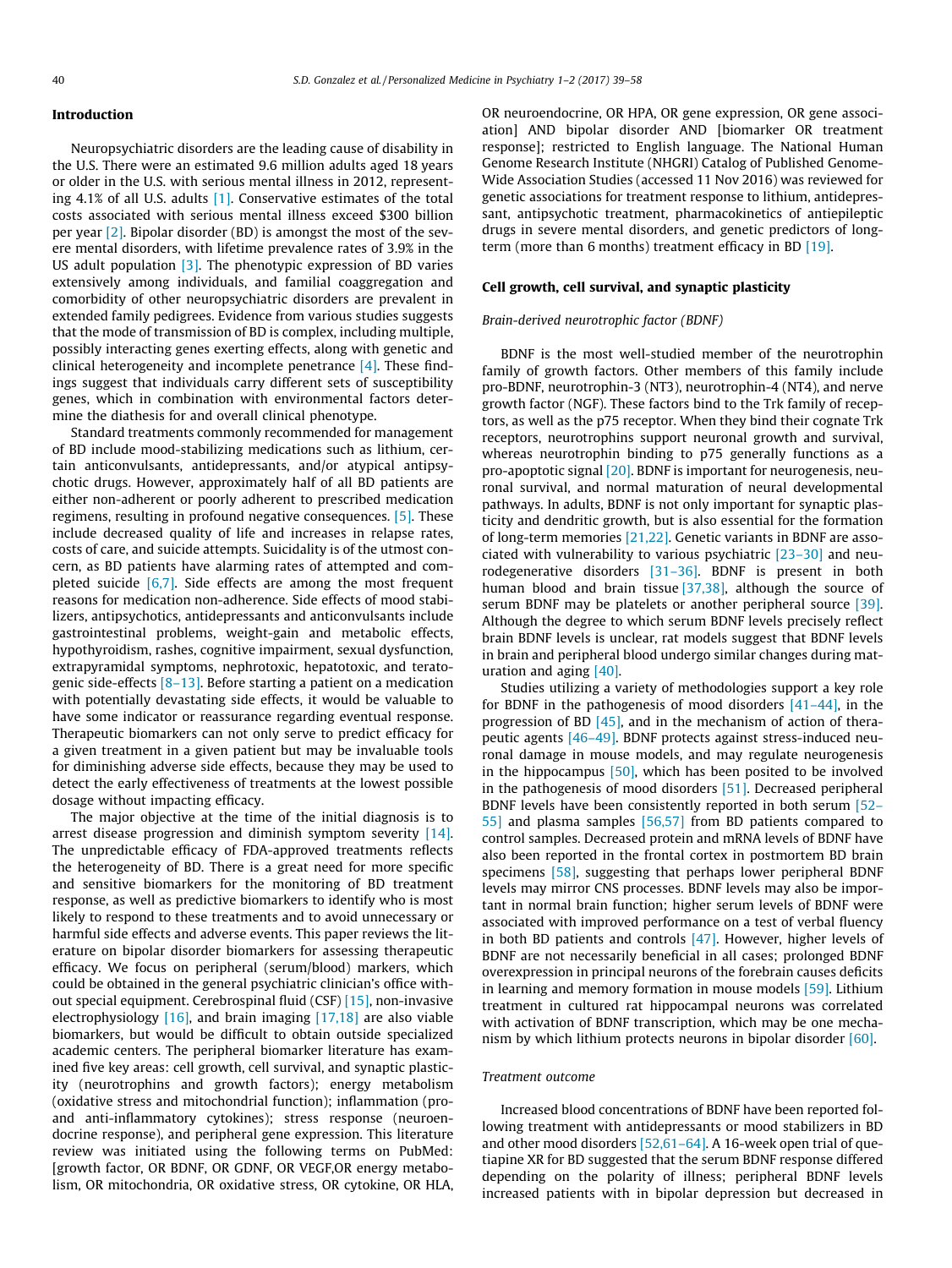## Introduction

Neuropsychiatric disorders are the leading cause of disability in the U.S. There were an estimated 9.6 million adults aged 18 years or older in the U.S. with serious mental illness in 2012, representing 4.1% of all U.S. adults [1]. Conservative estimates of the total costs associated with serious mental illness exceed $300 billion per year [2]. Bipolar disorder (BD) is amongst the most of the severe mental disorders, with lifetime prevalence rates of 3.9% in the US adult population [3]. The phenotypic expression of BD varies extensively among individuals, and familial coaggregation and comorbidity of other neuropsychiatric disorders are prevalent in extended family pedigrees. Evidence from various studies suggests that the mode of transmission of BD is complex, including multiple, possibly interacting genes exerting effects, along with genetic and clinical heterogeneity and incomplete penetrance [4]. These findings suggest that individuals carry different sets of susceptibility genes, which in combination with environmental factors determine the diathesis for and overall clinical phenotype.

Standard treatments commonly recommended for management of BD include mood-stabilizing medications such as lithium, certain anticonvulsants, antidepressants, and/or atypical antipsychotic drugs. However, approximately half of all BD patients are either non-adherent or poorly adherent to prescribed medication regimens, resulting in profound negative consequences. [5]. These include decreased quality of life and increases in relapse rates, costs of care, and suicide attempts. Suicidality is of the utmost concern, as BD patients have alarming rates of attempted and completed suicide [6,7]. Side effects are among the most frequent reasons for medication non-adherence. Side effects of mood stabilizers, antipsychotics, antidepressants and anticonvulsants include gastrointestinal problems, weight-gain and metabolic effects, hypothyroidism, rashes, cognitive impairment, sexual dysfunction, extrapyramidal symptoms, nephrotoxic, hepatotoxic, and teratogenic side-effects [8–13]. Before starting a patient on a medication with potentially devastating side effects, it would be valuable to have some indicator or reassurance regarding eventual response. Therapeutic biomarkers can not only serve to predict efficacy for a given treatment in a given patient but may be invaluable tools for diminishing adverse side effects, because they may be used to detect the early effectiveness of treatments at the lowest possible dosage without impacting efficacy.

The major objective at the time of the initial diagnosis is to arrest disease progression and diminish symptom severity [14]. The unpredictable efficacy of FDA-approved treatments reflects the heterogeneity of BD. There is a great need for more specific and sensitive biomarkers for the monitoring of BD treatment response, as well as predictive biomarkers to identify who is most likely to respond to these treatments and to avoid unnecessary or harmful side effects and adverse events. This paper reviews the literature on bipolar disorder biomarkers for assessing therapeutic efficacy. We focus on peripheral (serum/blood) markers, which could be obtained in the general psychiatric clinician's office without special equipment. Cerebrospinal fluid (CSF) [15], non-invasive electrophysiology [16], and brain imaging [17,18] are also viable biomarkers, but would be difficult to obtain outside specialized academic centers. The peripheral biomarker literature has examined five key areas: cell growth, cell survival, and synaptic plasticity (neurotrophins and growth factors); energy metabolism (oxidative stress and mitochondrial function); inflammation (pro- and anti-inflammatory cytokines); stress response (neuroendocrine response), and peripheral gene expression. This literature review was initiated using the following terms on PubMed: [growth factor, OR BDNF, OR GDNF, OR VEGF,OR energy metabolism, OR mitochondria, OR oxidative stress, OR cytokine, OR HLA, OR neuroendocrine, OR HPA, OR gene expression, OR gene association] AND bipolar disorder AND [biomarker OR treatment response]; restricted to English language. The National Human Genome Research Institute (NHGRI) Catalog of Published Genome-Wide Association Studies (accessed 11 Nov 2016) was reviewed for genetic associations for treatment response to lithium, antidepressant, antipsychotic treatment, pharmacokinetics of antiepileptic drugs in severe mental disorders, and genetic predictors of long-term (more than 6 months) treatment efficacy in BD [19].

## Cell growth, cell survival, and synaptic plasticity

### *Brain-derived neurotrophic factor (BDNF)*

BDNF is the most well-studied member of the neurotrophin family of growth factors. Other members of this family include pro-BDNF, neurotrophin-3 (NT3), neurotrophin-4 (NT4), and nerve growth factor (NGF). These factors bind to the Trk family of receptors, as well as the p75 receptor. When they bind their cognate Trk receptors, neurotrophins support neuronal growth and survival, whereas neurotrophin binding to p75 generally functions as a pro-apoptotic signal [20]. BDNF is important for neurogenesis, neuronal survival, and normal maturation of neural developmental pathways. In adults, BDNF is not only important for synaptic plasticity and dendritic growth, but is also essential for the formation of long-term memories [21,22]. Genetic variants in BDNF are associated with vulnerability to various psychiatric [23–30] and neurodegenerative disorders [31–36]. BDNF is present in both human blood and brain tissue [37,38], although the source of serum BDNF may be platelets or another peripheral source [39]. Although the degree to which serum BDNF levels precisely reflect brain BDNF levels is unclear, rat models suggest that BDNF levels in brain and peripheral blood undergo similar changes during maturation and aging [40].

Studies utilizing a variety of methodologies support a key role for BDNF in the pathogenesis of mood disorders [41–44], in the progression of BD [45], and in the mechanism of action of therapeutic agents [46–49]. BDNF protects against stress-induced neuronal damage in mouse models, and may regulate neurogenesis in the hippocampus [50], which has been posited to be involved in the pathogenesis of mood disorders [51]. Decreased peripheral BDNF levels have been consistently reported in both serum [52–55] and plasma samples [56,57] from BD patients compared to control samples. Decreased protein and mRNA levels of BDNF have also been reported in the frontal cortex in postmortem BD brain specimens [58], suggesting that perhaps lower peripheral BDNF levels may mirror CNS processes. BDNF levels may also be important in normal brain function; higher serum levels of BDNF were associated with improved performance on a test of verbal fluency in both BD patients and controls [47]. However, higher levels of BDNF are not necessarily beneficial in all cases; prolonged BDNF overexpression in principal neurons of the forebrain causes deficits in learning and memory formation in mouse models [59]. Lithium treatment in cultured rat hippocampal neurons was correlated with activation of BDNF transcription, which may be one mechanism by which lithium protects neurons in bipolar disorder [60].

### *Treatment outcome*

Increased blood concentrations of BDNF have been reported following treatment with antidepressants or mood stabilizers in BD and other mood disorders [52,61–64]. A 16-week open trial of quetiapine XR for BD suggested that the serum BDNF response differed depending on the polarity of illness; peripheral BDNF levels increased patients with in bipolar depression but decreased in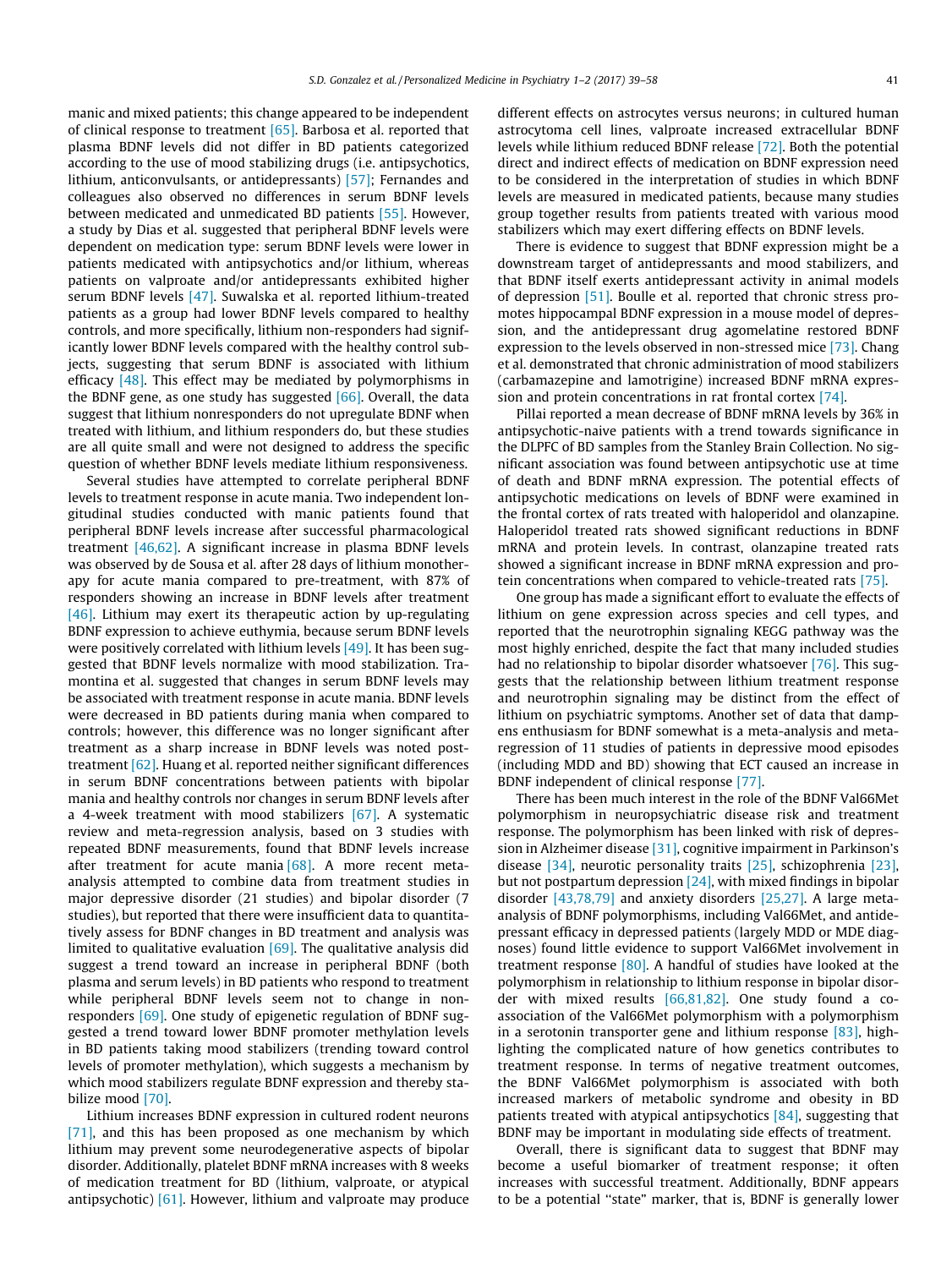manic and mixed patients; this change appeared to be independent of clinical response to treatment [65]. Barbosa et al. reported that plasma BDNF levels did not differ in BD patients categorized according to the use of mood stabilizing drugs (i.e. antipsychotics, lithium, anticonvulsants, or antidepressants) [57]; Fernandes and colleagues also observed no differences in serum BDNF levels between medicated and unmedicated BD patients [55]. However, a study by Dias et al. suggested that peripheral BDNF levels were dependent on medication type: serum BDNF levels were lower in patients medicated with antipsychotics and/or lithium, whereas patients on valproate and/or antidepressants exhibited higher serum BDNF levels [47]. Suwalska et al. reported lithium-treated patients as a group had lower BDNF levels compared to healthy controls, and more specifically, lithium non-responders had significantly lower BDNF levels compared with the healthy control subjects, suggesting that serum BDNF is associated with lithium efficacy [48]. This effect may be mediated by polymorphisms in the BDNF gene, as one study has suggested [66]. Overall, the data suggest that lithium nonresponders do not upregulate BDNF when treated with lithium, and lithium responders do, but these studies are all quite small and were not designed to address the specific question of whether BDNF levels mediate lithium responsiveness.

Several studies have attempted to correlate peripheral BDNF levels to treatment response in acute mania. Two independent longitudinal studies conducted with manic patients found that peripheral BDNF levels increase after successful pharmacological treatment [46,62]. A significant increase in plasma BDNF levels was observed by de Sousa et al. after 28 days of lithium monotherapy for acute mania compared to pre-treatment, with 87% of responders showing an increase in BDNF levels after treatment [46]. Lithium may exert its therapeutic action by up-regulating BDNF expression to achieve euthymia, because serum BDNF levels were positively correlated with lithium levels [49]. It has been suggested that BDNF levels normalize with mood stabilization. Tramontina et al. suggested that changes in serum BDNF levels may be associated with treatment response in acute mania. BDNF levels were decreased in BD patients during mania when compared to controls; however, this difference was no longer significant after treatment as a sharp increase in BDNF levels was noted post-treatment [62]. Huang et al. reported neither significant differences in serum BDNF concentrations between patients with bipolar mania and healthy controls nor changes in serum BDNF levels after a 4-week treatment with mood stabilizers [67]. A systematic review and meta-regression analysis, based on 3 studies with repeated BDNF measurements, found that BDNF levels increase after treatment for acute mania [68]. A more recent meta-analysis attempted to combine data from treatment studies in major depressive disorder (21 studies) and bipolar disorder (7 studies), but reported that there were insufficient data to quantitatively assess for BDNF changes in BD treatment and analysis was limited to qualitative evaluation [69]. The qualitative analysis did suggest a trend toward an increase in peripheral BDNF (both plasma and serum levels) in BD patients who respond to treatment while peripheral BDNF levels seem not to change in non-responders [69]. One study of epigenetic regulation of BDNF suggested a trend toward lower BDNF promoter methylation levels in BD patients taking mood stabilizers (trending toward control levels of promoter methylation), which suggests a mechanism by which mood stabilizers regulate BDNF expression and thereby stabilize mood [70].

Lithium increases BDNF expression in cultured rodent neurons [71], and this has been proposed as one mechanism by which lithium may prevent some neurodegenerative aspects of bipolar disorder. Additionally, platelet BDNF mRNA increases with 8 weeks of medication treatment for BD (lithium, valproate, or atypical antipsychotic) [61]. However, lithium and valproate may produce different effects on astrocytes versus neurons; in cultured human astrocytoma cell lines, valproate increased extracellular BDNF levels while lithium reduced BDNF release [72]. Both the potential direct and indirect effects of medication on BDNF expression need to be considered in the interpretation of studies in which BDNF levels are measured in medicated patients, because many studies group together results from patients treated with various mood stabilizers which may exert differing effects on BDNF levels.

There is evidence to suggest that BDNF expression might be a downstream target of antidepressants and mood stabilizers, and that BDNF itself exerts antidepressant activity in animal models of depression [51]. Boulle et al. reported that chronic stress promotes hippocampal BDNF expression in a mouse model of depression, and the antidepressant drug agomelatine restored BDNF expression to the levels observed in non-stressed mice [73]. Chang et al. demonstrated that chronic administration of mood stabilizers (carbamazepine and lamotrigine) increased BDNF mRNA expression and protein concentrations in rat frontal cortex [74].

Pillai reported a mean decrease of BDNF mRNA levels by 36% in antipsychotic-naive patients with a trend towards significance in the DLPFC of BD samples from the Stanley Brain Collection. No significant association was found between antipsychotic use at time of death and BDNF mRNA expression. The potential effects of antipsychotic medications on levels of BDNF were examined in the frontal cortex of rats treated with haloperidol and olanzapine. Haloperidol treated rats showed significant reductions in BDNF mRNA and protein levels. In contrast, olanzapine treated rats showed a significant increase in BDNF mRNA expression and protein concentrations when compared to vehicle-treated rats [75].

One group has made a significant effort to evaluate the effects of lithium on gene expression across species and cell types, and reported that the neurotrophin signaling KEGG pathway was the most highly enriched, despite the fact that many included studies had no relationship to bipolar disorder whatsoever [76]. This suggests that the relationship between lithium treatment response and neurotrophin signaling may be distinct from the effect of lithium on psychiatric symptoms. Another set of data that dampens enthusiasm for BDNF somewhat is a meta-analysis and meta-regression of 11 studies of patients in depressive mood episodes (including MDD and BD) showing that ECT caused an increase in BDNF independent of clinical response [77].

There has been much interest in the role of the BDNF Val66Met polymorphism in neuropsychiatric disease risk and treatment response. The polymorphism has been linked with risk of depression in Alzheimer disease [31], cognitive impairment in Parkinson's disease [34], neurotic personality traits [25], schizophrenia [23], but not postpartum depression [24], with mixed findings in bipolar disorder [43,78,79] and anxiety disorders [25,27]. A large meta-analysis of BDNF polymorphisms, including Val66Met, and antidepressant efficacy in depressed patients (largely MDD or MDE diagnoses) found little evidence to support Val66Met involvement in treatment response [80]. A handful of studies have looked at the polymorphism in relationship to lithium response in bipolar disorder with mixed results [66,81,82]. One study found a co-association of the Val66Met polymorphism with a polymorphism in a serotonin transporter gene and lithium response [83], highlighting the complicated nature of how genetics contributes to treatment response. In terms of negative treatment outcomes, the BDNF Val66Met polymorphism is associated with both increased markers of metabolic syndrome and obesity in BD patients treated with atypical antipsychotics [84], suggesting that BDNF may be important in modulating side effects of treatment.

Overall, there is significant data to suggest that BDNF may become a useful biomarker of treatment response; it often increases with successful treatment. Additionally, BDNF appears to be a potential "state" marker, that is, BDNF is generally lower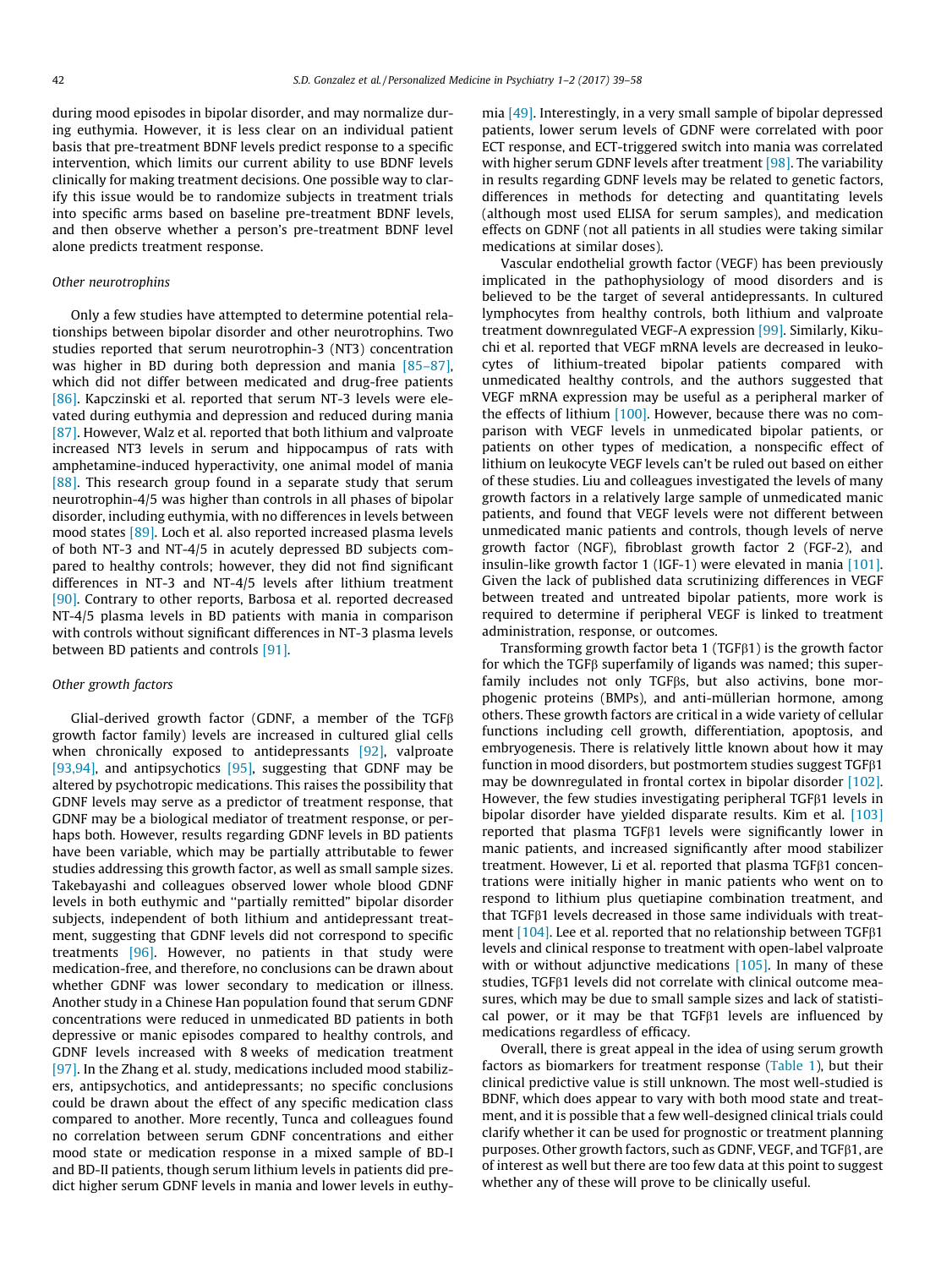during mood episodes in bipolar disorder, and may normalize during euthymia. However, it is less clear on an individual patient basis that pre-treatment BDNF levels predict response to a specific intervention, which limits our current ability to use BDNF levels clinically for making treatment decisions. One possible way to clarify this issue would be to randomize subjects in treatment trials into specific arms based on baseline pre-treatment BDNF levels, and then observe whether a person's pre-treatment BDNF level alone predicts treatment response.

### *Other neurotrophins*

Only a few studies have attempted to determine potential relationships between bipolar disorder and other neurotrophins. Two studies reported that serum neurotrophin-3 (NT3) concentration was higher in BD during both depression and mania [85–87], which did not differ between medicated and drug-free patients [86]. Kapczinski et al. reported that serum NT-3 levels were elevated during euthymia and depression and reduced during mania [87]. However, Walz et al. reported that both lithium and valproate increased NT3 levels in serum and hippocampus of rats with amphetamine-induced hyperactivity, one animal model of mania [88]. This research group found in a separate study that serum neurotrophin-4/5 was higher than controls in all phases of bipolar disorder, including euthymia, with no differences in levels between mood states [89]. Loch et al. also reported increased plasma levels of both NT-3 and NT-4/5 in acutely depressed BD subjects compared to healthy controls; however, they did not find significant differences in NT-3 and NT-4/5 levels after lithium treatment [90]. Contrary to other reports, Barbosa et al. reported decreased NT-4/5 plasma levels in BD patients with mania in comparison with controls without significant differences in NT-3 plasma levels between BD patients and controls [91].

### *Other growth factors*

Glial-derived growth factor (GDNF, a member of the TGFβ growth factor family) levels are increased in cultured glial cells when chronically exposed to antidepressants [92], valproate [93,94], and antipsychotics [95], suggesting that GDNF may be altered by psychotropic medications. This raises the possibility that GDNF levels may serve as a predictor of treatment response, that GDNF may be a biological mediator of treatment response, or perhaps both. However, results regarding GDNF levels in BD patients have been variable, which may be partially attributable to fewer studies addressing this growth factor, as well as small sample sizes. Takebayashi and colleagues observed lower whole blood GDNF levels in both euthymic and "partially remitted" bipolar disorder subjects, independent of both lithium and antidepressant treatment, suggesting that GDNF levels did not correspond to specific treatments [96]. However, no patients in that study were medication-free, and therefore, no conclusions can be drawn about whether GDNF was lower secondary to medication or illness. Another study in a Chinese Han population found that serum GDNF concentrations were reduced in unmedicated BD patients in both depressive or manic episodes compared to healthy controls, and GDNF levels increased with 8 weeks of medication treatment [97]. In the Zhang et al. study, medications included mood stabilizers, antipsychotics, and antidepressants; no specific conclusions could be drawn about the effect of any specific medication class compared to another. More recently, Tunca and colleagues found no correlation between serum GDNF concentrations and either mood state or medication response in a mixed sample of BD-I and BD-II patients, though serum lithium levels in patients did predict higher serum GDNF levels in mania and lower levels in euthymia [49]. Interestingly, in a very small sample of bipolar depressed patients, lower serum levels of GDNF were correlated with poor ECT response, and ECT-triggered switch into mania was correlated with higher serum GDNF levels after treatment [98]. The variability in results regarding GDNF levels may be related to genetic factors, differences in methods for detecting and quantitating levels (although most used ELISA for serum samples), and medication effects on GDNF (not all patients in all studies were taking similar medications at similar doses).

Vascular endothelial growth factor (VEGF) has been previously implicated in the pathophysiology of mood disorders and is believed to be the target of several antidepressants. In cultured lymphocytes from healthy controls, both lithium and valproate treatment downregulated VEGF-A expression [99]. Similarly, Kikuchi et al. reported that VEGF mRNA levels are decreased in leukocytes of lithium-treated bipolar patients compared with unmedicated healthy controls, and the authors suggested that VEGF mRNA expression may be useful as a peripheral marker of the effects of lithium [100]. However, because there was no comparison with VEGF levels in unmedicated bipolar patients, or patients on other types of medication, a nonspecific effect of lithium on leukocyte VEGF levels can't be ruled out based on either of these studies. Liu and colleagues investigated the levels of many growth factors in a relatively large sample of unmedicated manic patients, and found that VEGF levels were not different between unmedicated manic patients and controls, though levels of nerve growth factor (NGF), fibroblast growth factor 2 (FGF-2), and insulin-like growth factor 1 (IGF-1) were elevated in mania [101]. Given the lack of published data scrutinizing differences in VEGF between treated and untreated bipolar patients, more work is required to determine if peripheral VEGF is linked to treatment administration, response, or outcomes.

Transforming growth factor beta 1 (TGFβ1) is the growth factor for which the TGFβ superfamily of ligands was named; this superfamily includes not only TGFβs, but also activins, bone morphogenic proteins (BMPs), and anti-müllerian hormone, among others. These growth factors are critical in a wide variety of cellular functions including cell growth, differentiation, apoptosis, and embryogenesis. There is relatively little known about how it may function in mood disorders, but postmortem studies suggest TGFβ1 may be downregulated in frontal cortex in bipolar disorder [102]. However, the few studies investigating peripheral TGFβ1 levels in bipolar disorder have yielded disparate results. Kim et al. [103] reported that plasma TGFβ1 levels were significantly lower in manic patients, and increased significantly after mood stabilizer treatment. However, Li et al. reported that plasma TGFβ1 concentrations were initially higher in manic patients who went on to respond to lithium plus quetiapine combination treatment, and that TGFβ1 levels decreased in those same individuals with treatment [104]. Lee et al. reported that no relationship between TGFβ1 levels and clinical response to treatment with open-label valproate with or without adjunctive medications [105]. In many of these studies, TGFβ1 levels did not correlate with clinical outcome measures, which may be due to small sample sizes and lack of statistical power, or it may be that TGFβ1 levels are influenced by medications regardless of efficacy.

Overall, there is great appeal in the idea of using serum growth factors as biomarkers for treatment response (Table 1), but their clinical predictive value is still unknown. The most well-studied is BDNF, which does appear to vary with both mood state and treatment, and it is possible that a few well-designed clinical trials could clarify whether it can be used for prognostic or treatment planning purposes. Other growth factors, such as GDNF, VEGF, and TGFβ1, are of interest as well but there are too few data at this point to suggest whether any of these will prove to be clinically useful.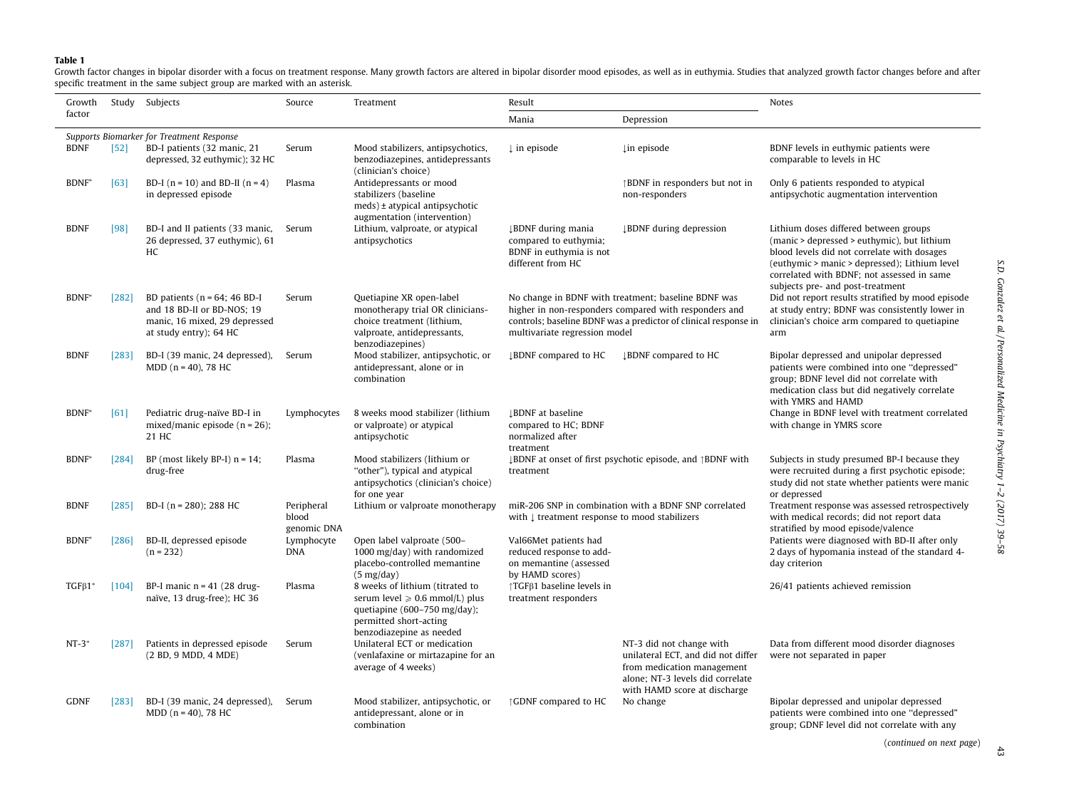**Table 1**

Growth factor changes in bipolar disorder with a focus on treatment response. Many growth factors are altered in bipolar disorder mood episodes, as well as in euthymia. Studies that analyzed growth factor changes before and after specific treatment in the same subject group are marked with an asterisk.

| Growth factor | Study | Subjects | Source | Treatment | Result | | Notes |
|---|---|---|---|---|---|---|---|
| | | | | | Mania | Depression | |
| *Supports Biomarker for Treatment Response* | | | | | | | |
| BDNF | [52] | BD-I patients (32 manic, 21 depressed, 32 euthymic); 32 HC | Serum | Mood stabilizers, antipsychotics, benzodiazepines, antidepressants (clinician's choice) | ↓ in episode | ↓in episode | BDNF levels in euthymic patients were comparable to levels in HC |
| BDNF* | [63] | BD-I (n = 10) and BD-II (n = 4) in depressed episode | Plasma | Antidepressants or mood stabilizers (baseline meds) ± atypical antipsychotic augmentation (intervention) | | ↑BDNF in responders but not in non-responders | Only 6 patients responded to atypical antipsychotic augmentation intervention |
| BDNF | [98] | BD-I and II patients (33 manic, 26 depressed, 37 euthymic), 61 HC | Serum | Lithium, valproate, or atypical antipsychotics | ↓BDNF during mania compared to euthymia; BDNF in euthymia is not different from HC | ↓BDNF during depression | Lithium doses differed between groups (manic > depressed > euthymic), but lithium blood levels did not correlate with dosages (euthymic > manic > depressed); Lithium level correlated with BDNF; not assessed in same subjects pre- and post-treatment |
| BDNF* | [282] | BD patients (n = 64; 46 BD-I and 18 BD-II or BD-NOS; 19 manic, 16 mixed, 29 depressed at study entry); 64 HC | Serum | Quetiapine XR open-label monotherapy trial OR clinicians-choice treatment (lithium, valproate, antidepressants, benzodiazepines) | No change in BDNF with treatment; baseline BDNF was higher in non-responders compared with responders and controls; baseline BDNF was a predictor of clinical response in multivariate regression model | | Did not report results stratified by mood episode at study entry; BDNF was consistently lower in clinician's choice arm compared to quetiapine arm |
| BDNF | [283] | BD-I (39 manic, 24 depressed), MDD (n = 40), 78 HC | Serum | Mood stabilizer, antipsychotic, or antidepressant, alone or in combination | ↓BDNF compared to HC | ↓BDNF compared to HC | Bipolar depressed and unipolar depressed patients were combined into one "depressed" group; BDNF level did not correlate with medication class but did negatively correlate with YMRS and HAMD |
| BDNF* | [61] | Pediatric drug-naïve BD-I in mixed/manic episode (n = 26); 21 HC | Lymphocytes | 8 weeks mood stabilizer (lithium or valproate) or atypical antipsychotic | ↓BDNF at baseline compared to HC; BDNF normalized after treatment | | Change in BDNF level with treatment correlated with change in YMRS score |
| BDNF* | [284] | BP (most likely BP-I) n = 14; drug-free | Plasma | Mood stabilizers (lithium or "other"), typical and atypical antipsychotics (clinician's choice) for one year | ↓BDNF at onset of first psychotic episode, and ↑BDNF with treatment | | Subjects in study presumed BP-I because they were recruited during a first psychotic episode; study did not state whether patients were manic or depressed |
| BDNF | [285] | BD-I (n = 280); 288 HC | Peripheral blood genomic DNA | Lithium or valproate monotherapy | miR-206 SNP in combination with a BDNF SNP correlated with ↓ treatment response to mood stabilizers | | Treatment response was assessed retrospectively with medical records; did not report data stratified by mood episode/valence |
| BDNF* | [286] | BD-II, depressed episode (n = 232) | Lymphocyte DNA | Open label valproate (500–1000 mg/day) with randomized placebo-controlled memantine (5 mg/day) | Val66Met patients had reduced response to add-on memantine (assessed by HAMD scores) | | Patients were diagnosed with BD-II after only 2 days of hypomania instead of the standard 4-day criterion |
| TGFβ1* | [104] | BP-I manic n = 41 (28 drug-naïve, 13 drug-free); HC 36 | Plasma | 8 weeks of lithium (titrated to serum level ⩾ 0.6 mmol/L) plus quetiapine (600–750 mg/day); permitted short-acting benzodiazepine as needed | ↑TGFβ1 baseline levels in treatment responders | | 26/41 patients achieved remission |
| NT-3* | [287] | Patients in depressed episode (2 BD, 9 MDD, 4 MDE) | Serum | Unilateral ECT or medication (venlafaxine or mirtazapine for an average of 4 weeks) | | NT-3 did not change with unilateral ECT, and did not differ from medication management alone; NT-3 levels did correlate with HAMD score at discharge | Data from different mood disorder diagnoses were not separated in paper |
| GDNF | [283] | BD-I (39 manic, 24 depressed), MDD (n = 40), 78 HC | Serum | Mood stabilizer, antipsychotic, or antidepressant, alone or in combination | ↑GDNF compared to HC | No change | Bipolar depressed and unipolar depressed patients were combined into one "depressed" group; GDNF level did not correlate with any |

(*continued on next page*)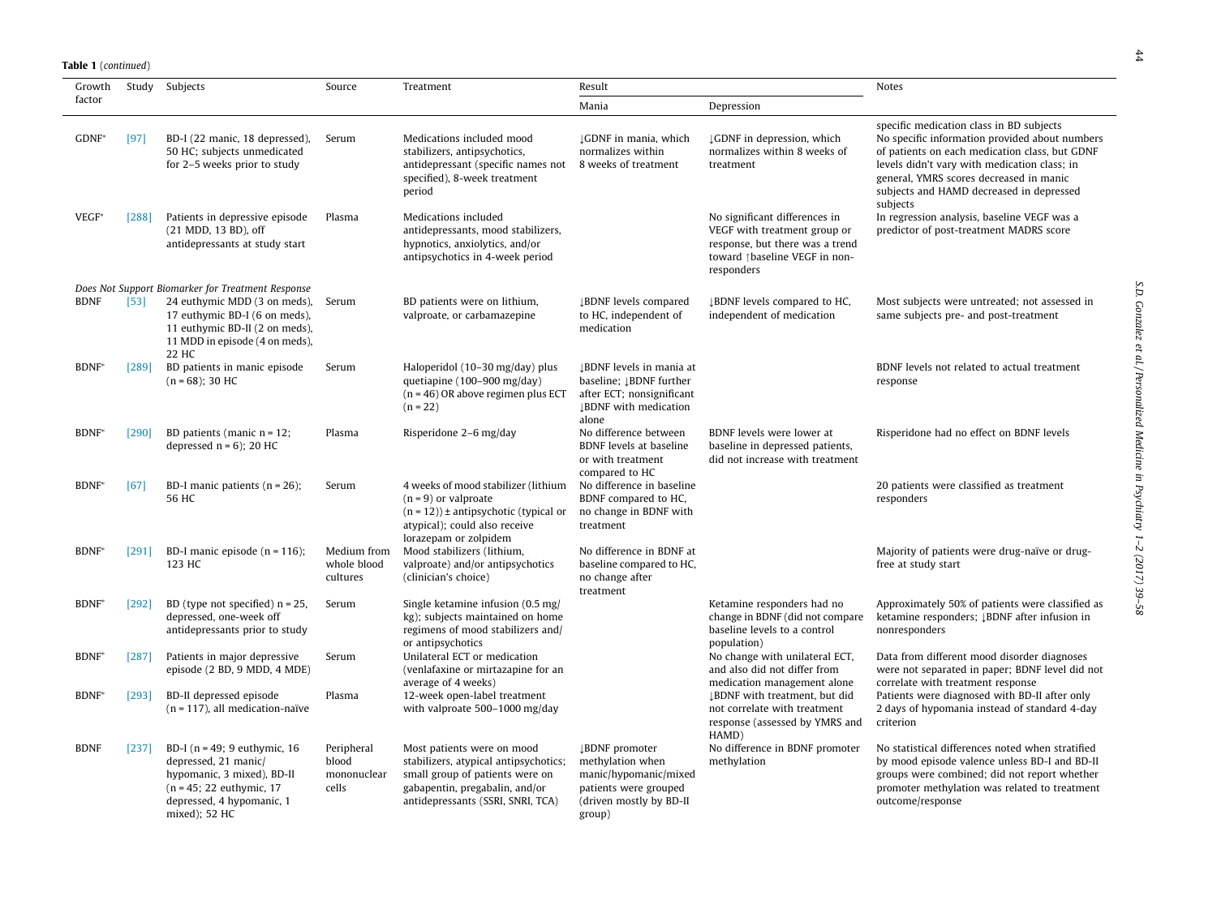**Table 1** (*continued*)

| Growth factor | Study | Subjects | Source | Treatment | Result | | Notes |
|---|---|---|---|---|---|---|---|
| | | | | | Mania | Depression | |
| | | | | | | | specific medication class in BD subjects |
| GDNF* | [97] | BD-I (22 manic, 18 depressed), 50 HC; subjects unmedicated for 2–5 weeks prior to study | Serum | Medications included mood stabilizers, antipsychotics, antidepressant (specific names not specified), 8-week treatment period | ↓GDNF in mania, which normalizes within 8 weeks of treatment | ↓GDNF in depression, which normalizes within 8 weeks of treatment | No specific information provided about numbers of patients on each medication class, but GDNF levels didn't vary with medication class; in general, YMRS scores decreased in manic subjects and HAMD decreased in depressed subjects |
| VEGF* | [288] | Patients in depressive episode (21 MDD, 13 BD), off antidepressants at study start | Plasma | Medications included antidepressants, mood stabilizers, hypnotics, anxiolytics, and/or antipsychotics in 4-week period | | No significant differences in VEGF with treatment group or response, but there was a trend toward ↑baseline VEGF in non-responders | In regression analysis, baseline VEGF was a predictor of post-treatment MADRS score |
| *Does Not Support Biomarker for Treatment Response* | | | | | | | |
| BDNF | [53] | 24 euthymic MDD (3 on meds), 17 euthymic BD-I (6 on meds), 11 euthymic BD-II (2 on meds), 11 MDD in episode (4 on meds), 22 HC | Serum | BD patients were on lithium, valproate, or carbamazepine | ↓BDNF levels compared to HC, independent of medication | ↓BDNF levels compared to HC, independent of medication | Most subjects were untreated; not assessed in same subjects pre- and post-treatment |
| BDNF* | [289] | BD patients in manic episode (n = 68); 30 HC | Serum | Haloperidol (10–30 mg/day) plus quetiapine (100–900 mg/day) (n = 46) OR above regimen plus ECT (n = 22) | ↓BDNF levels in mania at baseline; ↓BDNF further after ECT; nonsignificant ↓BDNF with medication alone | | BDNF levels not related to actual treatment response |
| BDNF* | [290] | BD patients (manic n = 12; depressed n = 6); 20 HC | Plasma | Risperidone 2–6 mg/day | No difference between BDNF levels at baseline or with treatment compared to HC | BDNF levels were lower at baseline in depressed patients, did not increase with treatment | Risperidone had no effect on BDNF levels |
| BDNF* | [67] | BD-I manic patients (n = 26); 56 HC | Serum | 4 weeks of mood stabilizer (lithium (n = 9) or valproate (n = 12)) ± antipsychotic (typical or atypical); could also receive lorazepam or zolpidem | No difference in baseline BDNF compared to HC, no change in BDNF with treatment | | 20 patients were classified as treatment responders |
| BDNF* | [291] | BD-I manic episode (n = 116); 123 HC | Medium from whole blood cultures | Mood stabilizers (lithium, valproate) and/or antipsychotics (clinician's choice) | No difference in BDNF at baseline compared to HC, no change after treatment | | Majority of patients were drug-naïve or drug-free at study start |
| BDNF* | [292] | BD (type not specified) n = 25, depressed, one-week off antidepressants prior to study | Serum | Single ketamine infusion (0.5 mg/kg); subjects maintained on home regimens of mood stabilizers and/or antipsychotics | | Ketamine responders had no change in BDNF (did not compare baseline levels to a control population) | Approximately 50% of patients were classified as ketamine responders; ↓BDNF after infusion in nonresponders |
| BDNF* | [287] | Patients in major depressive episode (2 BD, 9 MDD, 4 MDE) | Serum | Unilateral ECT or medication (venlafaxine or mirtazapine for an average of 4 weeks) | | No change with unilateral ECT, and also did not differ from medication management alone | Data from different mood disorder diagnoses were not separated in paper; BDNF level did not correlate with treatment response |
| BDNF* | [293] | BD-II depressed episode (n = 117), all medication-naïve | Plasma | 12-week open-label treatment with valproate 500–1000 mg/day | | ↓BDNF with treatment, but did not correlate with treatment response (assessed by YMRS and HAMD) | Patients were diagnosed with BD-II after only 2 days of hypomania instead of standard 4-day criterion |
| BDNF | [237] | BD-I (n = 49; 9 euthymic, 16 depressed, 21 manic/hypomanic, 3 mixed), BD-II (n = 45; 22 euthymic, 17 depressed, 4 hypomanic, 1 mixed); 52 HC | Peripheral blood mononuclear cells | Most patients were on mood stabilizers, atypical antipsychotics; small group of patients were on gabapentin, pregabalin, and/or antidepressants (SSRI, SNRI, TCA) | ↓BDNF promoter methylation when manic/hypomanic/mixed patients were grouped (driven mostly by BD-II group) | No difference in BDNF promoter methylation | No statistical differences noted when stratified by mood episode valence unless BD-I and BD-II groups were combined; did not report whether promoter methylation was related to treatment outcome/response |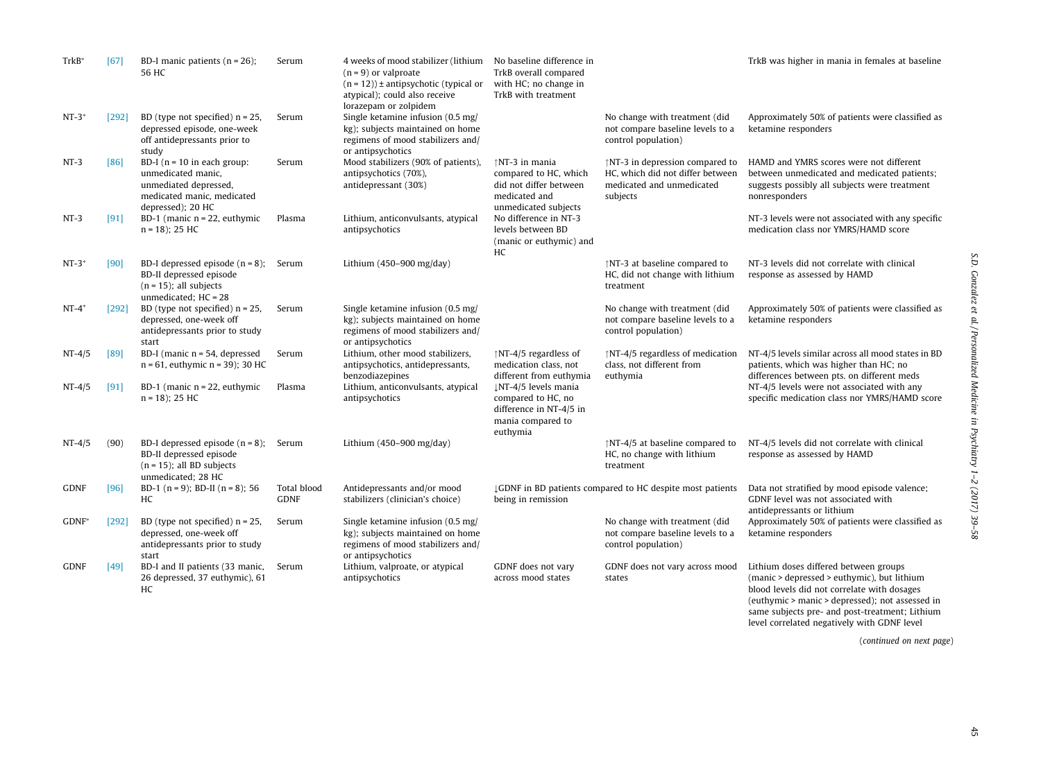| | | | | | | | |
|---|---|---|---|---|---|---|---|
| TrkB* | [67] | BD-I manic patients (n = 26); 56 HC | Serum | 4 weeks of mood stabilizer (lithium (n = 9) or valproate (n = 12)) ± antipsychotic (typical or atypical); could also receive lorazepam or zolpidem | No baseline difference in TrkB overall compared with HC; no change in TrkB with treatment | | TrkB was higher in mania in females at baseline |
| NT-3* | [292] | BD (type not specified) n = 25, depressed episode, one-week off antidepressants prior to study | Serum | Single ketamine infusion (0.5 mg/kg); subjects maintained on home regimens of mood stabilizers and/or antipsychotics | | No change with treatment (did not compare baseline levels to a control population) | Approximately 50% of patients were classified as ketamine responders |
| NT-3 | [86] | BD-I (n = 10 in each group: unmedicated manic, unmediated depressed, medicated manic, medicated depressed); 20 HC | Serum | Mood stabilizers (90% of patients), antipsychotics (70%), antidepressant (30%) | ↑NT-3 in mania compared to HC, which did not differ between medicated and unmedicated subjects | ↑NT-3 in depression compared to HC, which did not differ between medicated and unmedicated subjects | HAMD and YMRS scores were not different between unmedicated and medicated patients; suggests possibly all subjects were treatment nonresponders |
| NT-3 | [91] | BD-1 (manic n = 22, euthymic n = 18); 25 HC | Plasma | Lithium, anticonvulsants, atypical antipsychotics | No difference in NT-3 levels between BD (manic or euthymic) and HC | | NT-3 levels were not associated with any specific medication class nor YMRS/HAMD score |
| NT-3* | [90] | BD-I depressed episode (n = 8); BD-II depressed episode (n = 15); all subjects unmedicated; HC = 28 | Serum | Lithium (450–900 mg/day) | | ↑NT-3 at baseline compared to HC, did not change with lithium treatment | NT-3 levels did not correlate with clinical response as assessed by HAMD |
| NT-4* | [292] | BD (type not specified) n = 25, depressed, one-week off antidepressants prior to study start | Serum | Single ketamine infusion (0.5 mg/kg); subjects maintained on home regimens of mood stabilizers and/or antipsychotics | | No change with treatment (did not compare baseline levels to a control population) | Approximately 50% of patients were classified as ketamine responders |
| NT-4/5 | [89] | BD-I (manic n = 54, depressed n = 61, euthymic n = 39); 30 HC | Serum | Lithium, other mood stabilizers, antipsychotics, antidepressants, benzodiazepines | ↑NT-4/5 regardless of medication class, not different from euthymia | ↑NT-4/5 regardless of medication class, not different from euthymia | NT-4/5 levels similar across all mood states in BD patients, which was higher than HC; no differences between pts. on different meds |
| NT-4/5 | [91] | BD-1 (manic n = 22, euthymic n = 18); 25 HC | Plasma | Lithium, anticonvulsants, atypical antipsychotics | ↓NT-4/5 levels mania compared to HC, no difference in NT-4/5 in mania compared to euthymia | | NT-4/5 levels were not associated with any specific medication class nor YMRS/HAMD score |
| NT-4/5 | (90) | BD-I depressed episode (n = 8); BD-II depressed episode (n = 15); all BD subjects unmedicated; 28 HC | Serum | Lithium (450–900 mg/day) | | ↑NT-4/5 at baseline compared to HC, no change with lithium treatment | NT-4/5 levels did not correlate with clinical response as assessed by HAMD |
| GDNF | [96] | BD-1 (n = 9); BD-II (n = 8); 56 HC | Total blood GDNF | Antidepressants and/or mood stabilizers (clinician's choice) | ↓GDNF in BD patients compared to HC despite most patients being in remission | | Data not stratified by mood episode valence; GDNF level was not associated with antidepressants or lithium |
| GDNF* | [292] | BD (type not specified) n = 25, depressed, one-week off antidepressants prior to study start | Serum | Single ketamine infusion (0.5 mg/kg); subjects maintained on home regimens of mood stabilizers and/or antipsychotics | | No change with treatment (did not compare baseline levels to a control population) | Approximately 50% of patients were classified as ketamine responders |
| GDNF | [49] | BD-I and II patients (33 manic, 26 depressed, 37 euthymic), 61 HC | Serum | Lithium, valproate, or atypical antipsychotics | GDNF does not vary across mood states | GDNF does not vary across mood states | Lithium doses differed between groups (manic > depressed > euthymic), but lithium blood levels did not correlate with dosages (euthymic > manic > depressed); not assessed in same subjects pre- and post-treatment; Lithium level correlated negatively with GDNF level |

(*continued on next page*)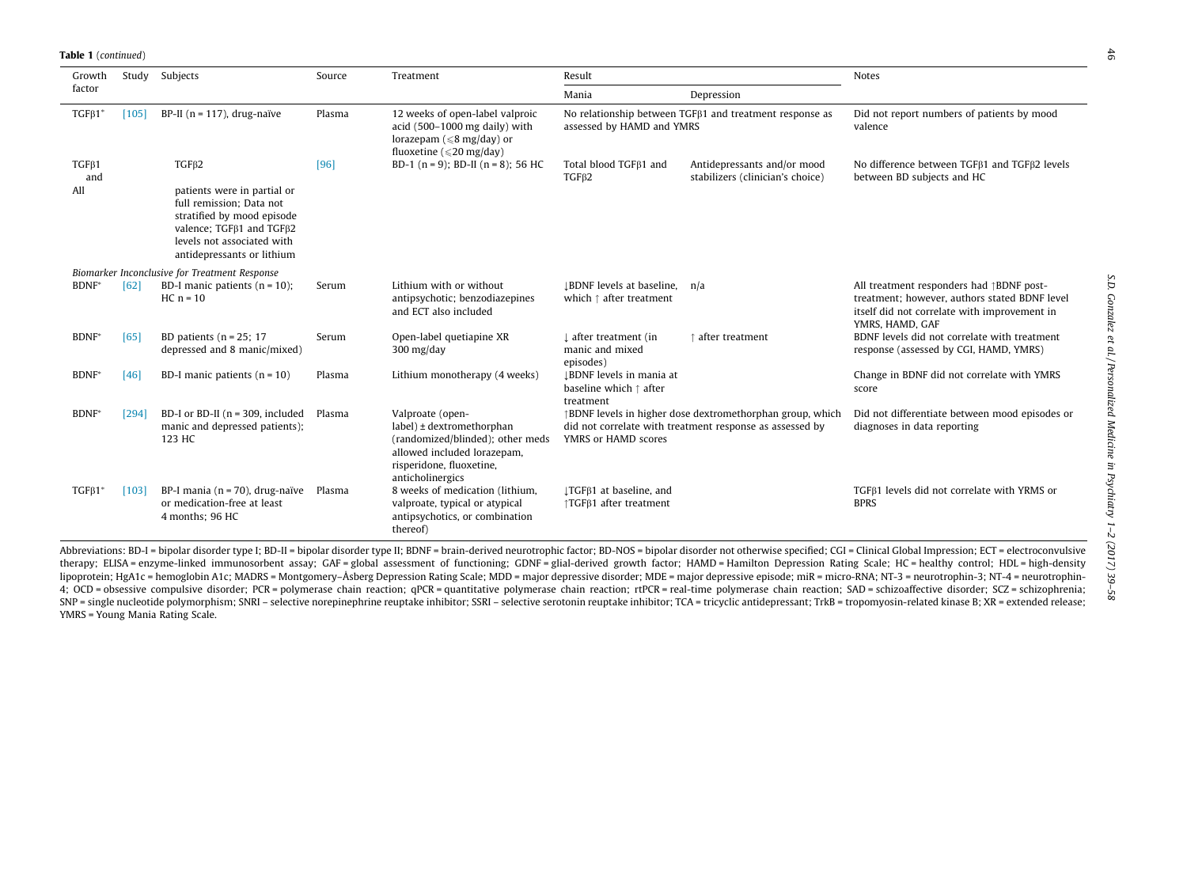**Table 1** (*continued*)

| Growth factor | Study | Subjects | Source | Treatment | Result | | Notes |
|---|---|---|---|---|---|---|---|
| | | | | | Mania | Depression | |
| TGFβ1* | [105] | BP-II (n = 117), drug-naïve | Plasma | 12 weeks of open-label valproic acid (500–1000 mg daily) with lorazepam (⩽8 mg/day) or fluoxetine (⩽20 mg/day) | No relationship between TGFβ1 and treatment response as assessed by HAMD and YMRS | | Did not report numbers of patients by mood valence |
| TGFβ1 and TGFβ2 | All | patients were in partial or full remission; Data not stratified by mood episode valence; TGFβ1 and TGFβ2 levels not associated with antidepressants or lithium | [96] | BD-1 (n = 9); BD-II (n = 8); 56 HC | Total blood TGFβ1 and TGFβ2 | Antidepressants and/or mood stabilizers (clinician's choice) | No difference between TGFβ1 and TGFβ2 levels between BD subjects and HC |
| *Biomarker Inconclusive for Treatment Response* | | | | | | | |
| BDNF* | [62] | BD-I manic patients (n = 10); HC n = 10 | Serum | Lithium with or without antipsychotic; benzodiazepines and ECT also included | ↓BDNF levels at baseline, which ↑ after treatment | n/a | All treatment responders had ↑BDNF post-treatment; however, authors stated BDNF level itself did not correlate with improvement in YMRS, HAMD, GAF |
| BDNF* | [65] | BD patients (n = 25; 17 depressed and 8 manic/mixed) | Serum | Open-label quetiapine XR 300 mg/day | ↓ after treatment (in manic and mixed episodes) | ↑ after treatment | BDNF levels did not correlate with treatment response (assessed by CGI, HAMD, YMRS) |
| BDNF* | [46] | BD-I manic patients (n = 10) | Plasma | Lithium monotherapy (4 weeks) | ↓BDNF levels in mania at baseline which ↑ after treatment | | Change in BDNF did not correlate with YMRS score |
| BDNF* | [294] | BD-I or BD-II (n = 309, included manic and depressed patients); 123 HC | Plasma | Valproate (open-label) ± dextromethorphan (randomized/blinded); other meds allowed included lorazepam, risperidone, fluoxetine, anticholinergics | ↑BDNF levels in higher dose dextromethorphan group, which did not correlate with treatment response as assessed by YMRS or HAMD scores | | Did not differentiate between mood episodes or diagnoses in data reporting |
| TGFβ1* | [103] | BP-I mania (n = 70), drug-naïve or medication-free at least 4 months; 96 HC | Plasma | 8 weeks of medication (lithium, valproate, typical or atypical antipsychotics, or combination thereof) | ↓TGFβ1 at baseline, and ↑TGFβ1 after treatment | | TGFβ1 levels did not correlate with YRMS or BPRS |

Abbreviations: BD-I = bipolar disorder type I; BD-II = bipolar disorder type II; BDNF = brain-derived neurotrophic factor; BD-NOS = bipolar disorder not otherwise specified; CGI = Clinical Global Impression; ECT = electroconvulsive therapy; ELISA = enzyme-linked immunosorbent assay; GAF = global assessment of functioning; GDNF = glial-derived growth factor; HAMD = Hamilton Depression Rating Scale; HC = healthy control; HDL = high-density lipoprotein; HgA1c = hemoglobin A1c; MADRS = Montgomery–Åsberg Depression Rating Scale; MDD = major depressive disorder; MDE = major depressive episode; miR = micro-RNA; NT-3 = neurotrophin-3; NT-4 = neurotrophin-4; OCD = obsessive compulsive disorder; PCR = polymerase chain reaction; qPCR = quantitative polymerase chain reaction; rtPCR = real-time polymerase chain reaction; SAD = schizoaffective disorder; SCZ = schizophrenia; SNP = single nucleotide polymorphism; SNRI – selective norepinephrine reuptake inhibitor; SSRI – selective serotonin reuptake inhibitor; TCA = tricyclic antidepressant; TrkB = tropomyosin-related kinase B; XR = extended release; YMRS = Young Mania Rating Scale.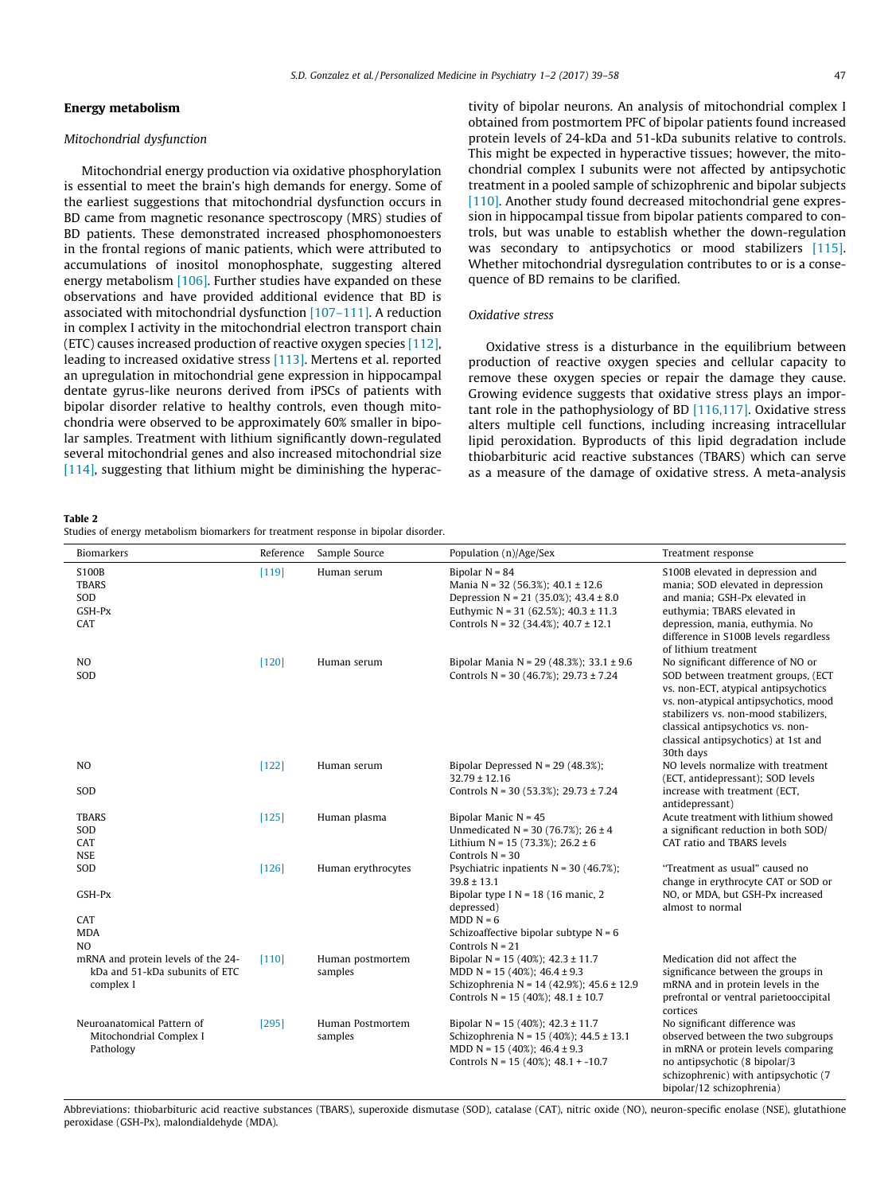## Energy metabolism

### *Mitochondrial dysfunction*

Mitochondrial energy production via oxidative phosphorylation is essential to meet the brain's high demands for energy. Some of the earliest suggestions that mitochondrial dysfunction occurs in BD came from magnetic resonance spectroscopy (MRS) studies of BD patients. These demonstrated increased phosphomonoesters in the frontal regions of manic patients, which were attributed to accumulations of inositol monophosphate, suggesting altered energy metabolism [106]. Further studies have expanded on these observations and have provided additional evidence that BD is associated with mitochondrial dysfunction [107–111]. A reduction in complex I activity in the mitochondrial electron transport chain (ETC) causes increased production of reactive oxygen species [112], leading to increased oxidative stress [113]. Mertens et al. reported an upregulation in mitochondrial gene expression in hippocampal dentate gyrus-like neurons derived from iPSCs of patients with bipolar disorder relative to healthy controls, even though mitochondria were observed to be approximately 60% smaller in bipolar samples. Treatment with lithium significantly down-regulated several mitochondrial genes and also increased mitochondrial size [114], suggesting that lithium might be diminishing the hyperactivity of bipolar neurons. An analysis of mitochondrial complex I obtained from postmortem PFC of bipolar patients found increased protein levels of 24-kDa and 51-kDa subunits relative to controls. This might be expected in hyperactive tissues; however, the mitochondrial complex I subunits were not affected by antipsychotic treatment in a pooled sample of schizophrenic and bipolar subjects [110]. Another study found decreased mitochondrial gene expression in hippocampal tissue from bipolar patients compared to controls, but was unable to establish whether the down-regulation was secondary to antipsychotics or mood stabilizers [115]. Whether mitochondrial dysregulation contributes to or is a consequence of BD remains to be clarified.

### *Oxidative stress*

Oxidative stress is a disturbance in the equilibrium between production of reactive oxygen species and cellular capacity to remove these oxygen species or repair the damage they cause. Growing evidence suggests that oxidative stress plays an important role in the pathophysiology of BD [116,117]. Oxidative stress alters multiple cell functions, including increasing intracellular lipid peroxidation. Byproducts of this lipid degradation include thiobarbituric acid reactive substances (TBARS) which can serve as a measure of the damage of oxidative stress. A meta-analysis

**Table 2**
Studies of energy metabolism biomarkers for treatment response in bipolar disorder.

| Biomarkers | Reference | Sample Source | Population (n)/Age/Sex | Treatment response |
|---|---|---|---|---|
| S100B<br>TBARS<br>SOD<br>GSH-Px<br>CAT | [119] | Human serum | Bipolar N = 84<br>Mania N = 32 (56.3%); 40.1 ± 12.6<br>Depression N = 21 (35.0%); 43.4 ± 8.0<br>Euthymic N = 31 (62.5%); 40.3 ± 11.3<br>Controls N = 32 (34.4%); 40.7 ± 12.1 | S100B elevated in depression and mania; SOD elevated in depression and mania; GSH-Px elevated in euthymia; TBARS elevated in depression, mania, euthymia. No difference in S100B levels regardless of lithium treatment |
| NO<br>SOD | [120] | Human serum | Bipolar Mania N = 29 (48.3%); 33.1 ± 9.6<br>Controls N = 30 (46.7%); 29.73 ± 7.24 | No significant difference of NO or SOD between treatment groups, (ECT vs. non-ECT, atypical antipsychotics vs. non-atypical antipsychotics, mood stabilizers vs. non-mood stabilizers, classical antipsychotics vs. non-classical antipsychotics) at 1st and 30th days |
| NO<br>SOD | [122] | Human serum | Bipolar Depressed N = 29 (48.3%); 32.79 ± 12.16<br>Controls N = 30 (53.3%); 29.73 ± 7.24 | NO levels normalize with treatment (ECT, antidepressant); SOD levels increase with treatment (ECT, antidepressant) |
| TBARS<br>SOD<br>CAT<br>NSE | [125] | Human plasma | Bipolar Manic N = 45<br>Unmedicated N = 30 (76.7%); 26 ± 4<br>Lithium N = 15 (73.3%); 26.2 ± 6<br>Controls N = 30 | Acute treatment with lithium showed a significant reduction in both SOD/CAT ratio and TBARS levels |
| SOD<br>GSH-Px<br>CAT<br>MDA<br>NO | [126] | Human erythrocytes | Psychiatric inpatients N = 30 (46.7%); 39.8 ± 13.1<br>Bipolar type I N = 18 (16 manic, 2 depressed)<br>MDD N = 6<br>Schizoaffective bipolar subtype N = 6<br>Controls N = 21 | "Treatment as usual" caused no change in erythrocyte CAT or SOD or NO, or MDA, but GSH-Px increased almost to normal |
| mRNA and protein levels of the 24-kDa and 51-kDa subunits of ETC complex I | [110] | Human postmortem samples | Bipolar N = 15 (40%); 42.3 ± 11.7<br>MDD N = 15 (40%); 46.4 ± 9.3<br>Schizophrenia N = 14 (42.9%); 45.6 ± 12.9<br>Controls N = 15 (40%); 48.1 ± 10.7 | Medication did not affect the significance between the groups in mRNA and in protein levels in the prefrontal or ventral parietooccipital cortices |
| Neuroanatomical Pattern of Mitochondrial Complex I Pathology | [295] | Human Postmortem samples | Bipolar N = 15 (40%); 42.3 ± 11.7<br>Schizophrenia N = 15 (40%); 44.5 ± 13.1<br>MDD N = 15 (40%); 46.4 ± 9.3<br>Controls N = 15 (40%); 48.1 + -10.7 | No significant difference was observed between the two subgroups in mRNA and protein levels comparing no antipsychotic (8 bipolar/3 schizophrenic) with antipsychotic (7 bipolar/12 schizophrenia) |

Abbreviations: thiobarbituric acid reactive substances (TBARS), superoxide dismutase (SOD), catalase (CAT), nitric oxide (NO), neuron-specific enolase (NSE), glutathione peroxidase (GSH-Px), malondialdehyde (MDA).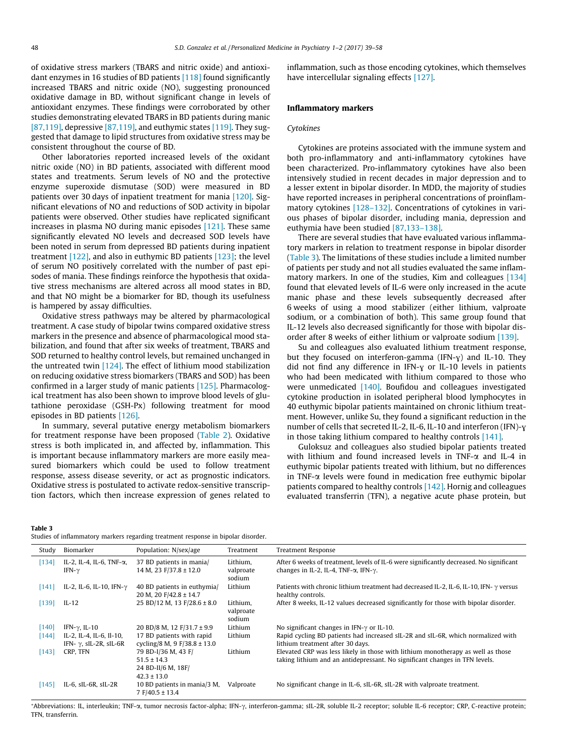of oxidative stress markers (TBARS and nitric oxide) and antioxidant enzymes in 16 studies of BD patients [118] found significantly increased TBARS and nitric oxide (NO), suggesting pronounced oxidative damage in BD, without significant change in levels of antioxidant enzymes. These findings were corroborated by other studies demonstrating elevated TBARS in BD patients during manic [87,119], depressive [87,119], and euthymic states [119]. They suggested that damage to lipid structures from oxidative stress may be consistent throughout the course of BD.

Other laboratories reported increased levels of the oxidant nitric oxide (NO) in BD patients, associated with different mood states and treatments. Serum levels of NO and the protective enzyme superoxide dismutase (SOD) were measured in BD patients over 30 days of inpatient treatment for mania [120]. Significant elevations of NO and reductions of SOD activity in bipolar patients were observed. Other studies have replicated significant increases in plasma NO during manic episodes [121]. These same significantly elevated NO levels and decreased SOD levels have been noted in serum from depressed BD patients during inpatient treatment [122], and also in euthymic BD patients [123]; the level of serum NO positively correlated with the number of past episodes of mania. These findings reinforce the hypothesis that oxidative stress mechanisms are altered across all mood states in BD, and that NO might be a biomarker for BD, though its usefulness is hampered by assay difficulties.

Oxidative stress pathways may be altered by pharmacological treatment. A case study of bipolar twins compared oxidative stress markers in the presence and absence of pharmacological mood stabilization, and found that after six weeks of treatment, TBARS and SOD returned to healthy control levels, but remained unchanged in the untreated twin [124]. The effect of lithium mood stabilization on reducing oxidative stress biomarkers (TBARS and SOD) has been confirmed in a larger study of manic patients [125]. Pharmacological treatment has also been shown to improve blood levels of glutathione peroxidase (GSH-Px) following treatment for mood episodes in BD patients [126].

In summary, several putative energy metabolism biomarkers for treatment response have been proposed (Table 2). Oxidative stress is both implicated in, and affected by, inflammation. This is important because inflammatory markers are more easily measured biomarkers which could be used to follow treatment response, assess disease severity, or act as prognostic indicators. Oxidative stress is postulated to activate redox-sensitive transcription factors, which then increase expression of genes related to inflammation, such as those encoding cytokines, which themselves have intercellular signaling effects [127].

## Inflammatory markers

### *Cytokines*

Cytokines are proteins associated with the immune system and both pro-inflammatory and anti-inflammatory cytokines have been characterized. Pro-inflammatory cytokines have also been intensively studied in recent decades in major depression and to a lesser extent in bipolar disorder. In MDD, the majority of studies have reported increases in peripheral concentrations of proinflammatory cytokines [128–132]. Concentrations of cytokines in various phases of bipolar disorder, including mania, depression and euthymia have been studied [87,133–138].

There are several studies that have evaluated various inflammatory markers in relation to treatment response in bipolar disorder (Table 3). The limitations of these studies include a limited number of patients per study and not all studies evaluated the same inflammatory markers. In one of the studies, Kim and colleagues [134] found that elevated levels of IL-6 were only increased in the acute manic phase and these levels subsequently decreased after 6 weeks of using a mood stabilizer (either lithium, valproate sodium, or a combination of both). This same group found that IL-12 levels also decreased significantly for those with bipolar disorder after 8 weeks of either lithium or valproate sodium [139].

Su and colleagues also evaluated lithium treatment response, but they focused on interferon-gamma (IFN-γ) and IL-10. They did not find any difference in IFN-γ or IL-10 levels in patients who had been medicated with lithium compared to those who were unmedicated [140]. Boufidou and colleagues investigated cytokine production in isolated peripheral blood lymphocytes in 40 euthymic bipolar patients maintained on chronic lithium treatment. However, unlike Su, they found a significant reduction in the number of cells that secreted IL-2, IL-6, IL-10 and interferon (IFN)-γ in those taking lithium compared to healthy controls [141].

Guloksuz and colleagues also studied bipolar patients treated with lithium and found increased levels in TNF-α and IL-4 in euthymic bipolar patients treated with lithium, but no differences in TNF-α levels were found in medication free euthymic bipolar patients compared to healthy controls [142]. Hornig and colleagues evaluated transferrin (TFN), a negative acute phase protein, but

**Table 3**
Studies of inflammatory markers regarding treatment response in bipolar disorder.

| Study | Biomarker | Population: N/sex/age | Treatment | Treatment Response |
|---|---|---|---|---|
| [134] | IL-2, IL-4, IL-6, TNF-α, IFN-γ | 37 BD patients in mania/ 14 M, 23 F/37.8 ± 12.0 | Lithium, valproate sodium | After 6 weeks of treatment, levels of IL-6 were significantly decreased. No significant changes in IL-2, IL-4, TNF-α, IFN-γ. |
| [141] | IL-2, IL-6, IL-10, IFN-γ | 40 BD patients in euthymia/ 20 M, 20 F/42.8 ± 14.7 | Lithium | Patients with chronic lithium treatment had decreased IL-2, IL-6, IL-10, IFN- γ versus healthy controls. |
| [139] | IL-12 | 25 BD/12 M, 13 F/28.6 ± 8.0 | Lithium, valproate sodium | After 8 weeks, IL-12 values decreased significantly for those with bipolar disorder. |
| [140] | IFN-γ, IL-10 | 20 BD/8 M, 12 F/31.7 ± 9.9 | Lithium | No significant changes in IFN-γ or IL-10. |
| [144] | IL-2, IL-4, IL-6, Il-10, IFN- γ, sIL-2R, sIL-6R | 17 BD patients with rapid cycling/8 M, 9 F/38.8 ± 13.0 | Lithium | Rapid cycling BD patients had increased sIL-2R and sIL-6R, which normalized with lithium treatment after 30 days. |
| [143] | CRP, TFN | 79 BD-I/36 M, 43 F/ 51.5 ± 14.3<br>24 BD-II/6 M, 18F/ 42.3 ± 13.0 | Lithium | Elevated CRP was less likely in those with lithium monotherapy as well as those taking lithium and an antidepressant. No significant changes in TFN levels. |
| [145] | IL-6, sIL-6R, sIL-2R | 10 BD patients in mania/3 M, 7 F/40.5 ± 13.4 | Valproate | No significant change in IL-6, sIL-6R, sIL-2R with valproate treatment. |

*Abbreviations: IL, interleukin; TNF-α, tumor necrosis factor-alpha; IFN-γ, interferon-gamma; sIL-2R, soluble IL-2 receptor; soluble IL-6 receptor; CRP, C-reactive protein; TFN, transferrin.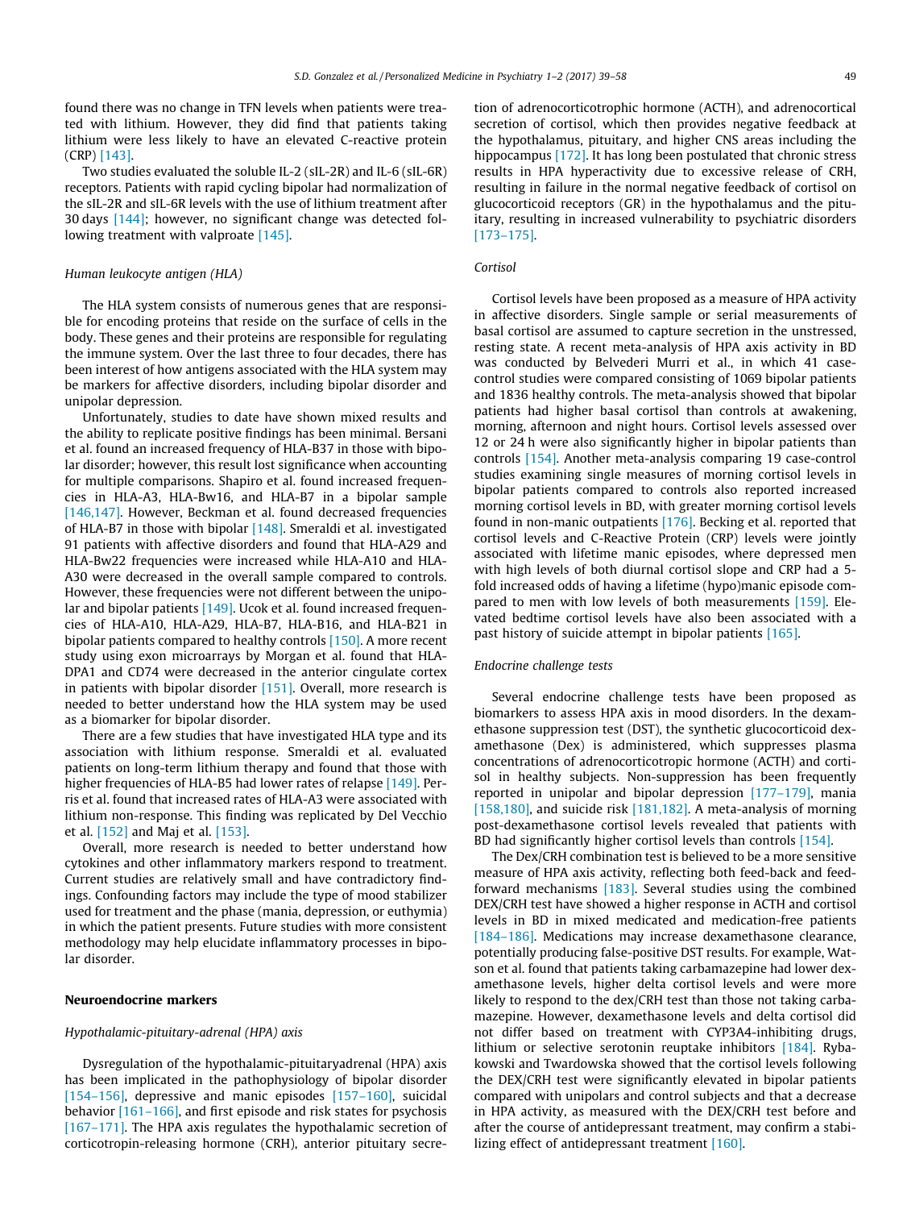found there was no change in TFN levels when patients were treated with lithium. However, they did find that patients taking lithium were less likely to have an elevated C-reactive protein (CRP) [143].

Two studies evaluated the soluble IL-2 (sIL-2R) and IL-6 (sIL-6R) receptors. Patients with rapid cycling bipolar had normalization of the sIL-2R and sIL-6R levels with the use of lithium treatment after 30 days [144]; however, no significant change was detected following treatment with valproate [145].

### *Human leukocyte antigen (HLA)*

The HLA system consists of numerous genes that are responsible for encoding proteins that reside on the surface of cells in the body. These genes and their proteins are responsible for regulating the immune system. Over the last three to four decades, there has been interest of how antigens associated with the HLA system may be markers for affective disorders, including bipolar disorder and unipolar depression.

Unfortunately, studies to date have shown mixed results and the ability to replicate positive findings has been minimal. Bersani et al. found an increased frequency of HLA-B37 in those with bipolar disorder; however, this result lost significance when accounting for multiple comparisons. Shapiro et al. found increased frequencies in HLA-A3, HLA-Bw16, and HLA-B7 in a bipolar sample [146,147]. However, Beckman et al. found decreased frequencies of HLA-B7 in those with bipolar [148]. Smeraldi et al. investigated 91 patients with affective disorders and found that HLA-A29 and HLA-Bw22 frequencies were increased while HLA-A10 and HLA-A30 were decreased in the overall sample compared to controls. However, these frequencies were not different between the unipolar and bipolar patients [149]. Ucok et al. found increased frequencies of HLA-A10, HLA-A29, HLA-B7, HLA-B16, and HLA-B21 in bipolar patients compared to healthy controls [150]. A more recent study using exon microarrays by Morgan et al. found that HLA-DPA1 and CD74 were decreased in the anterior cingulate cortex in patients with bipolar disorder [151]. Overall, more research is needed to better understand how the HLA system may be used as a biomarker for bipolar disorder.

There are a few studies that have investigated HLA type and its association with lithium response. Smeraldi et al. evaluated patients on long-term lithium therapy and found that those with higher frequencies of HLA-B5 had lower rates of relapse [149]. Perris et al. found that increased rates of HLA-A3 were associated with lithium non-response. This finding was replicated by Del Vecchio et al. [152] and Maj et al. [153].

Overall, more research is needed to better understand how cytokines and other inflammatory markers respond to treatment. Current studies are relatively small and have contradictory findings. Confounding factors may include the type of mood stabilizer used for treatment and the phase (mania, depression, or euthymia) in which the patient presents. Future studies with more consistent methodology may help elucidate inflammatory processes in bipolar disorder.

## Neuroendocrine markers

### *Hypothalamic-pituitary-adrenal (HPA) axis*

Dysregulation of the hypothalamic-pituitaryadrenal (HPA) axis has been implicated in the pathophysiology of bipolar disorder [154–156], depressive and manic episodes [157–160], suicidal behavior [161–166], and first episode and risk states for psychosis [167–171]. The HPA axis regulates the hypothalamic secretion of corticotropin-releasing hormone (CRH), anterior pituitary secretion of adrenocorticotrophic hormone (ACTH), and adrenocortical secretion of cortisol, which then provides negative feedback at the hypothalamus, pituitary, and higher CNS areas including the hippocampus [172]. It has long been postulated that chronic stress results in HPA hyperactivity due to excessive release of CRH, resulting in failure in the normal negative feedback of cortisol on glucocorticoid receptors (GR) in the hypothalamus and the pituitary, resulting in increased vulnerability to psychiatric disorders [173–175].

### *Cortisol*

Cortisol levels have been proposed as a measure of HPA activity in affective disorders. Single sample or serial measurements of basal cortisol are assumed to capture secretion in the unstressed, resting state. A recent meta-analysis of HPA axis activity in BD was conducted by Belvederi Murri et al., in which 41 case-control studies were compared consisting of 1069 bipolar patients and 1836 healthy controls. The meta-analysis showed that bipolar patients had higher basal cortisol than controls at awakening, morning, afternoon and night hours. Cortisol levels assessed over 12 or 24 h were also significantly higher in bipolar patients than controls [154]. Another meta-analysis comparing 19 case-control studies examining single measures of morning cortisol levels in bipolar patients compared to controls also reported increased morning cortisol levels in BD, with greater morning cortisol levels found in non-manic outpatients [176]. Becking et al. reported that cortisol levels and C-Reactive Protein (CRP) levels were jointly associated with lifetime manic episodes, where depressed men with high levels of both diurnal cortisol slope and CRP had a 5-fold increased odds of having a lifetime (hypo)manic episode compared to men with low levels of both measurements [159]. Elevated bedtime cortisol levels have also been associated with a past history of suicide attempt in bipolar patients [165].

### *Endocrine challenge tests*

Several endocrine challenge tests have been proposed as biomarkers to assess HPA axis in mood disorders. In the dexamethasone suppression test (DST), the synthetic glucocorticoid dexamethasone (Dex) is administered, which suppresses plasma concentrations of adrenocorticotropic hormone (ACTH) and cortisol in healthy subjects. Non-suppression has been frequently reported in unipolar and bipolar depression [177–179], mania [158,180], and suicide risk [181,182]. A meta-analysis of morning post-dexamethasone cortisol levels revealed that patients with BD had significantly higher cortisol levels than controls [154].

The Dex/CRH combination test is believed to be a more sensitive measure of HPA axis activity, reflecting both feed-back and feed-forward mechanisms [183]. Several studies using the combined DEX/CRH test have showed a higher response in ACTH and cortisol levels in BD in mixed medicated and medication-free patients [184–186]. Medications may increase dexamethasone clearance, potentially producing false-positive DST results. For example, Watson et al. found that patients taking carbamazepine had lower dexamethasone levels, higher delta cortisol levels and were more likely to respond to the dex/CRH test than those not taking carbamazepine. However, dexamethasone levels and delta cortisol did not differ based on treatment with CYP3A4-inhibiting drugs, lithium or selective serotonin reuptake inhibitors [184]. Rybakowski and Twardowska showed that the cortisol levels following the DEX/CRH test were significantly elevated in bipolar patients compared with unipolars and control subjects and that a decrease in HPA activity, as measured with the DEX/CRH test before and after the course of antidepressant treatment, may confirm a stabilizing effect of antidepressant treatment [160].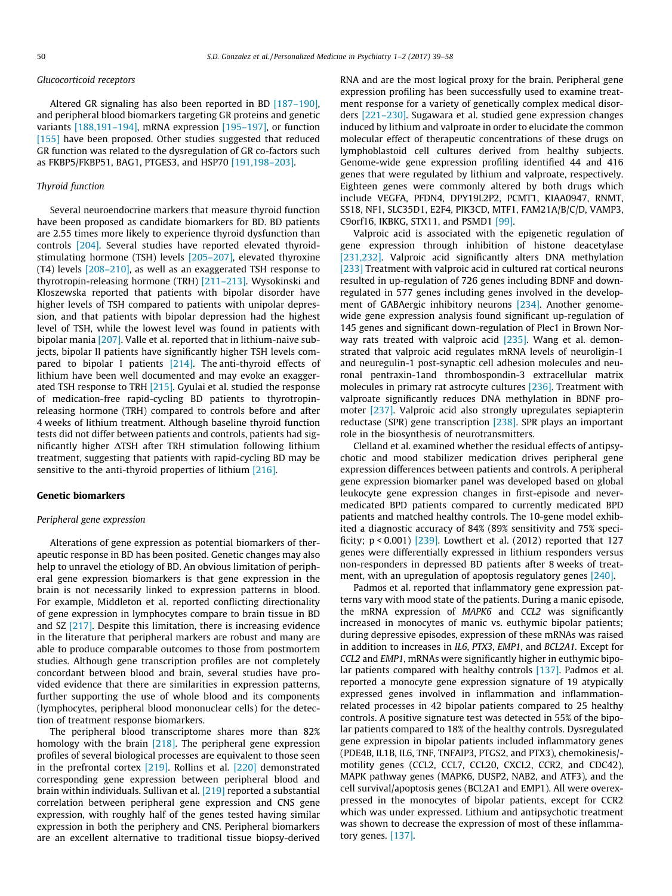### Glucocorticoid receptors

Altered GR signaling has also been reported in BD [187–190], and peripheral blood biomarkers targeting GR proteins and genetic variants [188,191–194], mRNA expression [195–197], or function [155] have been proposed. Other studies suggested that reduced GR function was related to the dysregulation of GR co-factors such as FKBP5/FKBP51, BAG1, PTGES3, and HSP70 [191,198–203].

### Thyroid function

Several neuroendocrine markers that measure thyroid function have been proposed as candidate biomarkers for BD. BD patients are 2.55 times more likely to experience thyroid dysfunction than controls [204]. Several studies have reported elevated thyroid-stimulating hormone (TSH) levels [205–207], elevated thyroxine (T4) levels [208–210], as well as an exaggerated TSH response to thyrotropin-releasing hormone (TRH) [211–213]. Wysokinski and Kloszewska reported that patients with bipolar disorder have higher levels of TSH compared to patients with unipolar depression, and that patients with bipolar depression had the highest level of TSH, while the lowest level was found in patients with bipolar mania [207]. Valle et al. reported that in lithium-naive subjects, bipolar II patients have significantly higher TSH levels compared to bipolar I patients [214]. The anti-thyroid effects of lithium have been well documented and may evoke an exaggerated TSH response to TRH [215]. Gyulai et al. studied the response of medication-free rapid-cycling BD patients to thyrotropin-releasing hormone (TRH) compared to controls before and after 4 weeks of lithium treatment. Although baseline thyroid function tests did not differ between patients and controls, patients had significantly higher ΔTSH after TRH stimulation following lithium treatment, suggesting that patients with rapid-cycling BD may be sensitive to the anti-thyroid properties of lithium [216].

## Genetic biomarkers

### Peripheral gene expression

Alterations of gene expression as potential biomarkers of therapeutic response in BD has been posited. Genetic changes may also help to unravel the etiology of BD. An obvious limitation of peripheral gene expression biomarkers is that gene expression in the brain is not necessarily linked to expression patterns in blood. For example, Middleton et al. reported conflicting directionality of gene expression in lymphocytes compare to brain tissue in BD and SZ [217]. Despite this limitation, there is increasing evidence in the literature that peripheral markers are robust and many are able to produce comparable outcomes to those from postmortem studies. Although gene transcription profiles are not completely concordant between blood and brain, several studies have provided evidence that there are similarities in expression patterns, further supporting the use of whole blood and its components (lymphocytes, peripheral blood mononuclear cells) for the detection of treatment response biomarkers.

The peripheral blood transcriptome shares more than 82% homology with the brain [218]. The peripheral gene expression profiles of several biological processes are equivalent to those seen in the prefrontal cortex [219]. Rollins et al. [220] demonstrated corresponding gene expression between peripheral blood and brain within individuals. Sullivan et al. [219] reported a substantial correlation between peripheral gene expression and CNS gene expression, with roughly half of the genes tested having similar expression in both the periphery and CNS. Peripheral biomarkers are an excellent alternative to traditional tissue biopsy-derived RNA and are the most logical proxy for the brain. Peripheral gene expression profiling has been successfully used to examine treatment response for a variety of genetically complex medical disorders [221–230]. Sugawara et al. studied gene expression changes induced by lithium and valproate in order to elucidate the common molecular effect of therapeutic concentrations of these drugs on lymphoblastoid cell cultures derived from healthy subjects. Genome-wide gene expression profiling identified 44 and 416 genes that were regulated by lithium and valproate, respectively. Eighteen genes were commonly altered by both drugs which include VEGFA, PFDN4, DPY19L2P2, PCMT1, KIAA0947, RNMT, SS18, NF1, SLC35D1, E2F4, PIK3CD, MTF1, FAM21A/B/C/D, VAMP3, C9orf16, IKBKG, STX11, and PSMD1 [99].

Valproic acid is associated with the epigenetic regulation of gene expression through inhibition of histone deacetylase [231,232]. Valproic acid significantly alters DNA methylation [233] Treatment with valproic acid in cultured rat cortical neurons resulted in up-regulation of 726 genes including BDNF and down-regulated in 577 genes including genes involved in the development of GABAergic inhibitory neurons [234]. Another genome-wide gene expression analysis found significant up-regulation of 145 genes and significant down-regulation of Plec1 in Brown Norway rats treated with valproic acid [235]. Wang et al. demonstrated that valproic acid regulates mRNA levels of neuroligin-1 and neuregulin-1 post-synaptic cell adhesion molecules and neuronal pentraxin-1and thrombospondin-3 extracellular matrix molecules in primary rat astrocyte cultures [236]. Treatment with valproate significantly reduces DNA methylation in BDNF promoter [237]. Valproic acid also strongly upregulates sepiapterin reductase (SPR) gene transcription [238]. SPR plays an important role in the biosynthesis of neurotransmitters.

Clelland et al. examined whether the residual effects of antipsychotic and mood stabilizer medication drives peripheral gene expression differences between patients and controls. A peripheral gene expression biomarker panel was developed based on global leukocyte gene expression changes in first-episode and never-medicated BPD patients compared to currently medicated BPD patients and matched healthy controls. The 10-gene model exhibited a diagnostic accuracy of 84% (89% sensitivity and 75% specificity; $p < 0.001$) [239]. Lowthert et al. (2012) reported that 127 genes were differentially expressed in lithium responders versus non-responders in depressed BD patients after 8 weeks of treatment, with an upregulation of apoptosis regulatory genes [240].

Padmos et al. reported that inflammatory gene expression patterns vary with mood state of the patients. During a manic episode, the mRNA expression of *MAPK6* and *CCL2* was significantly increased in monocytes of manic vs. euthymic bipolar patients; during depressive episodes, expression of these mRNAs was raised in addition to increases in *IL6*, *PTX3*, *EMP1*, and *BCL2A1*. Except for *CCL2* and *EMP1*, mRNAs were significantly higher in euthymic bipolar patients compared with healthy controls [137]. Padmos et al. reported a monocyte gene expression signature of 19 atypically expressed genes involved in inflammation and inflammation-related processes in 42 bipolar patients compared to 25 healthy controls. A positive signature test was detected in 55% of the bipolar patients compared to 18% of the healthy controls. Dysregulated gene expression in bipolar patients included inflammatory genes (PDE4B, IL1B, IL6, TNF, TNFAIP3, PTGS2, and PTX3), chemokinesis/-motility genes (CCL2, CCL7, CCL20, CXCL2, CCR2, and CDC42), MAPK pathway genes (MAPK6, DUSP2, NAB2, and ATF3), and the cell survival/apoptosis genes (BCL2A1 and EMP1). All were overexpressed in the monocytes of bipolar patients, except for CCR2 which was under expressed. Lithium and antipsychotic treatment was shown to decrease the expression of most of these inflammatory genes. [137].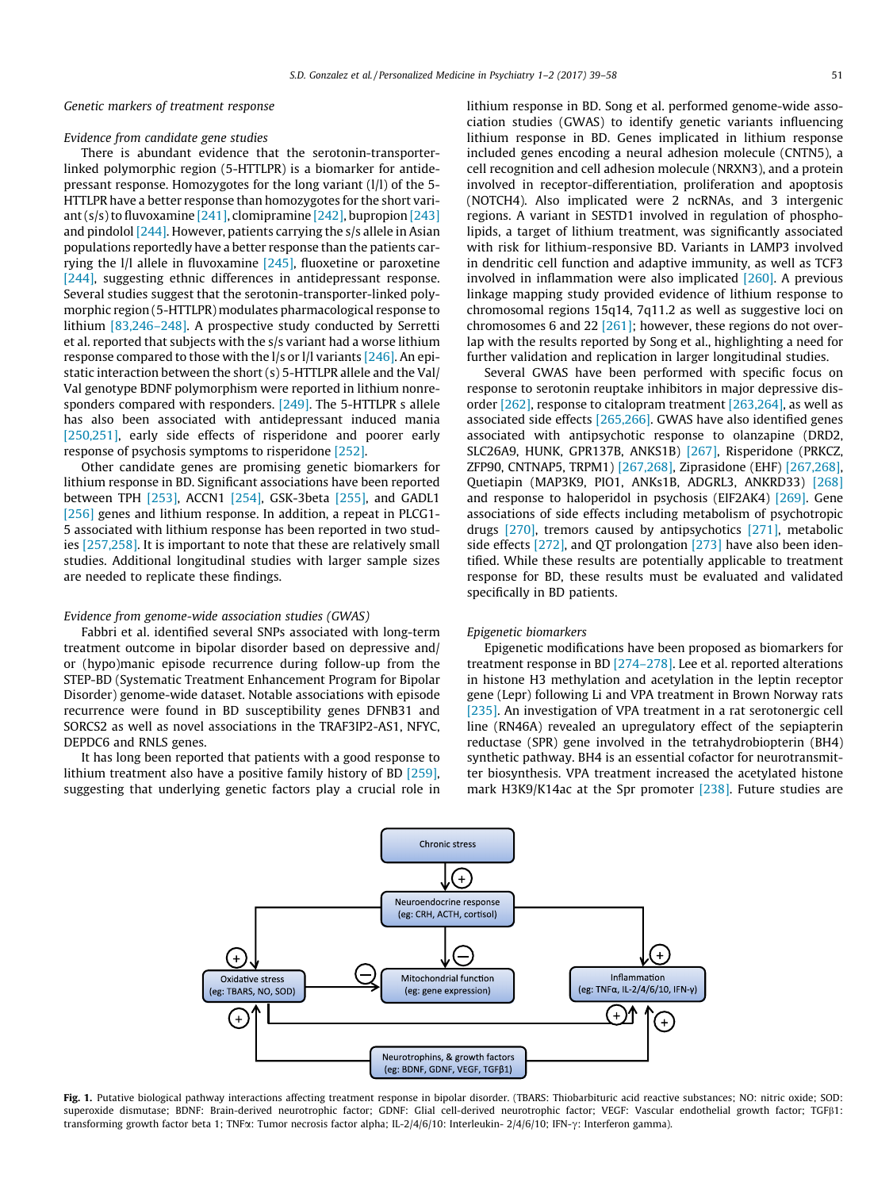*Genetic markers of treatment response*

*Evidence from candidate gene studies*

There is abundant evidence that the serotonin-transporter-linked polymorphic region (5-HTTLPR) is a biomarker for antidepressant response. Homozygotes for the long variant (l/l) of the 5-HTTLPR have a better response than homozygotes for the short variant (s/s) to fluvoxamine [241], clomipramine [242], bupropion [243] and pindolol [244]. However, patients carrying the s/s allele in Asian populations reportedly have a better response than the patients carrying the l/l allele in fluvoxamine [245], fluoxetine or paroxetine [244], suggesting ethnic differences in antidepressant response. Several studies suggest that the serotonin-transporter-linked polymorphic region (5-HTTLPR) modulates pharmacological response to lithium [83,246–248]. A prospective study conducted by Serretti et al. reported that subjects with the s/s variant had a worse lithium response compared to those with the l/s or l/l variants [246]. An epistatic interaction between the short (s) 5-HTTLPR allele and the Val/Val genotype BDNF polymorphism were reported in lithium nonresponders compared with responders. [249]. The 5-HTTLPR s allele has also been associated with antidepressant induced mania [250,251], early side effects of risperidone and poorer early response of psychosis symptoms to risperidone [252].

Other candidate genes are promising genetic biomarkers for lithium response in BD. Significant associations have been reported between TPH [253], ACCN1 [254], GSK-3beta [255], and GADL1 [256] genes and lithium response. In addition, a repeat in PLCG1-5 associated with lithium response has been reported in two studies [257,258]. It is important to note that these are relatively small studies. Additional longitudinal studies with larger sample sizes are needed to replicate these findings.

*Evidence from genome-wide association studies (GWAS)*

Fabbri et al. identified several SNPs associated with long-term treatment outcome in bipolar disorder based on depressive and/or (hypo)manic episode recurrence during follow-up from the STEP-BD (Systematic Treatment Enhancement Program for Bipolar Disorder) genome-wide dataset. Notable associations with episode recurrence were found in BD susceptibility genes DFNB31 and SORCS2 as well as novel associations in the TRAF3IP2-AS1, NFYC, DEPDC6 and RNLS genes.

It has long been reported that patients with a good response to lithium treatment also have a positive family history of BD [259], suggesting that underlying genetic factors play a crucial role in lithium response in BD. Song et al. performed genome-wide association studies (GWAS) to identify genetic variants influencing lithium response in BD. Genes implicated in lithium response included genes encoding a neural adhesion molecule (CNTN5), a cell recognition and cell adhesion molecule (NRXN3), and a protein involved in receptor-differentiation, proliferation and apoptosis (NOTCH4). Also implicated were 2 ncRNAs, and 3 intergenic regions. A variant in SESTD1 involved in regulation of phospholipids, a target of lithium treatment, was significantly associated with risk for lithium-responsive BD. Variants in LAMP3 involved in dendritic cell function and adaptive immunity, as well as TCF3 involved in inflammation were also implicated [260]. A previous linkage mapping study provided evidence of lithium response to chromosomal regions 15q14, 7q11.2 as well as suggestive loci on chromosomes 6 and 22 [261]; however, these regions do not overlap with the results reported by Song et al., highlighting a need for further validation and replication in larger longitudinal studies.

Several GWAS have been performed with specific focus on response to serotonin reuptake inhibitors in major depressive disorder [262], response to citalopram treatment [263,264], as well as associated side effects [265,266]. GWAS have also identified genes associated with antipsychotic response to olanzapine (DRD2, SLC26A9, HUNK, GPR137B, ANKS1B) [267], Risperidone (PRKCZ, ZFP90, CNTNAP5, TRPM1) [267,268], Ziprasidone (EHF) [267,268], Quetiapin (MAP3K9, PIO1, ANKs1B, ADGRL3, ANKRD33) [268] and response to haloperidol in psychosis (EIF2AK4) [269]. Gene associations of side effects including metabolism of psychotropic drugs [270], tremors caused by antipsychotics [271], metabolic side effects [272], and QT prolongation [273] have also been identified. While these results are potentially applicable to treatment response for BD, these results must be evaluated and validated specifically in BD patients.

*Epigenetic biomarkers*

Epigenetic modifications have been proposed as biomarkers for treatment response in BD [274–278]. Lee et al. reported alterations in histone H3 methylation and acetylation in the leptin receptor gene (Lepr) following Li and VPA treatment in Brown Norway rats [235]. An investigation of VPA treatment in a rat serotonergic cell line (RN46A) revealed an upregulatory effect of the sepiapterin reductase (SPR) gene involved in the tetrahydrobiopterin (BH4) synthetic pathway. BH4 is an essential cofactor for neurotransmitter biosynthesis. VPA treatment increased the acetylated histone mark H3K9/K14ac at the Spr promoter [238]. Future studies are

**Fig. 1.** Putative biological pathway interactions affecting treatment response in bipolar disorder. (TBARS: Thiobarbituric acid reactive substances; NO: nitric oxide; SOD: superoxide dismutase; BDNF: Brain-derived neurotrophic factor; GDNF: Glial cell-derived neurotrophic factor; VEGF: Vascular endothelial growth factor; TGFβ1: transforming growth factor beta 1; TNFα: Tumor necrosis factor alpha; IL-2/4/6/10: Interleukin- 2/4/6/10; IFN-γ: Interferon gamma).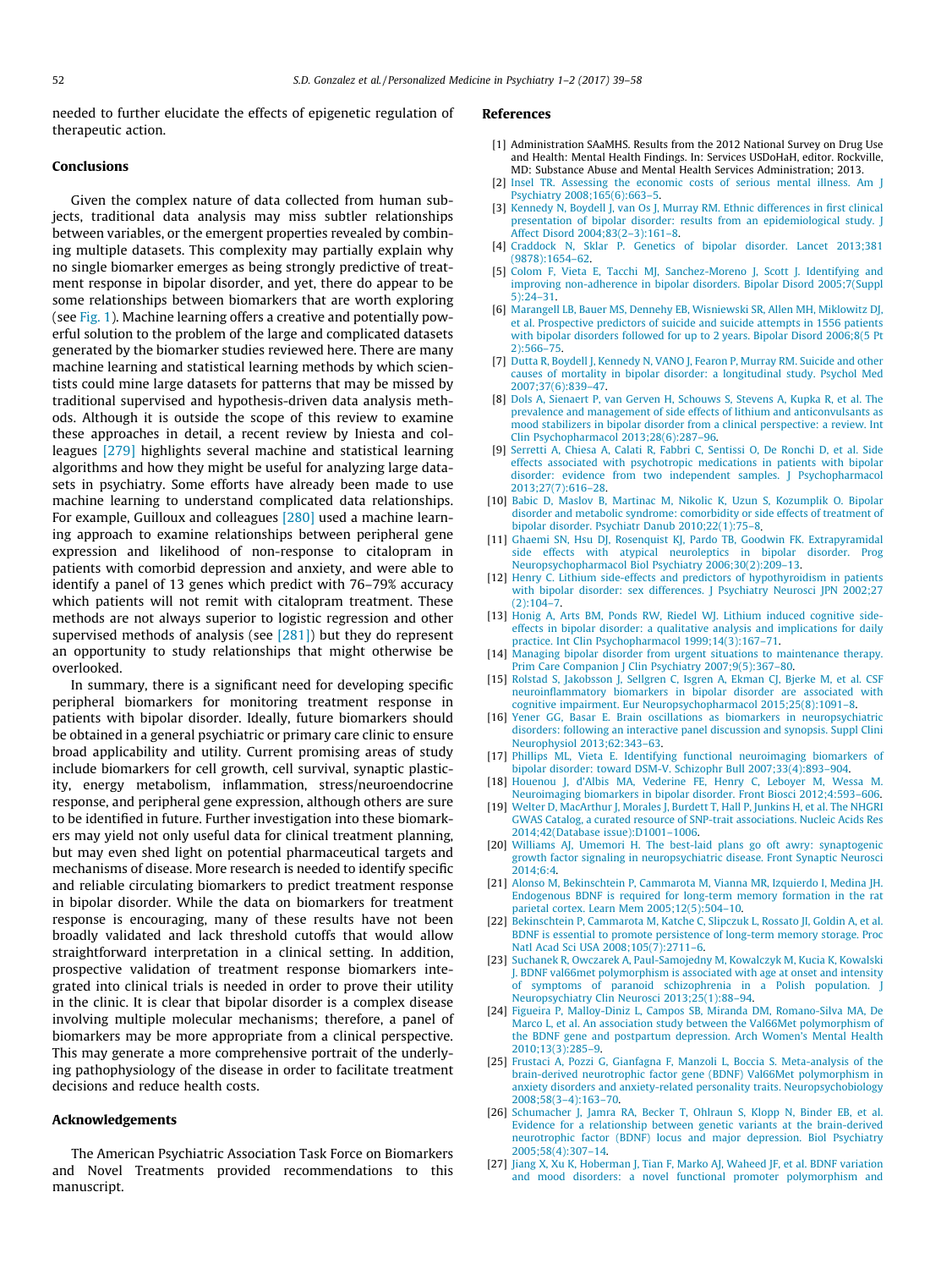needed to further elucidate the effects of epigenetic regulation of therapeutic action.

## Conclusions

Given the complex nature of data collected from human subjects, traditional data analysis may miss subtler relationships between variables, or the emergent properties revealed by combining multiple datasets. This complexity may partially explain why no single biomarker emerges as being strongly predictive of treatment response in bipolar disorder, and yet, there do appear to be some relationships between biomarkers that are worth exploring (see Fig. 1). Machine learning offers a creative and potentially powerful solution to the problem of the large and complicated datasets generated by the biomarker studies reviewed here. There are many machine learning and statistical learning methods by which scientists could mine large datasets for patterns that may be missed by traditional supervised and hypothesis-driven data analysis methods. Although it is outside the scope of this review to examine these approaches in detail, a recent review by Iniesta and colleagues [279] highlights several machine and statistical learning algorithms and how they might be useful for analyzing large datasets in psychiatry. Some efforts have already been made to use machine learning to understand complicated data relationships. For example, Guilloux and colleagues [280] used a machine learning approach to examine relationships between peripheral gene expression and likelihood of non-response to citalopram in patients with comorbid depression and anxiety, and were able to identify a panel of 13 genes which predict with 76–79% accuracy which patients will not remit with citalopram treatment. These methods are not always superior to logistic regression and other supervised methods of analysis (see [281]) but they do represent an opportunity to study relationships that might otherwise be overlooked.

In summary, there is a significant need for developing specific peripheral biomarkers for monitoring treatment response in patients with bipolar disorder. Ideally, future biomarkers should be obtained in a general psychiatric or primary care clinic to ensure broad applicability and utility. Current promising areas of study include biomarkers for cell growth, cell survival, synaptic plasticity, energy metabolism, inflammation, stress/neuroendocrine response, and peripheral gene expression, although others are sure to be identified in future. Further investigation into these biomarkers may yield not only useful data for clinical treatment planning, but may even shed light on potential pharmaceutical targets and mechanisms of disease. More research is needed to identify specific and reliable circulating biomarkers to predict treatment response in bipolar disorder. While the data on biomarkers for treatment response is encouraging, many of these results have not been broadly validated and lack threshold cutoffs that would allow straightforward interpretation in a clinical setting. In addition, prospective validation of treatment response biomarkers integrated into clinical trials is needed in order to prove their utility in the clinic. It is clear that bipolar disorder is a complex disease involving multiple molecular mechanisms; therefore, a panel of biomarkers may be more appropriate from a clinical perspective. This may generate a more comprehensive portrait of the underlying pathophysiology of the disease in order to facilitate treatment decisions and reduce health costs.

## Acknowledgements

The American Psychiatric Association Task Force on Biomarkers and Novel Treatments provided recommendations to this manuscript.

## References

[1] Administration SAaMHS. Results from the 2012 National Survey on Drug Use and Health: Mental Health Findings. In: Services USDoHaH, editor. Rockville, MD: Substance Abuse and Mental Health Services Administration; 2013.

[2] Insel TR. Assessing the economic costs of serious mental illness. Am J Psychiatry 2008;165(6):663–5.

[3] Kennedy N, Boydell J, van Os J, Murray RM. Ethnic differences in first clinical presentation of bipolar disorder: results from an epidemiological study. J Affect Disord 2004;83(2–3):161–8.

[4] Craddock N, Sklar P. Genetics of bipolar disorder. Lancet 2013;381 (9878):1654–62.

[5] Colom F, Vieta E, Tacchi MJ, Sanchez-Moreno J, Scott J. Identifying and improving non-adherence in bipolar disorders. Bipolar Disord 2005;7(Suppl 5):24–31.

[6] Marangell LB, Bauer MS, Dennehy EB, Wisniewski SR, Allen MH, Miklowitz DJ, et al. Prospective predictors of suicide and suicide attempts in 1556 patients with bipolar disorders followed for up to 2 years. Bipolar Disord 2006;8(5 Pt 2):566–75.

[7] Dutta R, Boydell J, Kennedy N, VANO J, Fearon P, Murray RM. Suicide and other causes of mortality in bipolar disorder: a longitudinal study. Psychol Med 2007;37(6):839–47.

[8] Dols A, Sienaert P, van Gerven H, Schouws S, Stevens A, Kupka R, et al. The prevalence and management of side effects of lithium and anticonvulsants as mood stabilizers in bipolar disorder from a clinical perspective: a review. Int Clin Psychopharmacol 2013;28(6):287–96.

[9] Serretti A, Chiesa A, Calati R, Fabbri C, Sentissi O, De Ronchi D, et al. Side effects associated with psychotropic medications in patients with bipolar disorder: evidence from two independent samples. J Psychopharmacol 2013;27(7):616–28.

[10] Babic D, Maslov B, Martinac M, Nikolic K, Uzun S, Kozumplik O. Bipolar disorder and metabolic syndrome: comorbidity or side effects of treatment of bipolar disorder. Psychiatr Danub 2010;22(1):75–8.

[11] Ghaemi SN, Hsu DJ, Rosenquist KJ, Pardo TB, Goodwin FK. Extrapyramidal side effects with atypical neuroleptics in bipolar disorder. Prog Neuropsychopharmacol Biol Psychiatry 2006;30(2):209–13.

[12] Henry C. Lithium side-effects and predictors of hypothyroidism in patients with bipolar disorder: sex differences. J Psychiatry Neurosci JPN 2002;27 (2):104–7.

[13] Honig A, Arts BM, Ponds RW, Riedel WJ. Lithium induced cognitive side-effects in bipolar disorder: a qualitative analysis and implications for daily practice. Int Clin Psychopharmacol 1999;14(3):167–71.

[14] Managing bipolar disorder from urgent situations to maintenance therapy. Prim Care Companion J Clin Psychiatry 2007;9(5):367–80.

[15] Rolstad S, Jakobsson J, Sellgren C, Isgren A, Ekman CJ, Bjerke M, et al. CSF neuroinflammatory biomarkers in bipolar disorder are associated with cognitive impairment. Eur Neuropsychopharmacol 2015;25(8):1091–8.

[16] Yener GG, Basar E. Brain oscillations as biomarkers in neuropsychiatric disorders: following an interactive panel discussion and synopsis. Suppl Clini Neurophysiol 2013;62:343–63.

[17] Phillips ML, Vieta E. Identifying functional neuroimaging biomarkers of bipolar disorder: toward DSM-V. Schizophr Bull 2007;33(4):893–904.

[18] Houenou J, d'Albis MA, Vederine FE, Henry C, Leboyer M, Wessa M. Neuroimaging biomarkers in bipolar disorder. Front Biosci 2012;4:593–606.

[19] Welter D, MacArthur J, Morales J, Burdett T, Hall P, Junkins H, et al. The NHGRI GWAS Catalog, a curated resource of SNP-trait associations. Nucleic Acids Res 2014;42(Database issue):D1001–1006.

[20] Williams AJ, Umemori H. The best-laid plans go oft awry: synaptogenic growth factor signaling in neuropsychiatric disease. Front Synaptic Neurosci 2014;6:4.

[21] Alonso M, Bekinschtein P, Cammarota M, Vianna MR, Izquierdo I, Medina JH. Endogenous BDNF is required for long-term memory formation in the rat parietal cortex. Learn Mem 2005;12(5):504–10.

[22] Bekinschtein P, Cammarota M, Katche C, Slipczuk L, Rossato JI, Goldin A, et al. BDNF is essential to promote persistence of long-term memory storage. Proc Natl Acad Sci USA 2008;105(7):2711–6.

[23] Suchanek R, Owczarek A, Paul-Samojedny M, Kowalczyk M, Kucia K, Kowalski J. BDNF val66met polymorphism is associated with age at onset and intensity of symptoms of paranoid schizophrenia in a Polish population. J Neuropsychiatry Clin Neurosci 2013;25(1):88–94.

[24] Figueira P, Malloy-Diniz L, Campos SB, Miranda DM, Romano-Silva MA, De Marco L, et al. An association study between the Val66Met polymorphism of the BDNF gene and postpartum depression. Arch Women's Mental Health 2010;13(3):285–9.

[25] Frustaci A, Pozzi G, Gianfagna F, Manzoli L, Boccia S. Meta-analysis of the brain-derived neurotrophic factor gene (BDNF) Val66Met polymorphism in anxiety disorders and anxiety-related personality traits. Neuropsychobiology 2008;58(3–4):163–70.

[26] Schumacher J, Jamra RA, Becker T, Ohlraun S, Klopp N, Binder EB, et al. Evidence for a relationship between genetic variants at the brain-derived neurotrophic factor (BDNF) locus and major depression. Biol Psychiatry 2005;58(4):307–14.

[27] Jiang X, Xu K, Hoberman J, Tian F, Marko AJ, Waheed JF, et al. BDNF variation and mood disorders: a novel functional promoter polymorphism and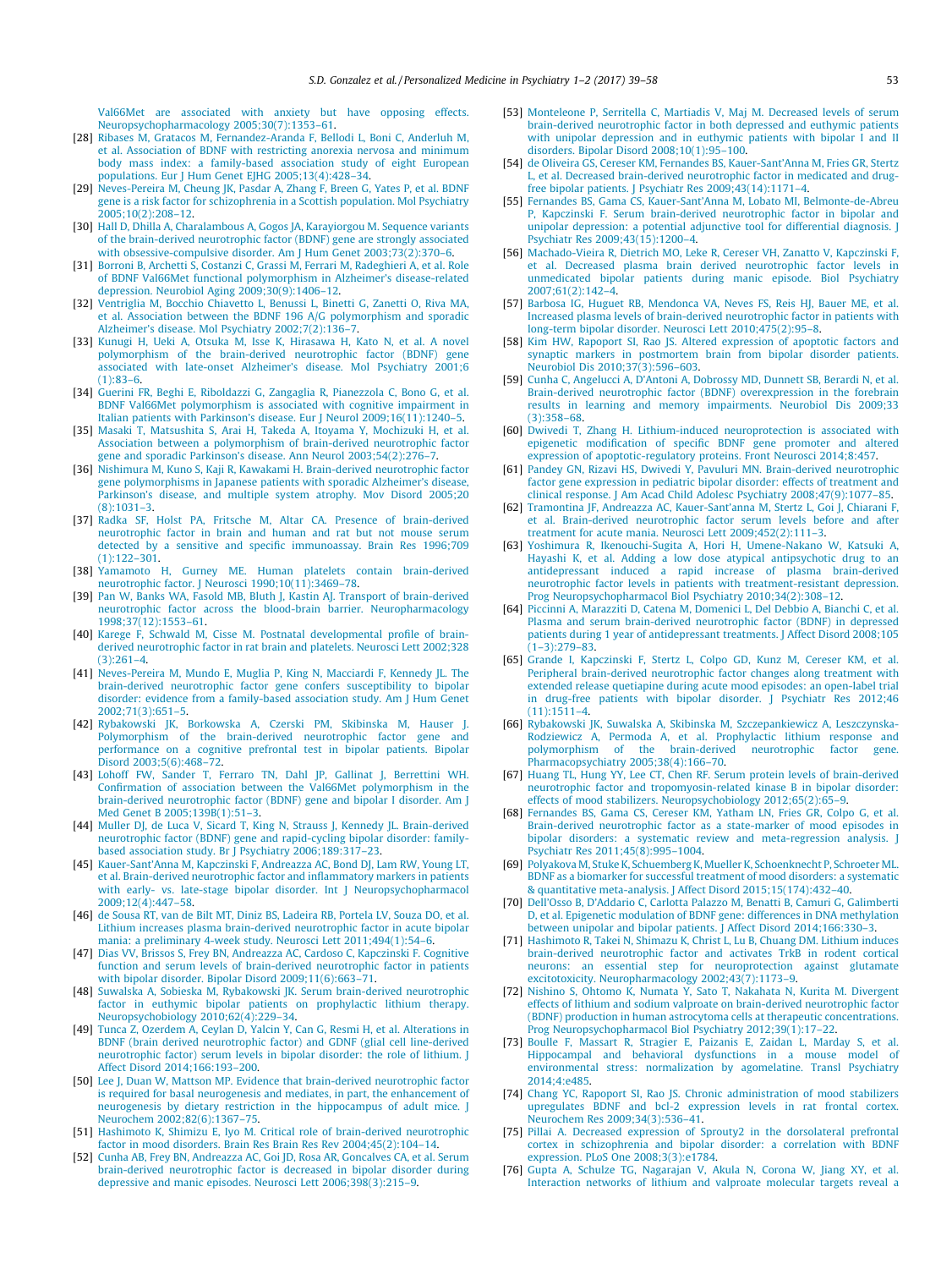Val66Met are associated with anxiety but have opposing effects. Neuropsychopharmacology 2005;30(7):1353–61.

[28] Ribases M, Gratacos M, Fernandez-Aranda F, Bellodi L, Boni C, Anderluh M, et al. Association of BDNF with restricting anorexia nervosa and minimum body mass index: a family-based association study of eight European populations. Eur J Hum Genet EJHG 2005;13(4):428–34.

[29] Neves-Pereira M, Cheung JK, Pasdar A, Zhang F, Breen G, Yates P, et al. BDNF gene is a risk factor for schizophrenia in a Scottish population. Mol Psychiatry 2005;10(2):208–12.

[30] Hall D, Dhilla A, Charalambous A, Gogos JA, Karayiorgou M. Sequence variants of the brain-derived neurotrophic factor (BDNF) gene are strongly associated with obsessive-compulsive disorder. Am J Hum Genet 2003;73(2):370–6.

[31] Borroni B, Archetti S, Costanzi C, Grassi M, Ferrari M, Radeghieri A, et al. Role of BDNF Val66Met functional polymorphism in Alzheimer's disease-related depression. Neurobiol Aging 2009;30(9):1406–12.

[32] Ventriglia M, Bocchio Chiavetto L, Benussi L, Binetti G, Zanetti O, Riva MA, et al. Association between the BDNF 196 A/G polymorphism and sporadic Alzheimer's disease. Mol Psychiatry 2002;7(2):136–7.

[33] Kunugi H, Ueki A, Otsuka M, Isse K, Hirasawa H, Kato N, et al. A novel polymorphism of the brain-derived neurotrophic factor (BDNF) gene associated with late-onset Alzheimer's disease. Mol Psychiatry 2001;6 (1):83–6.

[34] Guerini FR, Beghi E, Riboldazzi G, Zangaglia R, Pianezzola C, Bono G, et al. BDNF Val66Met polymorphism is associated with cognitive impairment in Italian patients with Parkinson's disease. Eur J Neurol 2009;16(11):1240–5.

[35] Masaki T, Matsushita S, Arai H, Takeda A, Itoyama Y, Mochizuki H, et al. Association between a polymorphism of brain-derived neurotrophic factor gene and sporadic Parkinson's disease. Ann Neurol 2003;54(2):276–7.

[36] Nishimura M, Kuno S, Kaji R, Kawakami H. Brain-derived neurotrophic factor gene polymorphisms in Japanese patients with sporadic Alzheimer's disease, Parkinson's disease, and multiple system atrophy. Mov Disord 2005;20 (8):1031–3.

[37] Radka SF, Holst PA, Fritsche M, Altar CA. Presence of brain-derived neurotrophic factor in brain and human and rat but not mouse serum detected by a sensitive and specific immunoassay. Brain Res 1996;709 (1):122–301.

[38] Yamamoto H, Gurney ME. Human platelets contain brain-derived neurotrophic factor. J Neurosci 1990;10(11):3469–78.

[39] Pan W, Banks WA, Fasold MB, Bluth J, Kastin AJ. Transport of brain-derived neurotrophic factor across the blood-brain barrier. Neuropharmacology 1998;37(12):1553–61.

[40] Karege F, Schwald M, Cisse M. Postnatal developmental profile of brain-derived neurotrophic factor in rat brain and platelets. Neurosci Lett 2002;328 (3):261–4.

[41] Neves-Pereira M, Mundo E, Muglia P, King N, Macciardi F, Kennedy JL. The brain-derived neurotrophic factor gene confers susceptibility to bipolar disorder: evidence from a family-based association study. Am J Hum Genet 2002;71(3):651–5.

[42] Rybakowski JK, Borkowska A, Czerski PM, Skibinska M, Hauser J. Polymorphism of the brain-derived neurotrophic factor gene and performance on a cognitive prefrontal test in bipolar patients. Bipolar Disord 2003;5(6):468–72.

[43] Lohoff FW, Sander T, Ferraro TN, Dahl JP, Gallinat J, Berrettini WH. Confirmation of association between the Val66Met polymorphism in the brain-derived neurotrophic factor (BDNF) gene and bipolar I disorder. Am J Med Genet B 2005;139B(1):51–3.

[44] Muller DJ, de Luca V, Sicard T, King N, Strauss J, Kennedy JL. Brain-derived neurotrophic factor (BDNF) gene and rapid-cycling bipolar disorder: family-based association study. Br J Psychiatry 2006;189:317–23.

[45] Kauer-Sant'Anna M, Kapczinski F, Andreazza AC, Bond DJ, Lam RW, Young LT, et al. Brain-derived neurotrophic factor and inflammatory markers in patients with early- vs. late-stage bipolar disorder. Int J Neuropsychopharmacol 2009;12(4):447–58.

[46] de Sousa RT, van de Bilt MT, Diniz BS, Ladeira RB, Portela LV, Souza DO, et al. Lithium increases plasma brain-derived neurotrophic factor in acute bipolar mania: a preliminary 4-week study. Neurosci Lett 2011;494(1):54–6.

[47] Dias VV, Brissos S, Frey BN, Andreazza AC, Cardoso C, Kapczinski F. Cognitive function and serum levels of brain-derived neurotrophic factor in patients with bipolar disorder. Bipolar Disord 2009;11(6):663–71.

[48] Suwalska A, Sobieska M, Rybakowski JK. Serum brain-derived neurotrophic factor in euthymic bipolar patients on prophylactic lithium therapy. Neuropsychobiology 2010;62(4):229–34.

[49] Tunca Z, Ozerdem A, Ceylan D, Yalcin Y, Can G, Resmi H, et al. Alterations in BDNF (brain derived neurotrophic factor) and GDNF (glial cell line-derived neurotrophic factor) serum levels in bipolar disorder: the role of lithium. J Affect Disord 2014;166:193–200.

[50] Lee J, Duan W, Mattson MP. Evidence that brain-derived neurotrophic factor is required for basal neurogenesis and mediates, in part, the enhancement of neurogenesis by dietary restriction in the hippocampus of adult mice. J Neurochem 2002;82(6):1367–75.

[51] Hashimoto K, Shimizu E, Iyo M. Critical role of brain-derived neurotrophic factor in mood disorders. Brain Res Brain Res Rev 2004;45(2):104–14.

[52] Cunha AB, Frey BN, Andreazza AC, Goi JD, Rosa AR, Goncalves CA, et al. Serum brain-derived neurotrophic factor is decreased in bipolar disorder during depressive and manic episodes. Neurosci Lett 2006;398(3):215–9.

[53] Monteleone P, Serritella C, Martiadis V, Maj M. Decreased levels of serum brain-derived neurotrophic factor in both depressed and euthymic patients with unipolar depression and in euthymic patients with bipolar I and II disorders. Bipolar Disord 2008;10(1):95–100.

[54] de Oliveira GS, Ceresér KM, Fernandes BS, Kauer-Sant'Anna M, Fries GR, Stertz L, et al. Decreased brain-derived neurotrophic factor in medicated and drug-free bipolar patients. J Psychiatr Res 2009;43(14):1171–4.

[55] Fernandes BS, Gama CS, Kauer-Sant'Anna M, Lobato MI, Belmonte-de-Abreu P, Kapczinski F. Serum brain-derived neurotrophic factor in bipolar and unipolar depression: a potential adjunctive tool for differential diagnosis. J Psychiatr Res 2009;43(15):1200–4.

[56] Machado-Vieira R, Dietrich MO, Leke R, Cereser VH, Zanatto V, Kapczinski F, et al. Decreased plasma brain derived neurotrophic factor levels in unmedicated bipolar patients during manic episode. Biol Psychiatry 2007;61(2):142–4.

[57] Barbosa IG, Huguet RB, Mendonca VA, Neves FS, Reis HJ, Bauer ME, et al. Increased plasma levels of brain-derived neurotrophic factor in patients with long-term bipolar disorder. Neurosci Lett 2010;475(2):95–8.

[58] Kim HW, Rapoport SI, Rao JS. Altered expression of apoptotic factors and synaptic markers in postmortem brain from bipolar disorder patients. Neurobiol Dis 2010;37(3):596–603.

[59] Cunha C, Angelucci A, D'Antoni A, Dobrossy MD, Dunnett SB, Berardi N, et al. Brain-derived neurotrophic factor (BDNF) overexpression in the forebrain results in learning and memory impairments. Neurobiol Dis 2009;33 (3):358–68.

[60] Dwivedi T, Zhang H. Lithium-induced neuroprotection is associated with epigenetic modification of specific BDNF gene promoter and altered expression of apoptotic-regulatory proteins. Front Neurosci 2014;8:457.

[61] Pandey GN, Rizavi HS, Dwivedi Y, Pavuluri MN. Brain-derived neurotrophic factor gene expression in pediatric bipolar disorder: effects of treatment and clinical response. J Am Acad Child Adolesc Psychiatry 2008;47(9):1077–85.

[62] Tramontina JF, Andreazza AC, Kauer-Sant'anna M, Stertz L, Goi J, Chiarani F, et al. Brain-derived neurotrophic factor serum levels before and after treatment for acute mania. Neurosci Lett 2009;452(2):111–3.

[63] Yoshimura R, Ikenouchi-Sugita A, Hori H, Umene-Nakano W, Katsuki A, Hayashi K, et al. Adding a low dose atypical antipsychotic drug to an antidepressant induced a rapid increase of plasma brain-derived neurotrophic factor levels in patients with treatment-resistant depression. Prog Neuropsychopharmacol Biol Psychiatry 2010;34(2):308–12.

[64] Piccinni A, Marazziti D, Catena M, Domenici L, Del Debbio A, Bianchi C, et al. Plasma and serum brain-derived neurotrophic factor (BDNF) in depressed patients during 1 year of antidepressant treatments. J Affect Disord 2008;105 (1–3):279–83.

[65] Grande I, Kapczinski F, Stertz L, Colpo GD, Kunz M, Cereser KM, et al. Peripheral brain-derived neurotrophic factor changes along treatment with extended release quetiapine during acute mood episodes: an open-label trial in drug-free patients with bipolar disorder. J Psychiatr Res 2012;46 (11):1511–4.

[66] Rybakowski JK, Suwalska A, Skibinska M, Szczepankiewicz A, Leszczynska-Rodziewicz A, Permoda A, et al. Prophylactic lithium response and polymorphism of the brain-derived neurotrophic factor gene. Pharmacopsychiatry 2005;38(4):166–70.

[67] Huang TL, Hung YY, Lee CT, Chen RF. Serum protein levels of brain-derived neurotrophic factor and tropomyosin-related kinase B in bipolar disorder: effects of mood stabilizers. Neuropsychobiology 2012;65(2):65–9.

[68] Fernandes BS, Gama CS, Cereser KM, Yatham LN, Fries GR, Colpo G, et al. Brain-derived neurotrophic factor as a state-marker of mood episodes in bipolar disorders: a systematic review and meta-regression analysis. J Psychiatr Res 2011;45(8):995–1004.

[69] Polyakova M, Stuke K, Schuemberg K, Mueller K, Schoenknecht P, Schroeter ML. BDNF as a biomarker for successful treatment of mood disorders: a systematic & quantitative meta-analysis. J Affect Disord 2015;15(174):432–40.

[70] Dell'Osso B, D'Addario C, Carlotta Palazzo M, Benatti B, Camuri G, Galimberti D, et al. Epigenetic modulation of BDNF gene: differences in DNA methylation between unipolar and bipolar patients. J Affect Disord 2014;166:330–3.

[71] Hashimoto R, Takei N, Shimazu K, Christ L, Lu B, Chuang DM. Lithium induces brain-derived neurotrophic factor and activates TrkB in rodent cortical neurons: an essential step for neuroprotection against glutamate excitotoxicity. Neuropharmacology 2002;43(7):1173–9.

[72] Nishino S, Ohtomo K, Numata Y, Sato T, Nakahata N, Kurita M. Divergent effects of lithium and sodium valproate on brain-derived neurotrophic factor (BDNF) production in human astrocytoma cells at therapeutic concentrations. Prog Neuropsychopharmacol Biol Psychiatry 2012;39(1):17–22.

[73] Boulle F, Massart R, Stragier E, Paizanis E, Zaidan L, Marday S, et al. Hippocampal and behavioral dysfunctions in a mouse model of environmental stress: normalization by agomelatine. Transl Psychiatry 2014;4:e485.

[74] Chang YC, Rapoport SI, Rao JS. Chronic administration of mood stabilizers upregulates BDNF and bcl-2 expression levels in rat frontal cortex. Neurochem Res 2009;34(3):536–41.

[75] Pillai A. Decreased expression of Sprouty2 in the dorsolateral prefrontal cortex in schizophrenia and bipolar disorder: a correlation with BDNF expression. PLoS One 2008;3(3):e1784.

[76] Gupta A, Schulze TG, Nagarajan V, Akula N, Corona W, Jiang XY, et al. Interaction networks of lithium and valproate molecular targets reveal a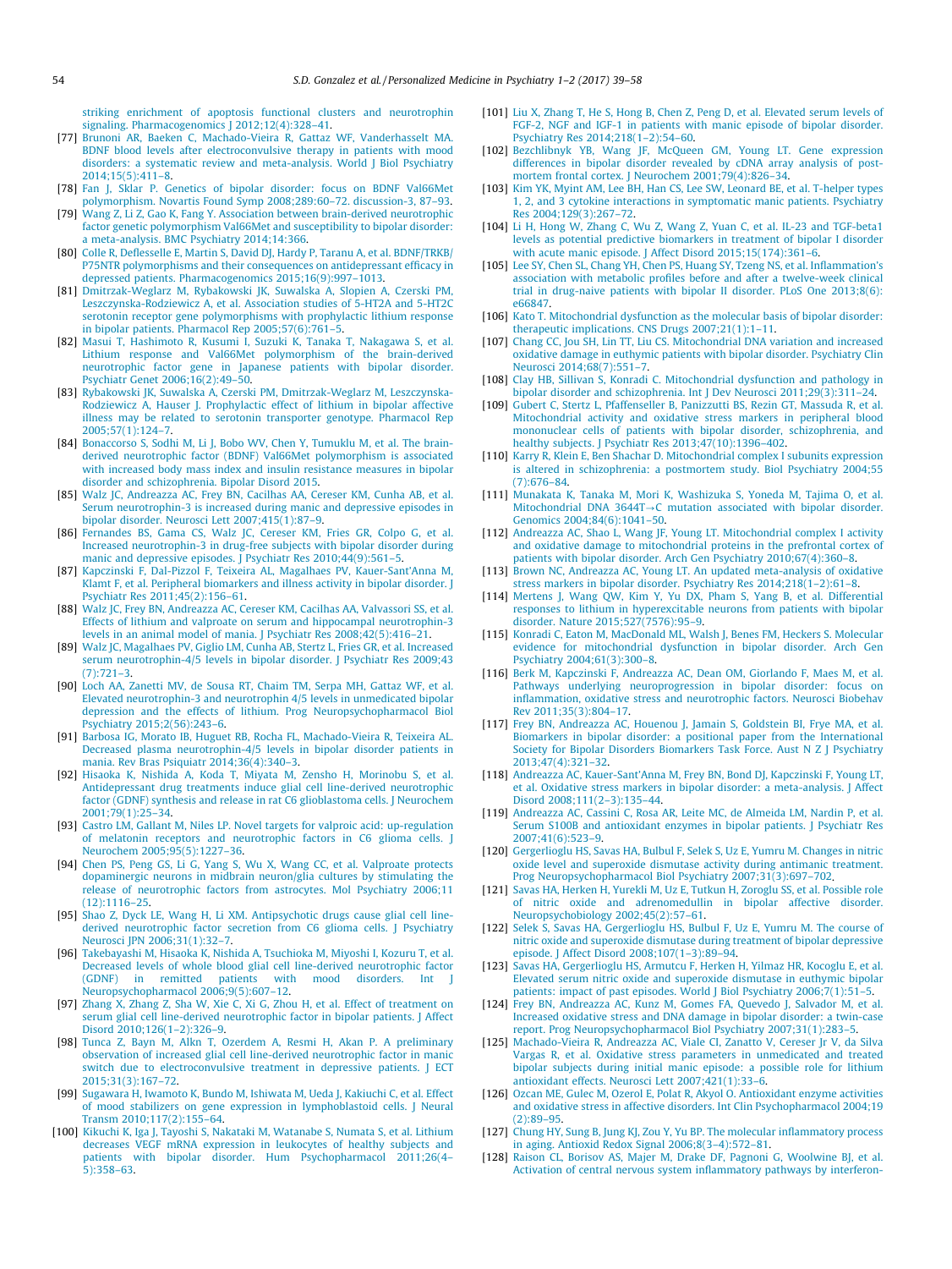striking enrichment of apoptosis functional clusters and neurotrophin signaling. Pharmacogenomics J 2012;12(4):328–41.

[77] Brunoni AR, Baeken C, Machado-Vieira R, Gattaz WF, Vanderhasselt MA. BDNF blood levels after electroconvulsive therapy in patients with mood disorders: a systematic review and meta-analysis. World J Biol Psychiatry 2014;15(5):411–8.

[78] Fan J, Sklar P. Genetics of bipolar disorder: focus on BDNF Val66Met polymorphism. Novartis Found Symp 2008;289:60–72. discussion-3, 87–93.

[79] Wang Z, Li Z, Gao K, Fang Y. Association between brain-derived neurotrophic factor genetic polymorphism Val66Met and susceptibility to bipolar disorder: a meta-analysis. BMC Psychiatry 2014;14:366.

[80] Colle R, Deflesselle E, Martin S, David DJ, Hardy P, Taranu A, et al. BDNF/TRKB/P75NTR polymorphisms and their consequences on antidepressant efficacy in depressed patients. Pharmacogenomics 2015;16(9):997–1013.

[81] Dmitrzak-Weglarz M, Rybakowski JK, Suwalska A, Slopien A, Czerski PM, Leszczynska-Rodziewicz A, et al. Association studies of 5-HT2A and 5-HT2C serotonin receptor gene polymorphisms with prophylactic lithium response in bipolar patients. Pharmacol Rep 2005;57(6):761–5.

[82] Masui T, Hashimoto R, Kusumi I, Suzuki K, Tanaka T, Nakagawa S, et al. Lithium response and Val66Met polymorphism of the brain-derived neurotrophic factor gene in Japanese patients with bipolar disorder. Psychiatr Genet 2006;16(2):49–50.

[83] Rybakowski JK, Suwalska A, Czerski PM, Dmitrzak-Weglarz M, Leszczynska-Rodziewicz A, Hauser J. Prophylactic effect of lithium in bipolar affective illness may be related to serotonin transporter genotype. Pharmacol Rep 2005;57(1):124–7.

[84] Bonaccorso S, Sodhi M, Li J, Bobo WV, Chen Y, Tumuklu M, et al. The brain-derived neurotrophic factor (BDNF) Val66Met polymorphism is associated with increased body mass index and insulin resistance measures in bipolar disorder and schizophrenia. Bipolar Disord 2015.

[85] Walz JC, Andreazza AC, Frey BN, Cacilhas AA, Cereser KM, Cunha AB, et al. Serum neurotrophin-3 is increased during manic and depressive episodes in bipolar disorder. Neurosci Lett 2007;415(1):87–9.

[86] Fernandes BS, Gama CS, Walz JC, Cereser KM, Fries GR, Colpo G, et al. Increased neurotrophin-3 in drug-free subjects with bipolar disorder during manic and depressive episodes. J Psychiatr Res 2010;44(9):561–5.

[87] Kapczinski F, Dal-Pizzol F, Teixeira AL, Magalhaes PV, Kauer-Sant'Anna M, Klamt F, et al. Peripheral biomarkers and illness activity in bipolar disorder. J Psychiatr Res 2011;45(2):156–61.

[88] Walz JC, Frey BN, Andreazza AC, Cereser KM, Cacilhas AA, Valvassori SS, et al. Effects of lithium and valproate on serum and hippocampal neurotrophin-3 levels in an animal model of mania. J Psychiatr Res 2008;42(5):416–21.

[89] Walz JC, Magalhaes PV, Giglio LM, Cunha AB, Stertz L, Fries GR, et al. Increased serum neurotrophin-4/5 levels in bipolar disorder. J Psychiatr Res 2009;43(7):721–3.

[90] Loch AA, Zanetti MV, de Sousa RT, Chaim TM, Serpa MH, Gattaz WF, et al. Elevated neurotrophin-3 and neurotrophin 4/5 levels in unmedicated bipolar depression and the effects of lithium. Prog Neuropsychopharmacol Biol Psychiatry 2015;2(56):243–6.

[91] Barbosa IG, Morato IB, Huguet RB, Rocha FL, Machado-Vieira R, Teixeira AL. Decreased plasma neurotrophin-4/5 levels in bipolar disorder patients in mania. Rev Bras Psiquiatr 2014;36(4):340–3.

[92] Hisaoka K, Nishida A, Koda T, Miyata M, Zensho H, Morinobu S, et al. Antidepressant drug treatments induce glial cell line-derived neurotrophic factor (GDNF) synthesis and release in rat C6 glioblastoma cells. J Neurochem 2001;79(1):25–34.

[93] Castro LM, Gallant M, Niles LP. Novel targets for valproic acid: up-regulation of melatonin receptors and neurotrophic factors in C6 glioma cells. J Neurochem 2005;95(5):1227–36.

[94] Chen PS, Peng GS, Li G, Yang S, Wu X, Wang CC, et al. Valproate protects dopaminergic neurons in midbrain neuron/glia cultures by stimulating the release of neurotrophic factors from astrocytes. Mol Psychiatry 2006;11(12):1116–25.

[95] Shao Z, Dyck LE, Wang H, Li XM. Antipsychotic drugs cause glial cell line-derived neurotrophic factor secretion from C6 glioma cells. J Psychiatry Neurosci JPN 2006;31(1):32–7.

[96] Takebayashi M, Hisaoka K, Nishida A, Tsuchioka M, Miyoshi I, Kozuru T, et al. Decreased levels of whole blood glial cell line-derived neurotrophic factor (GDNF) in remitted patients with mood disorders. Int J Neuropsychopharmacol 2006;9(5):607–12.

[97] Zhang X, Zhang Z, Sha W, Xie C, Xi G, Zhou H, et al. Effect of treatment on serum glial cell line-derived neurotrophic factor in bipolar patients. J Affect Disord 2010;126(1–2):326–9.

[98] Tunca Z, Bayn M, Alkn T, Ozerdem A, Resmi H, Akan P. A preliminary observation of increased glial cell line-derived neurotrophic factor in manic switch due to electroconvulsive treatment in depressive patients. J ECT 2015;31(3):167–72.

[99] Sugawara H, Iwamoto K, Bundo M, Ishiwata M, Ueda J, Kakiuchi C, et al. Effect of mood stabilizers on gene expression in lymphoblastoid cells. J Neural Transm 2010;117(2):155–64.

[100] Kikuchi K, Iga J, Tayoshi S, Nakataki M, Watanabe S, Numata S, et al. Lithium decreases VEGF mRNA expression in leukocytes of healthy subjects and patients with bipolar disorder. Hum Psychopharmacol 2011;26(4–5):358–63.

[101] Liu X, Zhang T, He S, Hong B, Chen Z, Peng D, et al. Elevated serum levels of FGF-2, NGF and IGF-1 in patients with manic episode of bipolar disorder. Psychiatry Res 2014;218(1–2):54–60.

[102] Bezchlibnyk YB, Wang JF, McQueen GM, Young LT. Gene expression differences in bipolar disorder revealed by cDNA array analysis of post-mortem frontal cortex. J Neurochem 2001;79(4):826–34.

[103] Kim YK, Myint AM, Lee BH, Han CS, Lee SW, Leonard BE, et al. T-helper types 1, 2, and 3 cytokine interactions in symptomatic manic patients. Psychiatry Res 2004;129(3):267–72.

[104] Li H, Hong W, Zhang C, Wu Z, Wang Z, Yuan C, et al. IL-23 and TGF-beta1 levels as potential predictive biomarkers in treatment of bipolar I disorder with acute manic episode. J Affect Disord 2015;15(174):361–6.

[105] Lee SY, Chen SL, Chang YH, Chen PS, Huang SY, Tzeng NS, et al. Inflammation's association with metabolic profiles before and after a twelve-week clinical trial in drug-naive patients with bipolar II disorder. PLoS One 2013;8(6):e66847.

[106] Kato T. Mitochondrial dysfunction as the molecular basis of bipolar disorder: therapeutic implications. CNS Drugs 2007;21(1):1–11.

[107] Chang CC, Jou SH, Lin TT, Liu CS. Mitochondrial DNA variation and increased oxidative damage in euthymic patients with bipolar disorder. Psychiatry Clin Neurosci 2014;68(7):551–7.

[108] Clay HB, Sillivan S, Konradi C. Mitochondrial dysfunction and pathology in bipolar disorder and schizophrenia. Int J Dev Neurosci 2011;29(3):311–24.

[109] Gubert C, Stertz L, Pfaffenseller B, Panizzutti BS, Rezin GT, Massuda R, et al. Mitochondrial activity and oxidative stress markers in peripheral blood mononuclear cells of patients with bipolar disorder, schizophrenia, and healthy subjects. J Psychiatr Res 2013;47(10):1396–402.

[110] Karry R, Klein E, Ben Shachar D. Mitochondrial complex I subunits expression is altered in schizophrenia: a postmortem study. Biol Psychiatry 2004;55(7):676–84.

[111] Munakata K, Tanaka M, Mori K, Washizuka S, Yoneda M, Tajima O, et al. Mitochondrial DNA 3644T→C mutation associated with bipolar disorder. Genomics 2004;84(6):1041–50.

[112] Andreazza AC, Shao L, Wang JF, Young LT. Mitochondrial complex I activity and oxidative damage to mitochondrial proteins in the prefrontal cortex of patients with bipolar disorder. Arch Gen Psychiatry 2010;67(4):360–8.

[113] Brown NC, Andreazza AC, Young LT. An updated meta-analysis of oxidative stress markers in bipolar disorder. Psychiatry Res 2014;218(1–2):61–8.

[114] Mertens J, Wang QW, Kim Y, Yu DX, Pham S, Yang B, et al. Differential responses to lithium in hyperexcitable neurons from patients with bipolar disorder. Nature 2015;527(7576):95–9.

[115] Konradi C, Eaton M, MacDonald ML, Walsh J, Benes FM, Heckers S. Molecular evidence for mitochondrial dysfunction in bipolar disorder. Arch Gen Psychiatry 2004;61(3):300–8.

[116] Berk M, Kapczinski F, Andreazza AC, Dean OM, Giorlando F, Maes M, et al. Pathways underlying neuroprogression in bipolar disorder: focus on inflammation, oxidative stress and neurotrophic factors. Neurosci Biobehav Rev 2011;35(3):804–17.

[117] Frey BN, Andreazza AC, Houenou J, Jamain S, Goldstein BI, Frye MA, et al. Biomarkers in bipolar disorder: a positional paper from the International Society for Bipolar Disorders Biomarkers Task Force. Aust N Z J Psychiatry 2013;47(4):321–32.

[118] Andreazza AC, Kauer-Sant'Anna M, Frey BN, Bond DJ, Kapczinski F, Young LT, et al. Oxidative stress markers in bipolar disorder: a meta-analysis. J Affect Disord 2008;111(2–3):135–44.

[119] Andreazza AC, Cassini C, Rosa AR, Leite MC, de Almeida LM, Nardin P, et al. Serum S100B and antioxidant enzymes in bipolar patients. J Psychiatr Res 2007;41(6):523–9.

[120] Gergerlioglu HS, Savas HA, Bulbul F, Selek S, Uz E, Yumru M. Changes in nitric oxide level and superoxide dismutase activity during antimanic treatment. Prog Neuropsychopharmacol Biol Psychiatry 2007;31(3):697–702.

[121] Savas HA, Herken H, Yurekli M, Uz E, Tutkun H, Zoroglu SS, et al. Possible role of nitric oxide and adrenomedullin in bipolar affective disorder. Neuropsychobiology 2002;45(2):57–61.

[122] Selek S, Savas HA, Gergerlioglu HS, Bulbul F, Uz E, Yumru M. The course of nitric oxide and superoxide dismutase during treatment of bipolar depressive episode. J Affect Disord 2008;107(1–3):89–94.

[123] Savas HA, Gergerlioglu HS, Armutcu F, Herken H, Yilmaz HR, Kocoglu E, et al. Elevated serum nitric oxide and superoxide dismutase in euthymic bipolar patients: impact of past episodes. World J Biol Psychiatry 2006;7(1):51–5.

[124] Frey BN, Andreazza AC, Kunz M, Gomes FA, Quevedo J, Salvador M, et al. Increased oxidative stress and DNA damage in bipolar disorder: a twin-case report. Prog Neuropsychopharmacol Biol Psychiatry 2007;31(1):283–5.

[125] Machado-Vieira R, Andreazza AC, Viale CI, Zanatto V, Cereser Jr V, da Silva Vargas R, et al. Oxidative stress parameters in unmedicated and treated bipolar subjects during initial manic episode: a possible role for lithium antioxidant effects. Neurosci Lett 2007;421(1):33–6.

[126] Ozcan ME, Gulec M, Ozerol E, Polat R, Akyol O. Antioxidant enzyme activities and oxidative stress in affective disorders. Int Clin Psychopharmacol 2004;19(2):89–95.

[127] Chung HY, Sung B, Jung KJ, Zou Y, Yu BP. The molecular inflammatory process in aging. Antioxid Redox Signal 2006;8(3–4):572–81.

[128] Raison CL, Borisov AS, Majer M, Drake DF, Pagnoni G, Woolwine BJ, et al. Activation of central nervous system inflammatory pathways by interferon-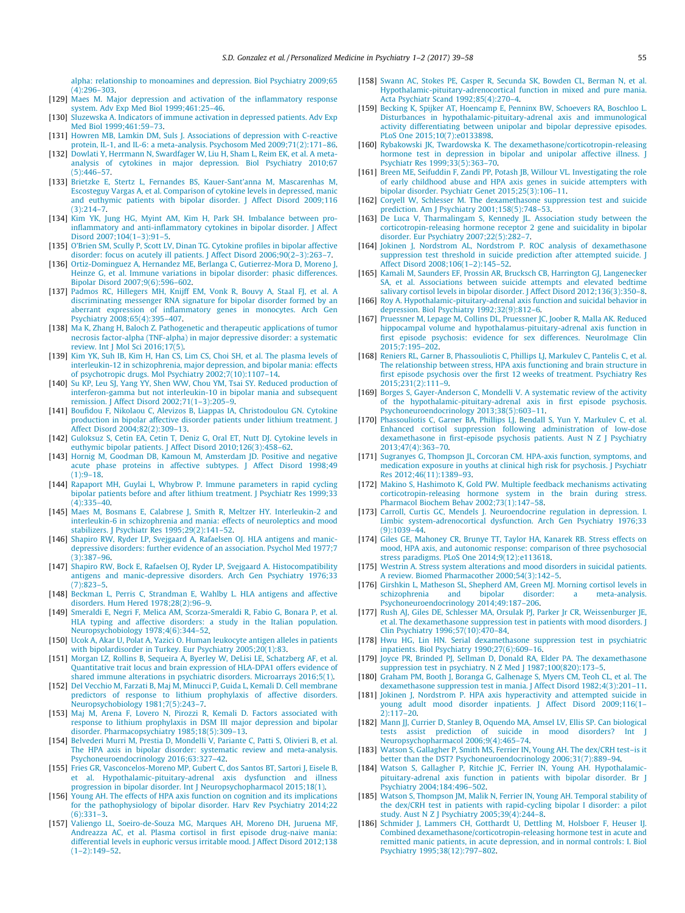alpha: relationship to monoamines and depression. Biol Psychiatry 2009;65 (4):296–303.

[129] Maes M. Major depression and activation of the inflammatory response system. Adv Exp Med Biol 1999;461:25–46.

[130] Sluzewska A. Indicators of immune activation in depressed patients. Adv Exp Med Biol 1999;461:59–73.

[131] Howren MB, Lamkin DM, Suls J. Associations of depression with C-reactive protein, IL-1, and IL-6: a meta-analysis. Psychosom Med 2009;71(2):171–86.

[132] Dowlati Y, Herrmann N, Swardfager W, Liu H, Sham L, Reim EK, et al. A meta-analysis of cytokines in major depression. Biol Psychiatry 2010;67 (5):446–57.

[133] Brietzke E, Stertz L, Fernandes BS, Kauer-Sant'anna M, Mascarenhas M, Escosteguy Vargas A, et al. Comparison of cytokine levels in depressed, manic and euthymic patients with bipolar disorder. J Affect Disord 2009;116 (3):214–7.

[134] Kim YK, Jung HG, Myint AM, Kim H, Park SH. Imbalance between pro-inflammatory and anti-inflammatory cytokines in bipolar disorder. J Affect Disord 2007;104(1–3):91–5.

[135] O'Brien SM, Scully P, Scott LV, Dinan TG. Cytokine profiles in bipolar affective disorder: focus on acutely ill patients. J Affect Disord 2006;90(2–3):263–7.

[136] Ortiz-Dominguez A, Hernandez ME, Berlanga C, Gutierrez-Mora D, Moreno J, Heinze G, et al. Immune variations in bipolar disorder: phasic differences. Bipolar Disord 2007;9(6):596–602.

[137] Padmos RC, Hillegers MH, Knijff EM, Vonk R, Bouvy A, Staal FJ, et al. A discriminating messenger RNA signature for bipolar disorder formed by an aberrant expression of inflammatory genes in monocytes. Arch Gen Psychiatry 2008;65(4):395–407.

[138] Ma K, Zhang H, Baloch Z. Pathogenetic and therapeutic applications of tumor necrosis factor-alpha (TNF-alpha) in major depressive disorder: a systematic review. Int J Mol Sci 2016;17(5).

[139] Kim YK, Suh IB, Kim H, Han CS, Lim CS, Choi SH, et al. The plasma levels of interleukin-12 in schizophrenia, major depression, and bipolar mania: effects of psychotropic drugs. Mol Psychiatry 2002;7(10):1107–14.

[140] Su KP, Leu SJ, Yang YY, Shen WW, Chou YM, Tsai SY. Reduced production of interferon-gamma but not interleukin-10 in bipolar mania and subsequent remission. J Affect Disord 2002;71(1–3):205–9.

[141] Boufidou F, Nikolaou C, Alevizos B, Liappas IA, Christodoulou GN. Cytokine production in bipolar affective disorder patients under lithium treatment. J Affect Disord 2004;82(2):309–13.

[142] Guloksuz S, Cetin EA, Cetin T, Deniz G, Oral ET, Nutt DJ. Cytokine levels in euthymic bipolar patients. J Affect Disord 2010;126(3):458–62.

[143] Hornig M, Goodman DB, Kamoun M, Amsterdam JD. Positive and negative acute phase proteins in affective subtypes. J Affect Disord 1998;49 (1):9–18.

[144] Rapaport MH, Guylai L, Whybrow P. Immune parameters in rapid cycling bipolar patients before and after lithium treatment. J Psychiatr Res 1999;33 (4):335–40.

[145] Maes M, Bosmans E, Calabrese J, Smith R, Meltzer HY. Interleukin-2 and interleukin-6 in schizophrenia and mania: effects of neuroleptics and mood stabilizers. J Psychiatr Res 1995;29(2):141–52.

[146] Shapiro RW, Ryder LP, Svejgaard A, Rafaelsen OJ. HLA antigens and manic-depressive disorders: further evidence of an association. Psychol Med 1977;7 (3):387–96.

[147] Shapiro RW, Bock E, Rafaelsen OJ, Ryder LP, Svejgaard A. Histocompatibility antigens and manic-depressive disorders. Arch Gen Psychiatry 1976;33 (7):823–5.

[148] Beckman L, Perris C, Strandman E, Wahlby L. HLA antigens and affective disorders. Hum Hered 1978;28(2):96–9.

[149] Smeraldi E, Negri F, Melica AM, Scorza-Smeraldi R, Fabio G, Bonara P, et al. HLA typing and affective disorders: a study in the Italian population. Neuropsychobiology 1978;4(6):344–52.

[150] Ucok A, Akar U, Polat A, Yazici O. Human leukocyte antigen alleles in patients with bipolardisorder in Turkey. Eur Psychiatry 2005;20(1):83.

[151] Morgan LZ, Rollins B, Sequeira A, Byerley W, DeLisi LE, Schatzberg AF, et al. Quantitative trait locus and brain expression of HLA-DPA1 offers evidence of shared immune alterations in psychiatric disorders. Microarrays 2016;5(1).

[152] Del Vecchio M, Farzati B, Maj M, Minucci P, Guida L, Kemali D. Cell membrane predictors of response to lithium prophylaxis of affective disorders. Neuropsychobiology 1981;7(5):243–7.

[153] Maj M, Arena F, Lovero N, Pirozzi R, Kemali D. Factors associated with response to lithium prophylaxis in DSM III major depression and bipolar disorder. Pharmacopsychiatry 1985;18(5):309–13.

[154] Belvederi Murri M, Prestia D, Mondelli V, Pariante C, Patti S, Olivieri B, et al. The HPA axis in bipolar disorder: systematic review and meta-analysis. Psychoneuroendocrinology 2016;63:327–42.

[155] Fries GR, Vasconcelos-Moreno MP, Gubert C, dos Santos BT, Sartori J, Eisele B, et al. Hypothalamic-pituitary-adrenal axis dysfunction and illness progression in bipolar disorder. Int J Neuropsychopharmacol 2015;18(1).

[156] Young AH. The effects of HPA axis function on cognition and its implications for the pathophysiology of bipolar disorder. Harv Rev Psychiatry 2014;22 (6):331–3.

[157] Valiengo LL, Soeiro-de-Souza MG, Marques AH, Moreno DH, Juruena MF, Andreazza AC, et al. Plasma cortisol in first episode drug-naive mania: differential levels in euphoric versus irritable mood. J Affect Disord 2012;138 (1–2):149–52.

[158] Swann AC, Stokes PE, Casper R, Secunda SK, Bowden CL, Berman N, et al. Hypothalamic-pituitary-adrenocortical function in mixed and pure mania. Acta Psychiatr Scand 1992;85(4):270–4.

[159] Becking K, Spijker AT, Hoencamp E, Penninx BW, Schoevers RA, Boschloo L. Disturbances in hypothalamic-pituitary-adrenal axis and immunological activity differentiating between unipolar and bipolar depressive episodes. PLoS One 2015;10(7):e0133898.

[160] Rybakowski JK, Twardowska K. The dexamethasone/corticotropin-releasing hormone test in depression in bipolar and unipolar affective illness. J Psychiatr Res 1999;33(5):363–70.

[161] Breen ME, Seifuddin F, Zandi PP, Potash JB, Willour VL. Investigating the role of early childhood abuse and HPA axis genes in suicide attempters with bipolar disorder. Psychiatr Genet 2015;25(3):106–11.

[162] Coryell W, Schlesser M. The dexamethasone suppression test and suicide prediction. Am J Psychiatry 2001;158(5):748–53.

[163] De Luca V, Tharmalingam S, Kennedy JL. Association study between the corticotropin-releasing hormone receptor 2 gene and suicidality in bipolar disorder. Eur Psychiatry 2007;22(5):282–7.

[164] Jokinen J, Nordstrom AL, Nordstrom P. ROC analysis of dexamethasone suppression test threshold in suicide prediction after attempted suicide. J Affect Disord 2008;106(1–2):145–52.

[165] Kamali M, Saunders EF, Prossin AR, Brucksch CB, Harrington GJ, Langenecker SA, et al. Associations between suicide attempts and elevated bedtime salivary cortisol levels in bipolar disorder. J Affect Disord 2012;136(3):350–8.

[166] Roy A. Hypothalamic-pituitary-adrenal axis function and suicidal behavior in depression. Biol Psychiatry 1992;32(9):812–6.

[167] Pruessner M, Lepage M, Collins DL, Pruessner JC, Joober R, Malla AK. Reduced hippocampal volume and hypothalamus-pituitary-adrenal axis function in first episode psychosis: evidence for sex differences. NeuroImage Clin 2015;7:195–202.

[168] Reniers RL, Garner B, Phassouliotis C, Phillips LJ, Markulev C, Pantelis C, et al. The relationship between stress, HPA axis functioning and brain structure in first episode psychosis over the first 12 weeks of treatment. Psychiatry Res 2015;231(2):111–9.

[169] Borges S, Gayer-Anderson C, Mondelli V. A systematic review of the activity of the hypothalamic-pituitary-adrenal axis in first episode psychosis. Psychoneuroendocrinology 2013;38(5):603–11.

[170] Phassouliotis C, Garner BA, Phillips LJ, Bendall S, Yun Y, Markulev C, et al. Enhanced cortisol suppression following administration of low-dose dexamethasone in first-episode psychosis patients. Aust N Z J Psychiatry 2013;47(4):363–70.

[171] Sugranyes G, Thompson JL, Corcoran CM. HPA-axis function, symptoms, and medication exposure in youths at clinical high risk for psychosis. J Psychiatr Res 2012;46(11):1389–93.

[172] Makino S, Hashimoto K, Gold PW. Multiple feedback mechanisms activating corticotropin-releasing hormone system in the brain during stress. Pharmacol Biochem Behav 2002;73(1):147–58.

[173] Carroll BJ, Curtis GC, Mendels J. Neuroendocrine regulation in depression. I. Limbic system-adrenocortical dysfunction. Arch Gen Psychiatry 1976;33 (9):1039–44.

[174] Giles GE, Mahoney CR, Brunye TT, Taylor HA, Kanarek RB. Stress effects on mood, HPA axis, and autonomic response: comparison of three psychosocial stress paradigms. PLoS One 2014;9(12):e113618.

[175] Westrin A. Stress system alterations and mood disorders in suicidal patients. A review. Biomed Pharmacother 2000;54(3):142–5.

[176] Girshkin L, Matheson SL, Shepherd AM, Green MJ. Morning cortisol levels in schizophrenia and bipolar disorder: a meta-analysis. Psychoneuroendocrinology 2014;49:187–206.

[177] Rush AJ, Giles DE, Schlesser MA, Orsulak PJ, Parker Jr CR, Weissenburger JE, et al. The dexamethasone suppression test in patients with mood disorders. J Clin Psychiatry 1996;57(10):470–84.

[178] Hwu HG, Lin HN. Serial dexamethasone suppression test in psychiatric inpatients. Biol Psychiatry 1990;27(6):609–16.

[179] Joyce PR, Brinded PJ, Sellman D, Donald RA, Elder PA. The dexamethasone suppression test in psychiatry. N Z Med J 1987;100(820):173–5.

[180] Graham PM, Booth J, Boranga G, Galhenage S, Myers CM, Teoh CL, et al. The dexamethasone suppression test in mania. J Affect Disord 1982;4(3):201–11.

[181] Jokinen J, Nordstrom P. HPA axis hyperactivity and attempted suicide in young adult mood disorder inpatients. J Affect Disord 2009;116(1–2):117–20.

[182] Mann JJ, Currier D, Stanley B, Oquendo MA, Amsel LV, Ellis SP. Can biological tests assist prediction of suicide in mood disorders? Int J Neuropsychopharmacol 2006;9(4):465–74.

[183] Watson S, Gallagher P, Smith MS, Ferrier IN, Young AH. The dex/CRH test–is it better than the DST? Psychoneuroendocrinology 2006;31(7):889–94.

[184] Watson S, Gallagher P, Ritchie JC, Ferrier IN, Young AH. Hypothalamic-pituitary-adrenal axis function in patients with bipolar disorder. Br J Psychiatry 2004;184:496–502.

[185] Watson S, Thompson JM, Malik N, Ferrier IN, Young AH. Temporal stability of the dex/CRH test in patients with rapid-cycling bipolar I disorder: a pilot study. Aust N Z J Psychiatry 2005;39(4):244–8.

[186] Schmider J, Lammers CH, Gotthardt U, Dettling M, Holsboer F, Heuser IJ. Combined dexamethasone/corticotropin-releasing hormone test in acute and remitted manic patients, in acute depression, and in normal controls: I. Biol Psychiatry 1995;38(12):797–802.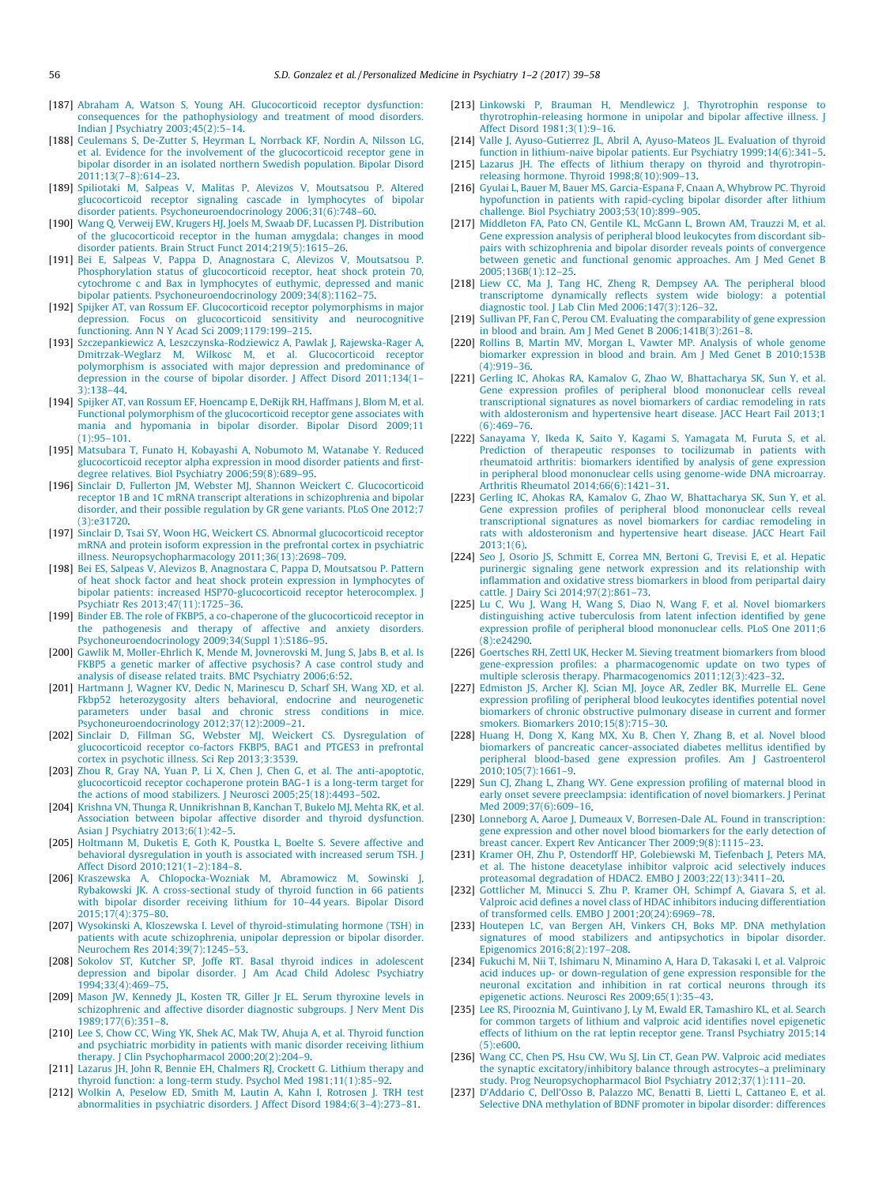[187] Abraham A, Watson S, Young AH. Glucocorticoid receptor dysfunction: consequences for the pathophysiology and treatment of mood disorders. Indian J Psychiatry 2003;45(2):5–14.

[188] Ceulemans S, De-Zutter S, Heyrman L, Norrback KF, Nordin A, Nilsson LG, et al. Evidence for the involvement of the glucocorticoid receptor gene in bipolar disorder in an isolated northern Swedish population. Bipolar Disord 2011;13(7–8):614–23.

[189] Spiliotaki M, Salpeas V, Malitas P, Alevizos V, Moutsatsou P. Altered glucocorticoid receptor signaling cascade in lymphocytes of bipolar disorder patients. Psychoneuroendocrinology 2006;31(6):748–60.

[190] Wang Q, Verweij EW, Krugers HJ, Joels M, Swaab DF, Lucassen PJ. Distribution of the glucocorticoid receptor in the human amygdala; changes in mood disorder patients. Brain Struct Funct 2014;219(5):1615–26.

[191] Bei E, Salpeas V, Pappa D, Anagnostara C, Alevizos V, Moutsatsou P. Phosphorylation status of glucocorticoid receptor, heat shock protein 70, cytochrome c and Bax in lymphocytes of euthymic, depressed and manic bipolar patients. Psychoneuroendocrinology 2009;34(8):1162–75.

[192] Spijker AT, van Rossum EF. Glucocorticoid receptor polymorphisms in major depression. Focus on glucocorticoid sensitivity and neurocognitive functioning. Ann N Y Acad Sci 2009;1179:199–215.

[193] Szczepankiewicz A, Leszczynska-Rodziewicz A, Pawlak J, Rajewska-Rager A, Dmitrzak-Weglarz M, Wilkosc M, et al. Glucocorticoid receptor polymorphism is associated with major depression and predominance of depression in the course of bipolar disorder. J Affect Disord 2011;134(1–3):138–44.

[194] Spijker AT, van Rossum EF, Hoencamp E, DeRijk RH, Haffmans J, Blom M, et al. Functional polymorphism of the glucocorticoid receptor gene associates with mania and hypomania in bipolar disorder. Bipolar Disord 2009;11(1):95–101.

[195] Matsubara T, Funato H, Kobayashi A, Nobumoto M, Watanabe Y. Reduced glucocorticoid receptor alpha expression in mood disorder patients and first-degree relatives. Biol Psychiatry 2006;59(8):689–95.

[196] Sinclair D, Fullerton JM, Webster MJ, Shannon Weickert C. Glucocorticoid receptor 1B and 1C mRNA transcript alterations in schizophrenia and bipolar disorder, and their possible regulation by GR gene variants. PLoS One 2012;7(3):e31720.

[197] Sinclair D, Tsai SY, Woon HG, Weickert CS. Abnormal glucocorticoid receptor mRNA and protein isoform expression in the prefrontal cortex in psychiatric illness. Neuropsychopharmacology 2011;36(13):2698–709.

[198] Bei ES, Salpeas V, Alevizos B, Anagnostara C, Pappa D, Moutsatsou P. Pattern of heat shock factor and heat shock protein expression in lymphocytes of bipolar patients: increased HSP70-glucocorticoid receptor heterocomplex. J Psychiatr Res 2013;47(11):1725–36.

[199] Binder EB. The role of FKBP5, a co-chaperone of the glucocorticoid receptor in the pathogenesis and therapy of affective and anxiety disorders. Psychoneuroendocrinology 2009;34(Suppl 1):S186–95.

[200] Gawlik M, Moller-Ehrlich K, Mende M, Jovnerovski M, Jung S, Jabs B, et al. Is FKBP5 a genetic marker of affective psychosis? A case control study and analysis of disease related traits. BMC Psychiatry 2006;6:52.

[201] Hartmann J, Wagner KV, Dedic N, Marinescu D, Scharf SH, Wang XD, et al. Fkbp52 heterozygosity alters behavioral, endocrine and neurogenetic parameters under basal and chronic stress conditions in mice. Psychoneuroendocrinology 2012;37(12):2009–21.

[202] Sinclair D, Fillman SG, Webster MJ, Weickert CS. Dysregulation of glucocorticoid receptor co-factors FKBP5, BAG1 and PTGES3 in prefrontal cortex in psychotic illness. Sci Rep 2013;3:3539.

[203] Zhou R, Gray NA, Yuan P, Li X, Chen J, Chen G, et al. The anti-apoptotic, glucocorticoid receptor cochaperone protein BAG-1 is a long-term target for the actions of mood stabilizers. J Neurosci 2005;25(18):4493–502.

[204] Krishna VN, Thunga R, Unnikrishnan B, Kanchan T, Bukelo MJ, Mehta RK, et al. Association between bipolar affective disorder and thyroid dysfunction. Asian J Psychiatry 2013;6(1):42–5.

[205] Holtmann M, Duketis E, Goth K, Poustka L, Boelte S. Severe affective and behavioral dysregulation in youth is associated with increased serum TSH. J Affect Disord 2010;121(1–2):184–8.

[206] Kraszewska A, Chlopocka-Wozniak M, Abramowicz M, Sowinski J, Rybakowski JK. A cross-sectional study of thyroid function in 66 patients with bipolar disorder receiving lithium for 10–44 years. Bipolar Disord 2015;17(4):375–80.

[207] Wysokinski A, Kloszewska I. Level of thyroid-stimulating hormone (TSH) in patients with acute schizophrenia, unipolar depression or bipolar disorder. Neurochem Res 2014;39(7):1245–53.

[208] Sokolov ST, Kutcher SP, Joffe RT. Basal thyroid indices in adolescent depression and bipolar disorder. J Am Acad Child Adolesc Psychiatry 1994;33(4):469–75.

[209] Mason JW, Kennedy JL, Kosten TR, Giller Jr EL. Serum thyroxine levels in schizophrenic and affective disorder diagnostic subgroups. J Nerv Ment Dis 1989;177(6):351–8.

[210] Lee S, Chow CC, Wing YK, Shek AC, Mak TW, Ahuja A, et al. Thyroid function and psychiatric morbidity in patients with manic disorder receiving lithium therapy. J Clin Psychopharmacol 2000;20(2):204–9.

[211] Lazarus JH, John R, Bennie EH, Chalmers RJ, Crockett G. Lithium therapy and thyroid function: a long-term study. Psychol Med 1981;11(1):85–92.

[212] Wolkin A, Peselow ED, Smith M, Lautin A, Kahn I, Rotrosen J. TRH test abnormalities in psychiatric disorders. J Affect Disord 1984;6(3–4):273–81.

[213] Linkowski P, Brauman H, Mendlewicz J. Thyrotrophin response to thyrotrophin-releasing hormone in unipolar and bipolar affective illness. J Affect Disord 1981;3(1):9–16.

[214] Valle J, Ayuso-Gutierrez JL, Abril A, Ayuso-Mateos JL. Evaluation of thyroid function in lithium-naive bipolar patients. Eur Psychiatry 1999;14(6):341–5.

[215] Lazarus JH. The effects of lithium therapy on thyroid and thyrotropin-releasing hormone. Thyroid 1998;8(10):909–13.

[216] Gyulai L, Bauer M, Bauer MS, Garcia-Espana F, Cnaan A, Whybrow PC. Thyroid hypofunction in patients with rapid-cycling bipolar disorder after lithium challenge. Biol Psychiatry 2003;53(10):899–905.

[217] Middleton FA, Pato CN, Gentile KL, McGann L, Brown AM, Trauzzi M, et al. Gene expression analysis of peripheral blood leukocytes from discordant sib-pairs with schizophrenia and bipolar disorder reveals points of convergence between genetic and functional genomic approaches. Am J Med Genet B 2005;136B(1):12–25.

[218] Liew CC, Ma J, Tang HC, Zheng R, Dempsey AA. The peripheral blood transcriptome dynamically reflects system wide biology: a potential diagnostic tool. J Lab Clin Med 2006;147(3):126–32.

[219] Sullivan PF, Fan C, Perou CM. Evaluating the comparability of gene expression in blood and brain. Am J Med Genet B 2006;141B(3):261–8.

[220] Rollins B, Martin MV, Morgan L, Vawter MP. Analysis of whole genome biomarker expression in blood and brain. Am J Med Genet B 2010;153B(4):919–36.

[221] Gerling IC, Ahokas RA, Kamalov G, Zhao W, Bhattacharya SK, Sun Y, et al. Gene expression profiles of peripheral blood mononuclear cells reveal transcriptional signatures as novel biomarkers of cardiac remodeling in rats with aldosteronism and hypertensive heart disease. JACC Heart Fail 2013;1(6):469–76.

[222] Sanayama Y, Ikeda K, Saito Y, Kagami S, Yamagata M, Furuta S, et al. Prediction of therapeutic responses to tocilizumab in patients with rheumatoid arthritis: biomarkers identified by analysis of gene expression in peripheral blood mononuclear cells using genome-wide DNA microarray. Arthritis Rheumatol 2014;66(6):1421–31.

[223] Gerling IC, Ahokas RA, Kamalov G, Zhao W, Bhattacharya SK, Sun Y, et al. Gene expression profiles of peripheral blood mononuclear cells reveal transcriptional signatures as novel biomarkers for cardiac remodeling in rats with aldosteronism and hypertensive heart disease. JACC Heart Fail 2013;1(6).

[224] Seo J, Osorio JS, Schmitt E, Correa MN, Bertoni G, Trevisi E, et al. Hepatic purinergic signaling gene network expression and its relationship with inflammation and oxidative stress biomarkers in blood from peripartal dairy cattle. J Dairy Sci 2014;97(2):861–73.

[225] Lu C, Wu J, Wang H, Wang S, Diao N, Wang F, et al. Novel biomarkers distinguishing active tuberculosis from latent infection identified by gene expression profile of peripheral blood mononuclear cells. PLoS One 2011;6(8):e24290.

[226] Goertsches RH, Zettl UK, Hecker M. Sieving treatment biomarkers from blood gene-expression profiles: a pharmacogenomic update on two types of multiple sclerosis therapy. Pharmacogenomics 2011;12(3):423–32.

[227] Edmiston JS, Archer KJ, Scian MJ, Joyce AR, Zedler BK, Murrelle EL. Gene expression profiling of peripheral blood leukocytes identifies potential novel biomarkers of chronic obstructive pulmonary disease in current and former smokers. Biomarkers 2010;15(8):715–30.

[228] Huang H, Dong X, Kang MX, Xu B, Chen Y, Zhang B, et al. Novel blood biomarkers of pancreatic cancer-associated diabetes mellitus identified by peripheral blood-based gene expression profiles. Am J Gastroenterol 2010;105(7):1661–9.

[229] Sun CJ, Zhang L, Zhang WY. Gene expression profiling of maternal blood in early onset severe preeclampsia: identification of novel biomarkers. J Perinat Med 2009;37(6):609–16.

[230] Lonneborg A, Aaroe J, Dumeaux V, Borresen-Dale AL. Found in transcription: gene expression and other novel blood biomarkers for the early detection of breast cancer. Expert Rev Anticancer Ther 2009;9(8):1115–23.

[231] Kramer OH, Zhu P, Ostendorff HP, Golebiewski M, Tiefenbach J, Peters MA, et al. The histone deacetylase inhibitor valproic acid selectively induces proteasomal degradation of HDAC2. EMBO J 2003;22(13):3411–20.

[232] Gottlicher M, Minucci S, Zhu P, Kramer OH, Schimpf A, Giavara S, et al. Valproic acid defines a novel class of HDAC inhibitors inducing differentiation of transformed cells. EMBO J 2001;20(24):6969–78.

[233] Houtepen LC, van Bergen AH, Vinkers CH, Boks MP. DNA methylation signatures of mood stabilizers and antipsychotics in bipolar disorder. Epigenomics 2016;8(2):197–208.

[234] Fukuchi M, Nii T, Ishimaru N, Minamino A, Hara D, Takasaki I, et al. Valproic acid induces up- or down-regulation of gene expression responsible for the neuronal excitation and inhibition in rat cortical neurons through its epigenetic actions. Neurosci Res 2009;65(1):35–43.

[235] Lee RS, Pirooznia M, Guintivano J, Ly M, Ewald ER, Tamashiro KL, et al. Search for common targets of lithium and valproic acid identifies novel epigenetic effects of lithium on the rat leptin receptor gene. Transl Psychiatry 2015;14(5):e600.

[236] Wang CC, Chen PS, Hsu CW, Wu SJ, Lin CT, Gean PW. Valproic acid mediates the synaptic excitatory/inhibitory balance through astrocytes–a preliminary study. Prog Neuropsychopharmacol Biol Psychiatry 2012;37(1):111–20.

[237] D'Addario C, Dell'Osso B, Palazzo MC, Benatti B, Lietti L, Cattaneo E, et al. Selective DNA methylation of BDNF promoter in bipolar disorder: differences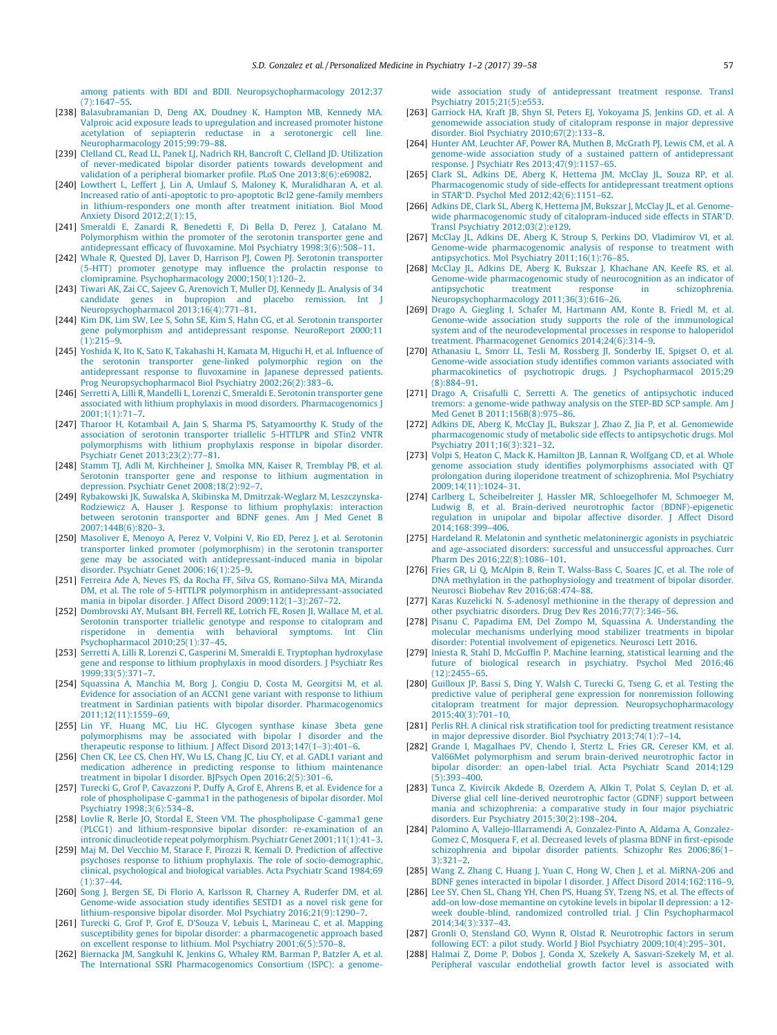among patients with BDI and BDII. Neuropsychopharmacology 2012;37 (7):1647–55.

[238] Balasubramanian D, Deng AX, Doudney K, Hampton MB, Kennedy MA. Valproic acid exposure leads to upregulation and increased promoter histone acetylation of sepiapterin reductase in a serotonergic cell line. Neuropharmacology 2015;99:79–88.

[239] Clelland CL, Read LL, Panek LJ, Nadrich RH, Bancroft C, Clelland JD. Utilization of never-medicated bipolar disorder patients towards development and validation of a peripheral biomarker profile. PLoS One 2013;8(6):e69082.

[240] Lowthert L, Leffert J, Lin A, Umlauf S, Maloney K, Muralidharan A, et al. Increased ratio of anti-apoptotic to pro-apoptotic Bcl2 gene-family members in lithium-responders one month after treatment initiation. Biol Mood Anxiety Disord 2012;2(1):15.

[241] Smeraldi E, Zanardi R, Benedetti F, Di Bella D, Perez J, Catalano M. Polymorphism within the promoter of the serotonin transporter gene and antidepressant efficacy of fluvoxamine. Mol Psychiatry 1998;3(6):508–11.

[242] Whale R, Quested DJ, Laver D, Harrison PJ, Cowen PJ. Serotonin transporter (5-HTT) promoter genotype may influence the prolactin response to clomipramine. Psychopharmacology 2000;150(1):120–2.

[243] Tiwari AK, Zai CC, Sajeev G, Arenovich T, Muller DJ, Kennedy JL. Analysis of 34 candidate genes in bupropion and placebo remission. Int J Neuropsychopharmacol 2013;16(4):771–81.

[244] Kim DK, Lim SW, Lee S, Sohn SE, Kim S, Hahn CG, et al. Serotonin transporter gene polymorphism and antidepressant response. NeuroReport 2000;11 (1):215–9.

[245] Yoshida K, Ito K, Sato K, Takahashi H, Kamata M, Higuchi H, et al. Influence of the serotonin transporter gene-linked polymorphic region on the antidepressant response to fluvoxamine in Japanese depressed patients. Prog Neuropsychopharmacol Biol Psychiatry 2002;26(2):383–6.

[246] Serretti A, Lilli R, Mandelli L, Lorenzi C, Smeraldi E. Serotonin transporter gene associated with lithium prophylaxis in mood disorders. Pharmacogenomics J 2001;1(1):71–7.

[247] Tharoor H, Kotambail A, Jain S, Sharma PS, Satyamoorthy K. Study of the association of serotonin transporter triallelic 5-HTTLPR and STin2 VNTR polymorphisms with lithium prophylaxis response in bipolar disorder. Psychiatr Genet 2013;23(2):77–81.

[248] Stamm TJ, Adli M, Kirchheiner J, Smolka MN, Kaiser R, Tremblay PB, et al. Serotonin transporter gene and response to lithium augmentation in depression. Psychiatr Genet 2008;18(2):92–7.

[249] Rybakowski JK, Suwalska A, Skibinska M, Dmitrzak-Weglarz M, Leszczynska-Rodziewicz A, Hauser J. Response to lithium prophylaxis: interaction between serotonin transporter and BDNF genes. Am J Med Genet B 2007;144B(6):820–3.

[250] Masoliver E, Menoyo A, Perez V, Volpini V, Rio ED, Perez J, et al. Serotonin transporter linked promoter (polymorphism) in the serotonin transporter gene may be associated with antidepressant-induced mania in bipolar disorder. Psychiatr Genet 2006;16(1):25–9.

[251] Ferreira Ade A, Neves FS, da Rocha FF, Silva GS, Romano-Silva MA, Miranda DM, et al. The role of 5-HTTLPR polymorphism in antidepressant-associated mania in bipolar disorder. J Affect Disord 2009;112(1–3):267–72.

[252] Dombrovski AY, Mulsant BH, Ferrell RE, Lotrich FE, Rosen JI, Wallace M, et al. Serotonin transporter triallelic genotype and response to citalopram and risperidone in dementia with behavioral symptoms. Int Clin Psychopharmacol 2010;25(1):37–45.

[253] Serretti A, Lilli R, Lorenzi C, Gasperini M, Smeraldi E. Tryptophan hydroxylase gene and response to lithium prophylaxis in mood disorders. J Psychiatr Res 1999;33(5):371–7.

[254] Squassina A, Manchia M, Borg J, Congiu D, Costa M, Georgitsi M, et al. Evidence for association of an ACCN1 gene variant with response to lithium treatment in Sardinian patients with bipolar disorder. Pharmacogenomics 2011;12(11):1559–69.

[255] Lin YF, Huang MC, Liu HC. Glycogen synthase kinase 3beta gene polymorphisms may be associated with bipolar I disorder and the therapeutic response to lithium. J Affect Disord 2013;147(1–3):401–6.

[256] Chen CK, Lee CS, Chen HY, Wu LS, Chang JC, Liu CY, et al. GADL1 variant and medication adherence in predicting response to lithium maintenance treatment in bipolar I disorder. BJPsych Open 2016;2(5):301–6.

[257] Turecki G, Grof P, Cavazzoni P, Duffy A, Grof E, Ahrens B, et al. Evidence for a role of phospholipase C-gamma1 in the pathogenesis of bipolar disorder. Mol Psychiatry 1998;3(6):534–8.

[258] Lovlie R, Berle JO, Stordal E, Steen VM. The phospholipase C-gamma1 gene (PLCG1) and lithium-responsive bipolar disorder: re-examination of an intronic dinucleotide repeat polymorphism. Psychiatr Genet 2001;11(1):41–3.

[259] Maj M, Del Vecchio M, Starace F, Pirozzi R, Kemali D. Prediction of affective psychoses response to lithium prophylaxis. The role of socio-demographic, clinical, psychological and biological variables. Acta Psychiatr Scand 1984;69 (1):37–44.

[260] Song J, Bergen SE, Di Florio A, Karlsson R, Charney A, Ruderfer DM, et al. Genome-wide association study identifies SESTD1 as a novel risk gene for lithium-responsive bipolar disorder. Mol Psychiatry 2016;21(9):1290–7.

[261] Turecki G, Grof P, Grof E, D'Souza V, Lebuis L, Marineau C, et al. Mapping susceptibility genes for bipolar disorder: a pharmacogenetic approach based on excellent response to lithium. Mol Psychiatry 2001;6(5):570–8.

[262] Biernacka JM, Sangkuhl K, Jenkins G, Whaley RM, Barman P, Batzler A, et al. The International SSRI Pharmacogenomics Consortium (ISPC): a genome-wide association study of antidepressant treatment response. Transl Psychiatry 2015;21(5):e553.

[263] Garriock HA, Kraft JB, Shyn SI, Peters EJ, Yokoyama JS, Jenkins GD, et al. A genomewide association study of citalopram response in major depressive disorder. Biol Psychiatry 2010;67(2):133–8.

[264] Hunter AM, Leuchter AF, Power RA, Muthen B, McGrath PJ, Lewis CM, et al. A genome-wide association study of a sustained pattern of antidepressant response. J Psychiatr Res 2013;47(9):1157–65.

[265] Clark SL, Adkins DE, Aberg K, Hettema JM, McClay JL, Souza RP, et al. Pharmacogenomic study of side-effects for antidepressant treatment options in STAR*D. Psychol Med 2012;42(6):1151–62.

[266] Adkins DE, Clark SL, Aberg K, Hettema JM, Bukszar J, McClay JL, et al. Genome-wide pharmacogenomic study of citalopram-induced side effects in STAR*D. Transl Psychiatry 2012;03(2):e129.

[267] McClay JL, Adkins DE, Aberg K, Stroup S, Perkins DO, Vladimirov VI, et al. Genome-wide pharmacogenomic analysis of response to treatment with antipsychotics. Mol Psychiatry 2011;16(1):76–85.

[268] McClay JL, Adkins DE, Aberg K, Bukszar J, Khachane AN, Keefe RS, et al. Genome-wide pharmacogenomic study of neurocognition as an indicator of antipsychotic treatment response in schizophrenia. Neuropsychopharmacology 2011;36(3):616–26.

[269] Drago A, Giegling I, Schafer M, Hartmann AM, Konte B, Friedl M, et al. Genome-wide association study supports the role of the immunological system and of the neurodevelopmental processes in response to haloperidol treatment. Pharmacogenet Genomics 2014;24(6):314–9.

[270] Athanasiu L, Smorr LL, Tesli M, Rossberg JI, Sonderby IE, Spigset O, et al. Genome-wide association study identifies common variants associated with pharmacokinetics of psychotropic drugs. J Psychopharmacol 2015;29 (8):884–91.

[271] Drago A, Crisafulli C, Serretti A. The genetics of antipsychotic induced tremors: a genome-wide pathway analysis on the STEP-BD SCP sample. Am J Med Genet B 2011;156B(8):975–86.

[272] Adkins DE, Aberg K, McClay JL, Bukszar J, Zhao Z, Jia P, et al. Genomewide pharmacogenomic study of metabolic side effects to antipsychotic drugs. Mol Psychiatry 2011;16(3):321–32.

[273] Volpi S, Heaton C, Mack K, Hamilton JB, Lannan R, Wolfgang CD, et al. Whole genome association study identifies polymorphisms associated with QT prolongation during iloperidone treatment of schizophrenia. Mol Psychiatry 2009;14(11):1024–31.

[274] Carlberg L, Scheibelreiter J, Hassler MR, Schloegelhofer M, Schmoeger M, Ludwig B, et al. Brain-derived neurotrophic factor (BDNF)-epigenetic regulation in unipolar and bipolar affective disorder. J Affect Disord 2014;168:399–406.

[275] Hardeland R. Melatonin and synthetic melatoninergic agonists in psychiatric and age-associated disorders: successful and unsuccessful approaches. Curr Pharm Des 2016;22(8):1086–101.

[276] Fries GR, Li Q, McAlpin B, Rein T, Walss-Bass C, Soares JC, et al. The role of DNA methylation in the pathophysiology and treatment of bipolar disorder. Neurosci Biobehav Rev 2016;68:474–88.

[277] Karas Kuzelicki N. S-adenosyl methionine in the therapy of depression and other psychiatric disorders. Drug Dev Res 2016;77(7):346–56.

[278] Pisanu C, Papadima EM, Del Zompo M, Squassina A. Understanding the molecular mechanisms underlying mood stabilizer treatments in bipolar disorder: Potential involvement of epigenetics. Neurosci Lett 2016.

[279] Iniesta R, Stahl D, McGuffin P. Machine learning, statistical learning and the future of biological research in psychiatry. Psychol Med 2016;46 (12):2455–65.

[280] Guilloux JP, Bassi S, Ding Y, Walsh C, Turecki G, Tseng G, et al. Testing the predictive value of peripheral gene expression for nonremission following citalopram treatment for major depression. Neuropsychopharmacology 2015;40(3):701–10.

[281] Perlis RH. A clinical risk stratification tool for predicting treatment resistance in major depressive disorder. Biol Psychiatry 2013;74(1):7–14.

[282] Grande I, Magalhaes PV, Chendo I, Stertz L, Fries GR, Cereser KM, et al. Val66Met polymorphism and serum brain-derived neurotrophic factor in bipolar disorder: an open-label trial. Acta Psychiatr Scand 2014;129 (5):393–400.

[283] Tunca Z, Kivircik Akdede B, Ozerdem A, Alkin T, Polat S, Ceylan D, et al. Diverse glial cell line-derived neurotrophic factor (GDNF) support between mania and schizophrenia: a comparative study in four major psychiatric disorders. Eur Psychiatry 2015;30(2):198–204.

[284] Palomino A, Vallejo-Illarramendi A, Gonzalez-Pinto A, Aldama A, Gonzalez-Gomez C, Mosquera F, et al. Decreased levels of plasma BDNF in first-episode schizophrenia and bipolar disorder patients. Schizophr Res 2006;86(1–3):321–2.

[285] Wang Z, Zhang C, Huang J, Yuan C, Hong W, Chen J, et al. MiRNA-206 and BDNF genes interacted in bipolar I disorder. J Affect Disord 2014;162:116–9.

[286] Lee SY, Chen SL, Chang YH, Chen PS, Huang SY, Tzeng NS, et al. The effects of add-on low-dose memantine on cytokine levels in bipolar II depression: a 12-week double-blind, randomized controlled trial. J Clin Psychopharmacol 2014;34(3):337–43.

[287] Gronli O, Stensland GO, Wynn R, Olstad R. Neurotrophic factors in serum following ECT: a pilot study. World J Biol Psychiatry 2009;10(4):295–301.

[288] Halmai Z, Dome P, Dobos J, Gonda X, Szekely A, Sasvari-Szekely M, et al. Peripheral vascular endothelial growth factor level is associated with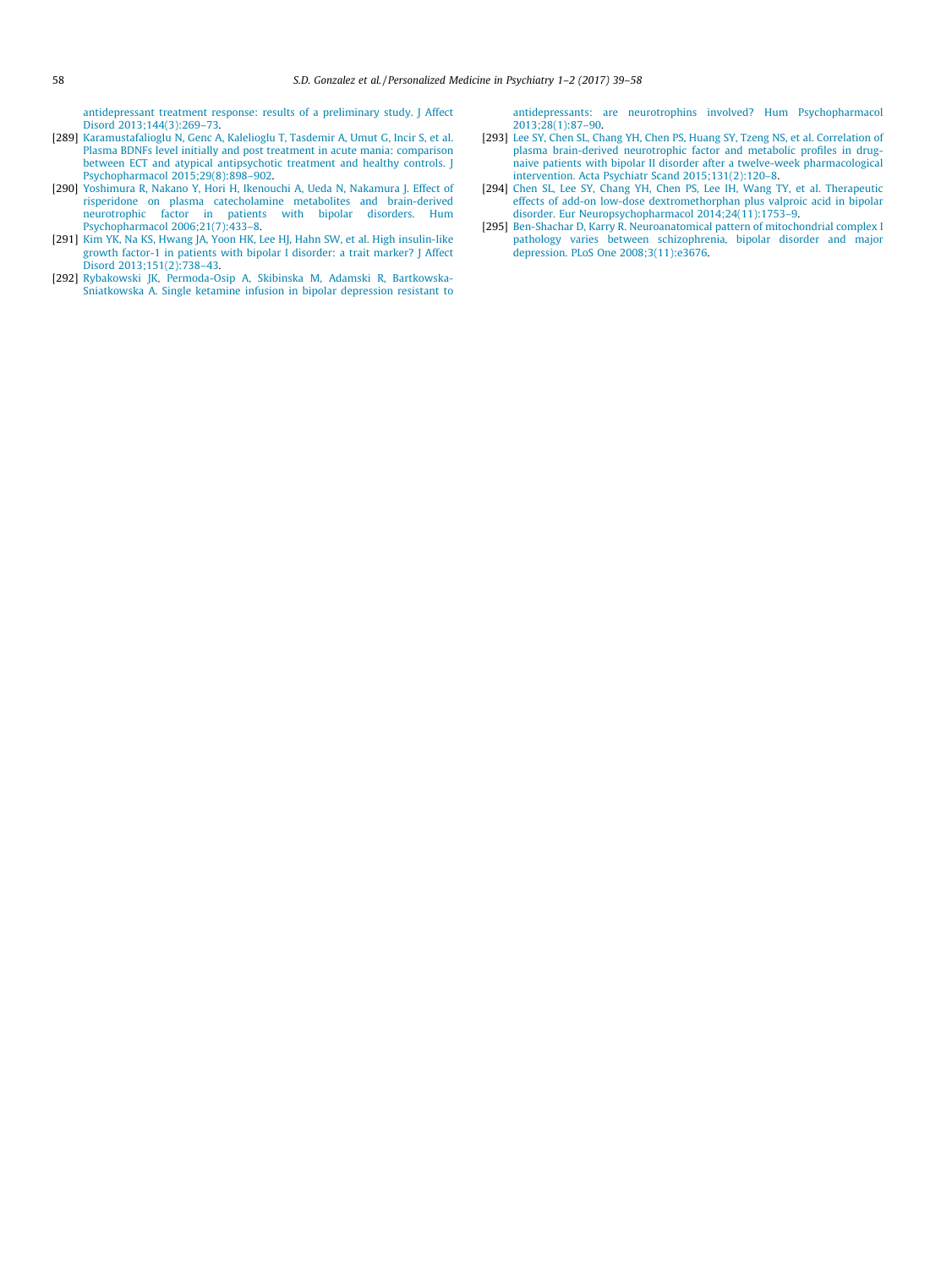antidepressant treatment response: results of a preliminary study. J Affect Disord 2013;144(3):269–73.

[289] Karamustafalioglu N, Genc A, Kalelioglu T, Tasdemir A, Umut G, Incir S, et al. Plasma BDNFs level initially and post treatment in acute mania: comparison between ECT and atypical antipsychotic treatment and healthy controls. J Psychopharmacol 2015;29(8):898–902.

[290] Yoshimura R, Nakano Y, Hori H, Ikenouchi A, Ueda N, Nakamura J. Effect of risperidone on plasma catecholamine metabolites and brain-derived neurotrophic factor in patients with bipolar disorders. Hum Psychopharmacol 2006;21(7):433–8.

[291] Kim YK, Na KS, Hwang JA, Yoon HK, Lee HJ, Hahn SW, et al. High insulin-like growth factor-1 in patients with bipolar I disorder: a trait marker? J Affect Disord 2013;151(2):738–43.

[292] Rybakowski JK, Permoda-Osip A, Skibinska M, Adamski R, Bartkowska-Sniatkowska A. Single ketamine infusion in bipolar depression resistant to antidepressants: are neurotrophins involved? Hum Psychopharmacol 2013;28(1):87–90.

[293] Lee SY, Chen SL, Chang YH, Chen PS, Huang SY, Tzeng NS, et al. Correlation of plasma brain-derived neurotrophic factor and metabolic profiles in drug-naive patients with bipolar II disorder after a twelve-week pharmacological intervention. Acta Psychiatr Scand 2015;131(2):120–8.

[294] Chen SL, Lee SY, Chang YH, Chen PS, Lee IH, Wang TY, et al. Therapeutic effects of add-on low-dose dextromethorphan plus valproic acid in bipolar disorder. Eur Neuropsychopharmacol 2014;24(11):1753–9.

[295] Ben-Shachar D, Karry R. Neuroanatomical pattern of mitochondrial complex I pathology varies between schizophrenia, bipolar disorder and major depression. PLoS One 2008;3(11):e3676.